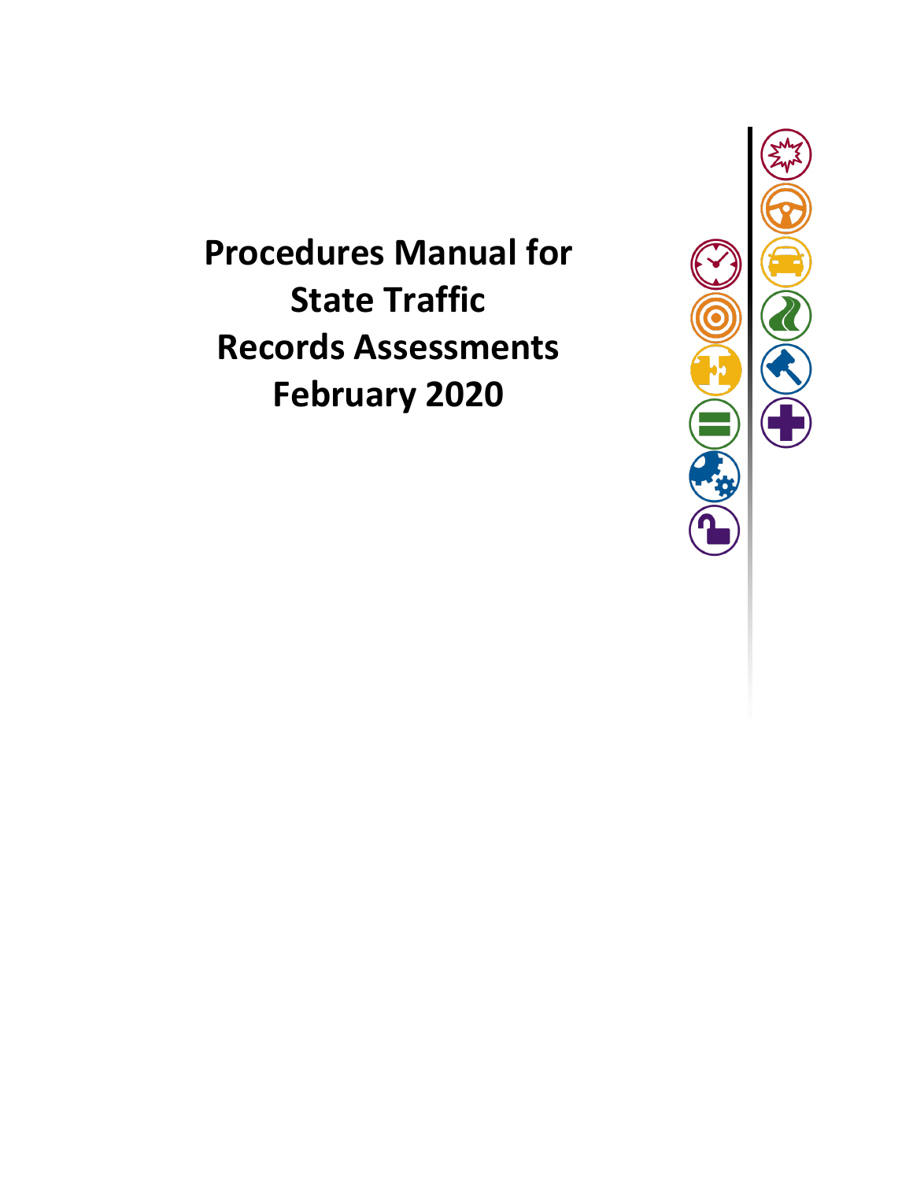# Procedures Manual for State Traffic Records Assessments February 2020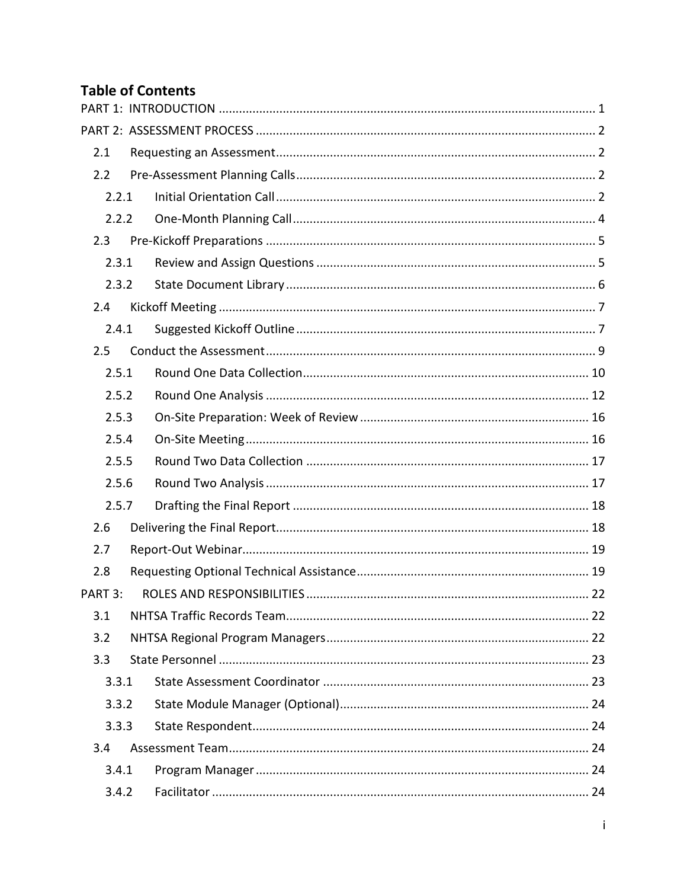## Table of Contents

PART 1: INTRODUCTION ..... 1

PART 2: ASSESSMENT PROCESS ..... 2

- 2.1 Requesting an Assessment ..... 2
- 2.2 Pre-Assessment Planning Calls ..... 2
  - 2.2.1 Initial Orientation Call ..... 2
  - 2.2.2 One-Month Planning Call ..... 4
- 2.3 Pre-Kickoff Preparations ..... 5
  - 2.3.1 Review and Assign Questions ..... 5
  - 2.3.2 State Document Library ..... 6
- 2.4 Kickoff Meeting ..... 7
  - 2.4.1 Suggested Kickoff Outline ..... 7
- 2.5 Conduct the Assessment ..... 9
  - 2.5.1 Round One Data Collection ..... 10
  - 2.5.2 Round One Analysis ..... 12
  - 2.5.3 On-Site Preparation: Week of Review ..... 16
  - 2.5.4 On-Site Meeting ..... 16
  - 2.5.5 Round Two Data Collection ..... 17
  - 2.5.6 Round Two Analysis ..... 17
  - 2.5.7 Drafting the Final Report ..... 18
- 2.6 Delivering the Final Report ..... 18
- 2.7 Report-Out Webinar ..... 19
- 2.8 Requesting Optional Technical Assistance ..... 19

PART 3: ROLES AND RESPONSIBILITIES ..... 22

- 3.1 NHTSA Traffic Records Team ..... 22
- 3.2 NHTSA Regional Program Managers ..... 22
- 3.3 State Personnel ..... 23
  - 3.3.1 State Assessment Coordinator ..... 23
  - 3.3.2 State Module Manager (Optional) ..... 24
  - 3.3.3 State Respondent ..... 24
- 3.4 Assessment Team ..... 24
  - 3.4.1 Program Manager ..... 24
  - 3.4.2 Facilitator ..... 24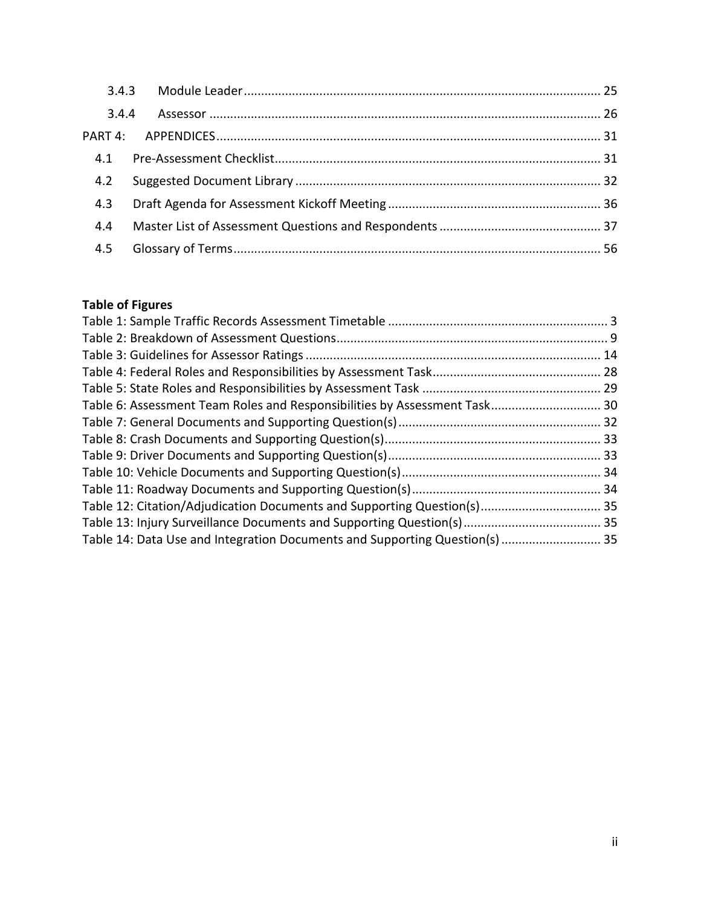3.4.3 Module Leader ....................................................................................................... 25

3.4.4 Assessor ................................................................................................................ 26

PART 4: APPENDICES .............................................................................................................. 31

4.1 Pre-Assessment Checklist ............................................................................................. 31

4.2 Suggested Document Library ........................................................................................ 32

4.3 Draft Agenda for Assessment Kickoff Meeting ............................................................. 36

4.4 Master List of Assessment Questions and Respondents .............................................. 37

4.5 Glossary of Terms .......................................................................................................... 56

**Table of Figures**

Table 1: Sample Traffic Records Assessment Timetable ............................................................... 3
Table 2: Breakdown of Assessment Questions .............................................................................. 9
Table 3: Guidelines for Assessor Ratings .................................................................................... 14
Table 4: Federal Roles and Responsibilities by Assessment Task ................................................ 28
Table 5: State Roles and Responsibilities by Assessment Task ................................................... 29
Table 6: Assessment Team Roles and Responsibilities by Assessment Task ............................... 30
Table 7: General Documents and Supporting Question(s) .......................................................... 32
Table 8: Crash Documents and Supporting Question(s) .............................................................. 33
Table 9: Driver Documents and Supporting Question(s) ............................................................. 33
Table 10: Vehicle Documents and Supporting Question(s) ......................................................... 34
Table 11: Roadway Documents and Supporting Question(s) ...................................................... 34
Table 12: Citation/Adjudication Documents and Supporting Question(s) ................................... 35
Table 13: Injury Surveillance Documents and Supporting Question(s) ........................................ 35
Table 14: Data Use and Integration Documents and Supporting Question(s) ............................. 35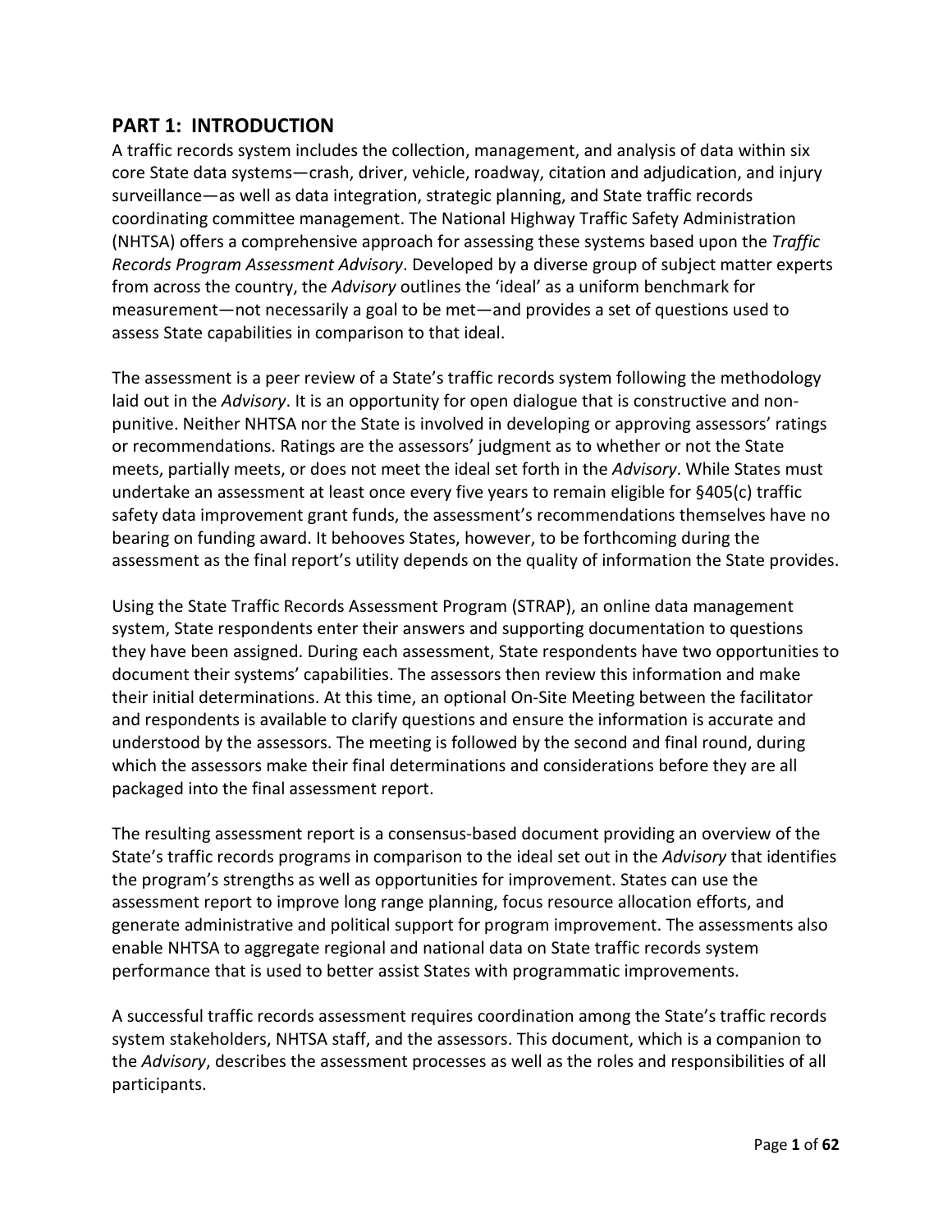## PART 1: INTRODUCTION

A traffic records system includes the collection, management, and analysis of data within six core State data systems—crash, driver, vehicle, roadway, citation and adjudication, and injury surveillance—as well as data integration, strategic planning, and State traffic records coordinating committee management. The National Highway Traffic Safety Administration (NHTSA) offers a comprehensive approach for assessing these systems based upon the *Traffic Records Program Assessment Advisory*. Developed by a diverse group of subject matter experts from across the country, the *Advisory* outlines the 'ideal' as a uniform benchmark for measurement—not necessarily a goal to be met—and provides a set of questions used to assess State capabilities in comparison to that ideal.

The assessment is a peer review of a State's traffic records system following the methodology laid out in the *Advisory*. It is an opportunity for open dialogue that is constructive and non-punitive. Neither NHTSA nor the State is involved in developing or approving assessors' ratings or recommendations. Ratings are the assessors' judgment as to whether or not the State meets, partially meets, or does not meet the ideal set forth in the *Advisory*. While States must undertake an assessment at least once every five years to remain eligible for §405(c) traffic safety data improvement grant funds, the assessment's recommendations themselves have no bearing on funding award. It behooves States, however, to be forthcoming during the assessment as the final report's utility depends on the quality of information the State provides.

Using the State Traffic Records Assessment Program (STRAP), an online data management system, State respondents enter their answers and supporting documentation to questions they have been assigned. During each assessment, State respondents have two opportunities to document their systems' capabilities. The assessors then review this information and make their initial determinations. At this time, an optional On-Site Meeting between the facilitator and respondents is available to clarify questions and ensure the information is accurate and understood by the assessors. The meeting is followed by the second and final round, during which the assessors make their final determinations and considerations before they are all packaged into the final assessment report.

The resulting assessment report is a consensus-based document providing an overview of the State's traffic records programs in comparison to the ideal set out in the *Advisory* that identifies the program's strengths as well as opportunities for improvement. States can use the assessment report to improve long range planning, focus resource allocation efforts, and generate administrative and political support for program improvement. The assessments also enable NHTSA to aggregate regional and national data on State traffic records system performance that is used to better assist States with programmatic improvements.

A successful traffic records assessment requires coordination among the State's traffic records system stakeholders, NHTSA staff, and the assessors. This document, which is a companion to the *Advisory*, describes the assessment processes as well as the roles and responsibilities of all participants.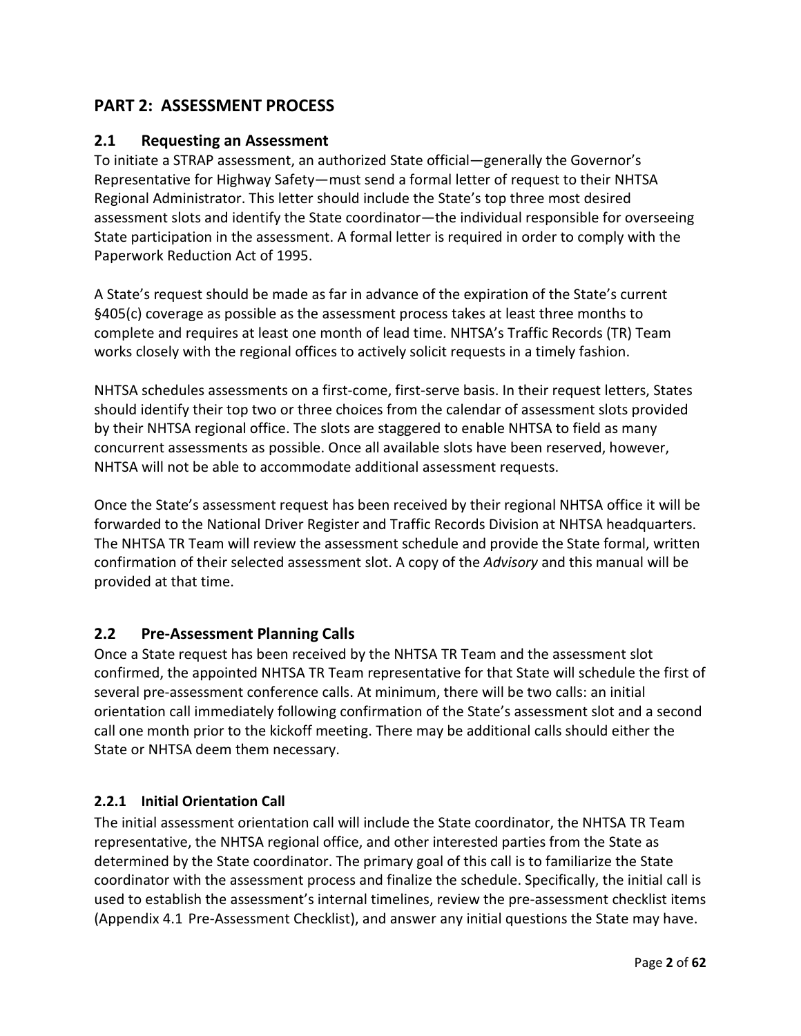## PART 2: ASSESSMENT PROCESS

### 2.1 Requesting an Assessment

To initiate a STRAP assessment, an authorized State official—generally the Governor's Representative for Highway Safety—must send a formal letter of request to their NHTSA Regional Administrator. This letter should include the State's top three most desired assessment slots and identify the State coordinator—the individual responsible for overseeing State participation in the assessment. A formal letter is required in order to comply with the Paperwork Reduction Act of 1995.

A State's request should be made as far in advance of the expiration of the State's current §405(c) coverage as possible as the assessment process takes at least three months to complete and requires at least one month of lead time. NHTSA's Traffic Records (TR) Team works closely with the regional offices to actively solicit requests in a timely fashion.

NHTSA schedules assessments on a first-come, first-serve basis. In their request letters, States should identify their top two or three choices from the calendar of assessment slots provided by their NHTSA regional office. The slots are staggered to enable NHTSA to field as many concurrent assessments as possible. Once all available slots have been reserved, however, NHTSA will not be able to accommodate additional assessment requests.

Once the State's assessment request has been received by their regional NHTSA office it will be forwarded to the National Driver Register and Traffic Records Division at NHTSA headquarters. The NHTSA TR Team will review the assessment schedule and provide the State formal, written confirmation of their selected assessment slot. A copy of the *Advisory* and this manual will be provided at that time.

### 2.2 Pre-Assessment Planning Calls

Once a State request has been received by the NHTSA TR Team and the assessment slot confirmed, the appointed NHTSA TR Team representative for that State will schedule the first of several pre-assessment conference calls. At minimum, there will be two calls: an initial orientation call immediately following confirmation of the State's assessment slot and a second call one month prior to the kickoff meeting. There may be additional calls should either the State or NHTSA deem them necessary.

#### 2.2.1 Initial Orientation Call

The initial assessment orientation call will include the State coordinator, the NHTSA TR Team representative, the NHTSA regional office, and other interested parties from the State as determined by the State coordinator. The primary goal of this call is to familiarize the State coordinator with the assessment process and finalize the schedule. Specifically, the initial call is used to establish the assessment's internal timelines, review the pre-assessment checklist items (Appendix 4.1 Pre-Assessment Checklist), and answer any initial questions the State may have.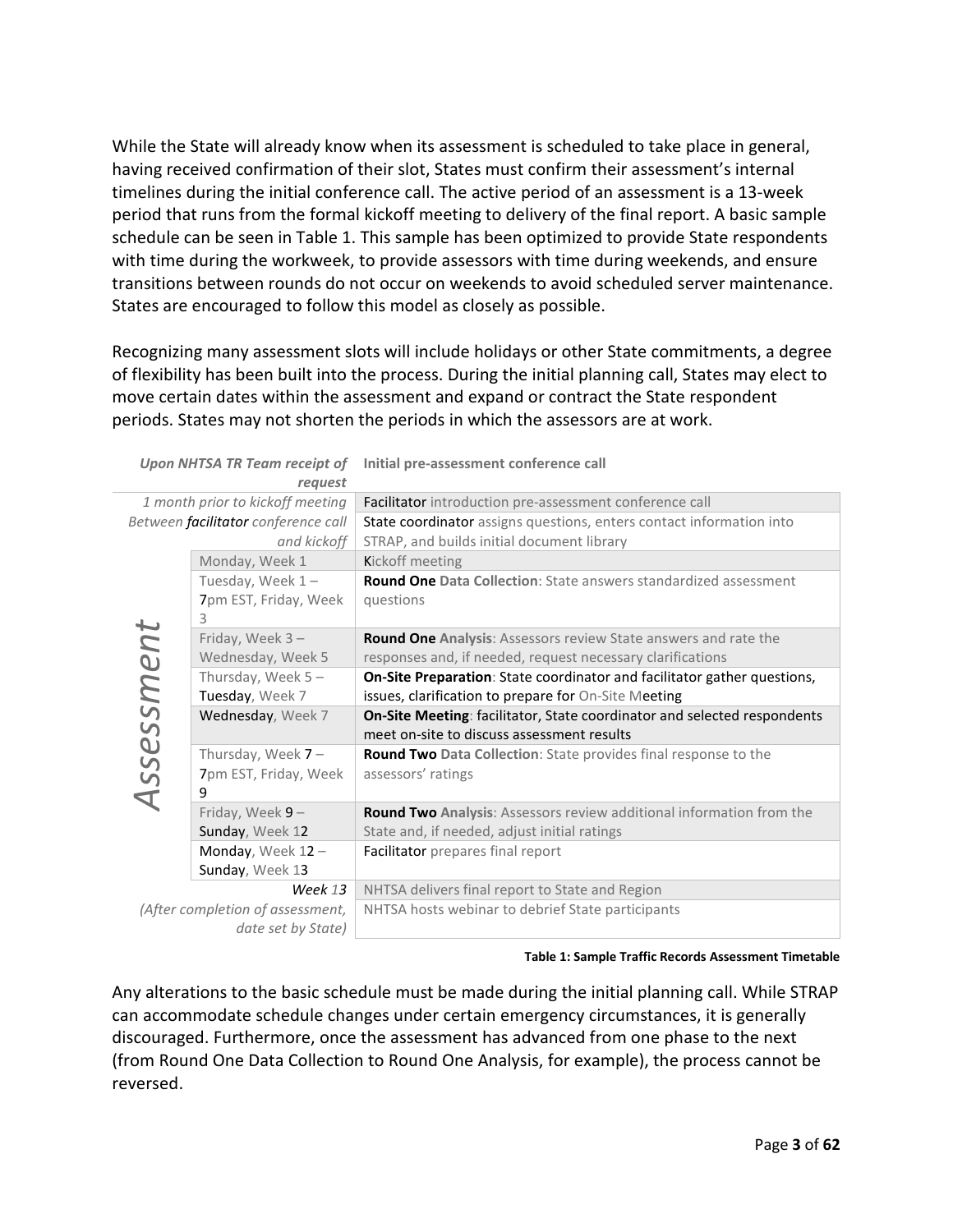While the State will already know when its assessment is scheduled to take place in general, having received confirmation of their slot, States must confirm their assessment's internal timelines during the initial conference call. The active period of an assessment is a 13-week period that runs from the formal kickoff meeting to delivery of the final report. A basic sample schedule can be seen in Table 1. This sample has been optimized to provide State respondents with time during the workweek, to provide assessors with time during weekends, and ensure transitions between rounds do not occur on weekends to avoid scheduled server maintenance. States are encouraged to follow this model as closely as possible.

Recognizing many assessment slots will include holidays or other State commitments, a degree of flexibility has been built into the process. During the initial planning call, States may elect to move certain dates within the assessment and expand or contract the State respondent periods. States may not shorten the periods in which the assessors are at work.

| | | |
|---|---|---|
| *Upon NHTSA TR Team receipt of request* | | **Initial pre-assessment conference call** |
| *1 month prior to kickoff meeting* | | Facilitator introduction pre-assessment conference call |
| *Between **facilitator** conference call and kickoff* | | State coordinator assigns questions, enters contact information into STRAP, and builds initial document library |
| *Assessment* | Monday, Week 1 | Kickoff meeting |
| | Tuesday, Week 1 – 7pm EST, Friday, Week 3 | **Round One** Data Collection: State answers standardized assessment questions |
| | Friday, Week 3 – Wednesday, Week 5 | **Round One** Analysis: Assessors review State answers and rate the responses and, if needed, request necessary clarifications |
| | Thursday, Week 5 – Tuesday, Week 7 | **On-Site Preparation**: State coordinator and facilitator gather questions, issues, clarification to prepare for On-Site Meeting |
| | Wednesday, Week 7 | **On-Site Meeting**: facilitator, State coordinator and selected respondents meet on-site to discuss assessment results |
| | Thursday, Week 7 – 7pm EST, Friday, Week 9 | **Round Two** Data Collection: State provides final response to the assessors' ratings |
| | Friday, Week 9 – Sunday, Week 12 | **Round Two** Analysis: Assessors review additional information from the State and, if needed, adjust initial ratings |
| | Monday, Week 12 – Sunday, Week 13 | Facilitator prepares final report |
| *Week 13* | | NHTSA delivers final report to State and Region |
| *(After completion of assessment, date set by State)* | | NHTSA hosts webinar to debrief State participants |

**Table 1: Sample Traffic Records Assessment Timetable**

Any alterations to the basic schedule must be made during the initial planning call. While STRAP can accommodate schedule changes under certain emergency circumstances, it is generally discouraged. Furthermore, once the assessment has advanced from one phase to the next (from Round One Data Collection to Round One Analysis, for example), the process cannot be reversed.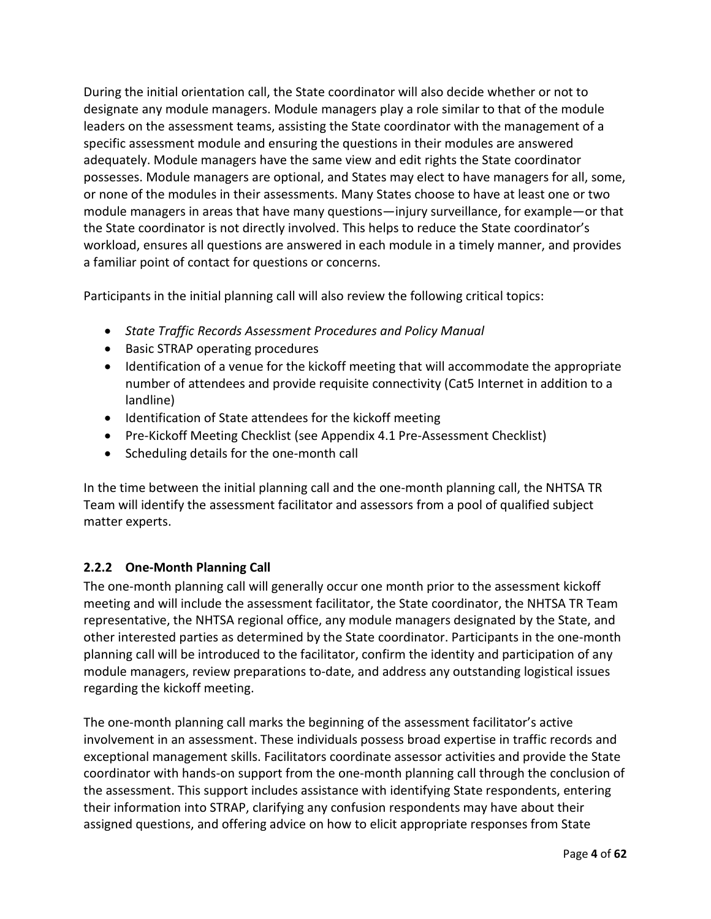During the initial orientation call, the State coordinator will also decide whether or not to designate any module managers. Module managers play a role similar to that of the module leaders on the assessment teams, assisting the State coordinator with the management of a specific assessment module and ensuring the questions in their modules are answered adequately. Module managers have the same view and edit rights the State coordinator possesses. Module managers are optional, and States may elect to have managers for all, some, or none of the modules in their assessments. Many States choose to have at least one or two module managers in areas that have many questions—injury surveillance, for example—or that the State coordinator is not directly involved. This helps to reduce the State coordinator's workload, ensures all questions are answered in each module in a timely manner, and provides a familiar point of contact for questions or concerns.

Participants in the initial planning call will also review the following critical topics:

- *State Traffic Records Assessment Procedures and Policy Manual*
- Basic STRAP operating procedures
- Identification of a venue for the kickoff meeting that will accommodate the appropriate number of attendees and provide requisite connectivity (Cat5 Internet in addition to a landline)
- Identification of State attendees for the kickoff meeting
- Pre-Kickoff Meeting Checklist (see Appendix 4.1 Pre-Assessment Checklist)
- Scheduling details for the one-month call

In the time between the initial planning call and the one-month planning call, the NHTSA TR Team will identify the assessment facilitator and assessors from a pool of qualified subject matter experts.

### 2.2.2 One-Month Planning Call

The one-month planning call will generally occur one month prior to the assessment kickoff meeting and will include the assessment facilitator, the State coordinator, the NHTSA TR Team representative, the NHTSA regional office, any module managers designated by the State, and other interested parties as determined by the State coordinator. Participants in the one-month planning call will be introduced to the facilitator, confirm the identity and participation of any module managers, review preparations to-date, and address any outstanding logistical issues regarding the kickoff meeting.

The one-month planning call marks the beginning of the assessment facilitator's active involvement in an assessment. These individuals possess broad expertise in traffic records and exceptional management skills. Facilitators coordinate assessor activities and provide the State coordinator with hands-on support from the one-month planning call through the conclusion of the assessment. This support includes assistance with identifying State respondents, entering their information into STRAP, clarifying any confusion respondents may have about their assigned questions, and offering advice on how to elicit appropriate responses from State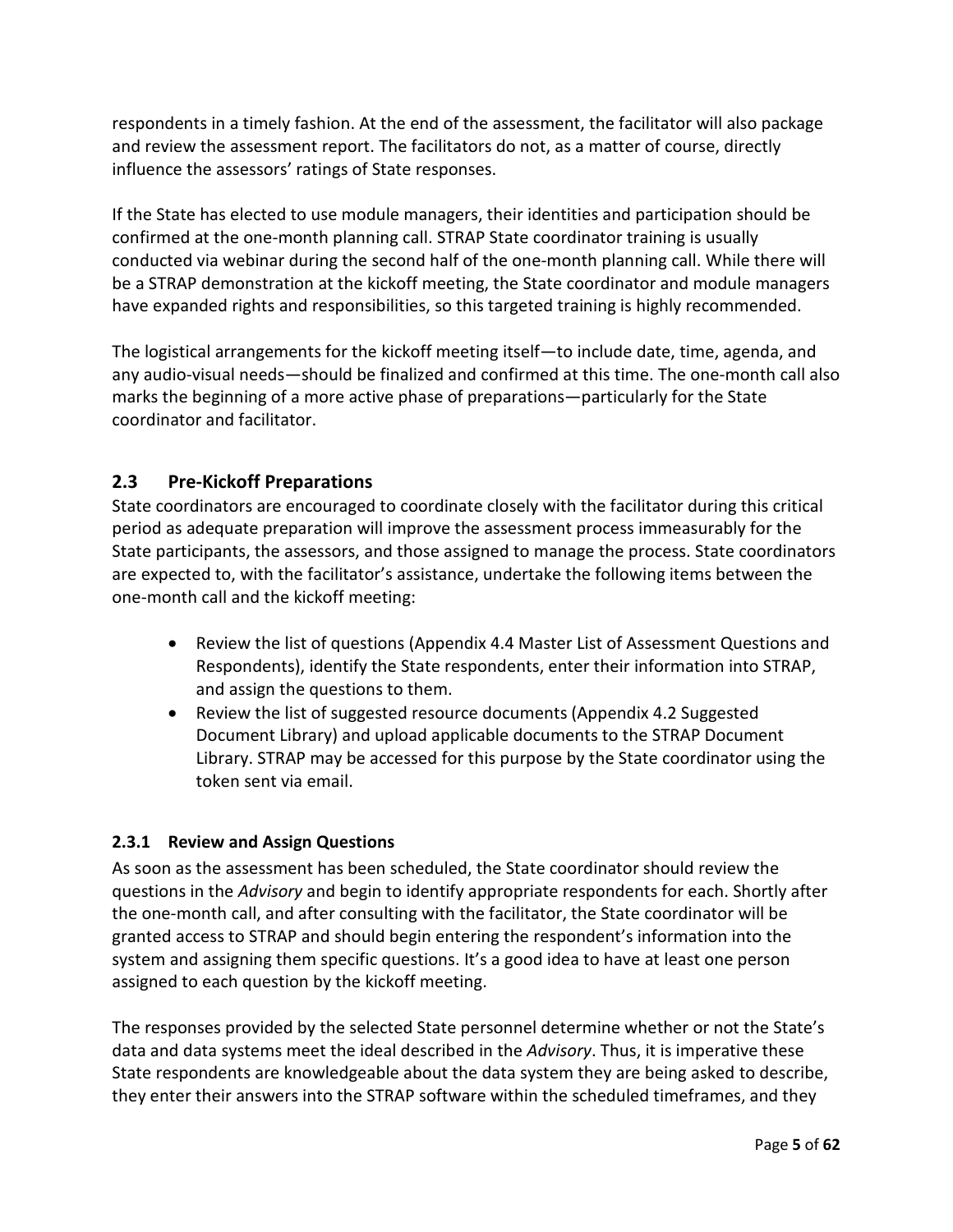respondents in a timely fashion. At the end of the assessment, the facilitator will also package and review the assessment report. The facilitators do not, as a matter of course, directly influence the assessors' ratings of State responses.

If the State has elected to use module managers, their identities and participation should be confirmed at the one-month planning call. STRAP State coordinator training is usually conducted via webinar during the second half of the one-month planning call. While there will be a STRAP demonstration at the kickoff meeting, the State coordinator and module managers have expanded rights and responsibilities, so this targeted training is highly recommended.

The logistical arrangements for the kickoff meeting itself—to include date, time, agenda, and any audio-visual needs—should be finalized and confirmed at this time. The one-month call also marks the beginning of a more active phase of preparations—particularly for the State coordinator and facilitator.

## 2.3 Pre-Kickoff Preparations

State coordinators are encouraged to coordinate closely with the facilitator during this critical period as adequate preparation will improve the assessment process immeasurably for the State participants, the assessors, and those assigned to manage the process. State coordinators are expected to, with the facilitator's assistance, undertake the following items between the one-month call and the kickoff meeting:

- Review the list of questions (Appendix 4.4 Master List of Assessment Questions and Respondents), identify the State respondents, enter their information into STRAP, and assign the questions to them.
- Review the list of suggested resource documents (Appendix 4.2 Suggested Document Library) and upload applicable documents to the STRAP Document Library. STRAP may be accessed for this purpose by the State coordinator using the token sent via email.

### 2.3.1 Review and Assign Questions

As soon as the assessment has been scheduled, the State coordinator should review the questions in the *Advisory* and begin to identify appropriate respondents for each. Shortly after the one-month call, and after consulting with the facilitator, the State coordinator will be granted access to STRAP and should begin entering the respondent's information into the system and assigning them specific questions. It's a good idea to have at least one person assigned to each question by the kickoff meeting.

The responses provided by the selected State personnel determine whether or not the State's data and data systems meet the ideal described in the *Advisory*. Thus, it is imperative these State respondents are knowledgeable about the data system they are being asked to describe, they enter their answers into the STRAP software within the scheduled timeframes, and they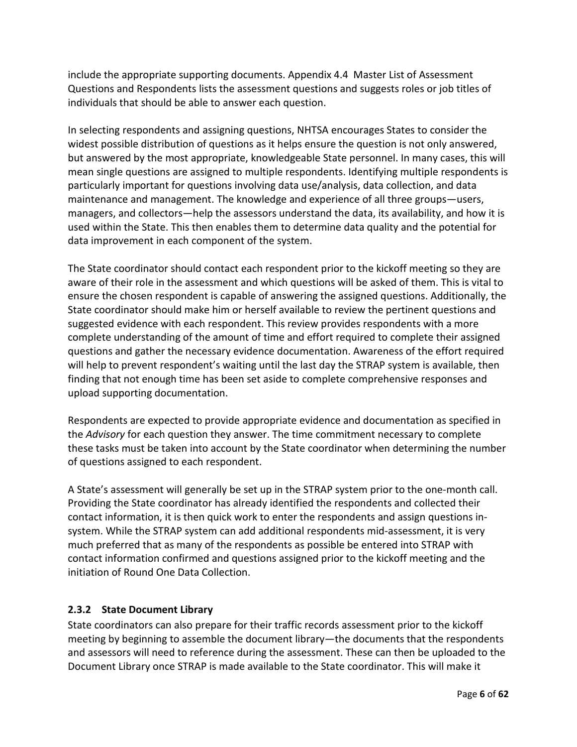include the appropriate supporting documents. Appendix 4.4 Master List of Assessment Questions and Respondents lists the assessment questions and suggests roles or job titles of individuals that should be able to answer each question.

In selecting respondents and assigning questions, NHTSA encourages States to consider the widest possible distribution of questions as it helps ensure the question is not only answered, but answered by the most appropriate, knowledgeable State personnel. In many cases, this will mean single questions are assigned to multiple respondents. Identifying multiple respondents is particularly important for questions involving data use/analysis, data collection, and data maintenance and management. The knowledge and experience of all three groups—users, managers, and collectors—help the assessors understand the data, its availability, and how it is used within the State. This then enables them to determine data quality and the potential for data improvement in each component of the system.

The State coordinator should contact each respondent prior to the kickoff meeting so they are aware of their role in the assessment and which questions will be asked of them. This is vital to ensure the chosen respondent is capable of answering the assigned questions. Additionally, the State coordinator should make him or herself available to review the pertinent questions and suggested evidence with each respondent. This review provides respondents with a more complete understanding of the amount of time and effort required to complete their assigned questions and gather the necessary evidence documentation. Awareness of the effort required will help to prevent respondent's waiting until the last day the STRAP system is available, then finding that not enough time has been set aside to complete comprehensive responses and upload supporting documentation.

Respondents are expected to provide appropriate evidence and documentation as specified in the *Advisory* for each question they answer. The time commitment necessary to complete these tasks must be taken into account by the State coordinator when determining the number of questions assigned to each respondent.

A State's assessment will generally be set up in the STRAP system prior to the one-month call. Providing the State coordinator has already identified the respondents and collected their contact information, it is then quick work to enter the respondents and assign questions in-system. While the STRAP system can add additional respondents mid-assessment, it is very much preferred that as many of the respondents as possible be entered into STRAP with contact information confirmed and questions assigned prior to the kickoff meeting and the initiation of Round One Data Collection.

### 2.3.2 State Document Library

State coordinators can also prepare for their traffic records assessment prior to the kickoff meeting by beginning to assemble the document library—the documents that the respondents and assessors will need to reference during the assessment. These can then be uploaded to the Document Library once STRAP is made available to the State coordinator. This will make it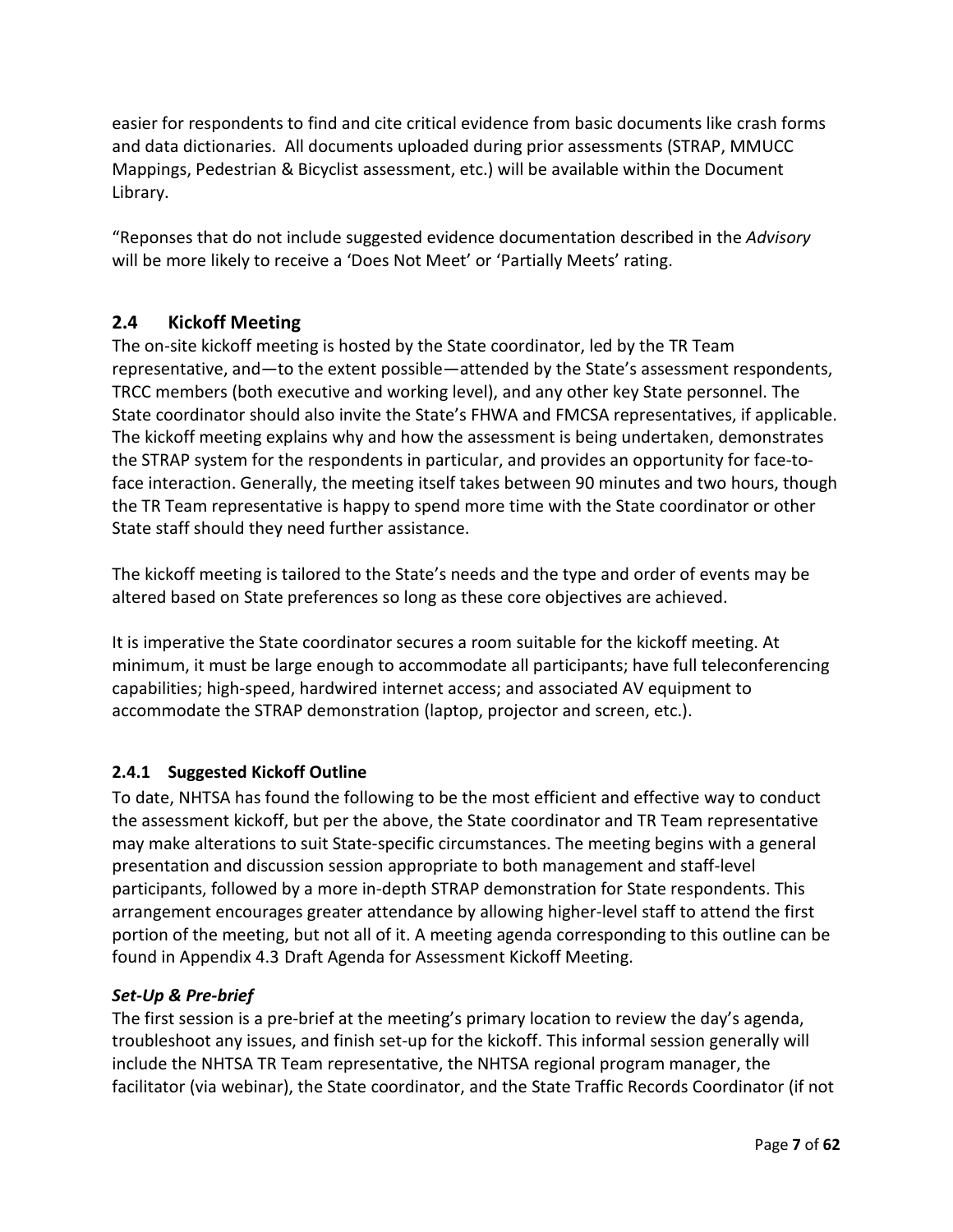easier for respondents to find and cite critical evidence from basic documents like crash forms and data dictionaries.  All documents uploaded during prior assessments (STRAP, MMUCC Mappings, Pedestrian & Bicyclist assessment, etc.) will be available within the Document Library.

"Reponses that do not include suggested evidence documentation described in the *Advisory* will be more likely to receive a 'Does Not Meet' or 'Partially Meets' rating.

## 2.4 Kickoff Meeting

The on-site kickoff meeting is hosted by the State coordinator, led by the TR Team representative, and—to the extent possible—attended by the State's assessment respondents, TRCC members (both executive and working level), and any other key State personnel. The State coordinator should also invite the State's FHWA and FMCSA representatives, if applicable. The kickoff meeting explains why and how the assessment is being undertaken, demonstrates the STRAP system for the respondents in particular, and provides an opportunity for face-to-face interaction. Generally, the meeting itself takes between 90 minutes and two hours, though the TR Team representative is happy to spend more time with the State coordinator or other State staff should they need further assistance.

The kickoff meeting is tailored to the State's needs and the type and order of events may be altered based on State preferences so long as these core objectives are achieved.

It is imperative the State coordinator secures a room suitable for the kickoff meeting. At minimum, it must be large enough to accommodate all participants; have full teleconferencing capabilities; high-speed, hardwired internet access; and associated AV equipment to accommodate the STRAP demonstration (laptop, projector and screen, etc.).

### 2.4.1 Suggested Kickoff Outline

To date, NHTSA has found the following to be the most efficient and effective way to conduct the assessment kickoff, but per the above, the State coordinator and TR Team representative may make alterations to suit State-specific circumstances. The meeting begins with a general presentation and discussion session appropriate to both management and staff-level participants, followed by a more in-depth STRAP demonstration for State respondents. This arrangement encourages greater attendance by allowing higher-level staff to attend the first portion of the meeting, but not all of it. A meeting agenda corresponding to this outline can be found in Appendix 4.3 Draft Agenda for Assessment Kickoff Meeting.

***Set-Up & Pre-brief***

The first session is a pre-brief at the meeting's primary location to review the day's agenda, troubleshoot any issues, and finish set-up for the kickoff. This informal session generally will include the NHTSA TR Team representative, the NHTSA regional program manager, the facilitator (via webinar), the State coordinator, and the State Traffic Records Coordinator (if not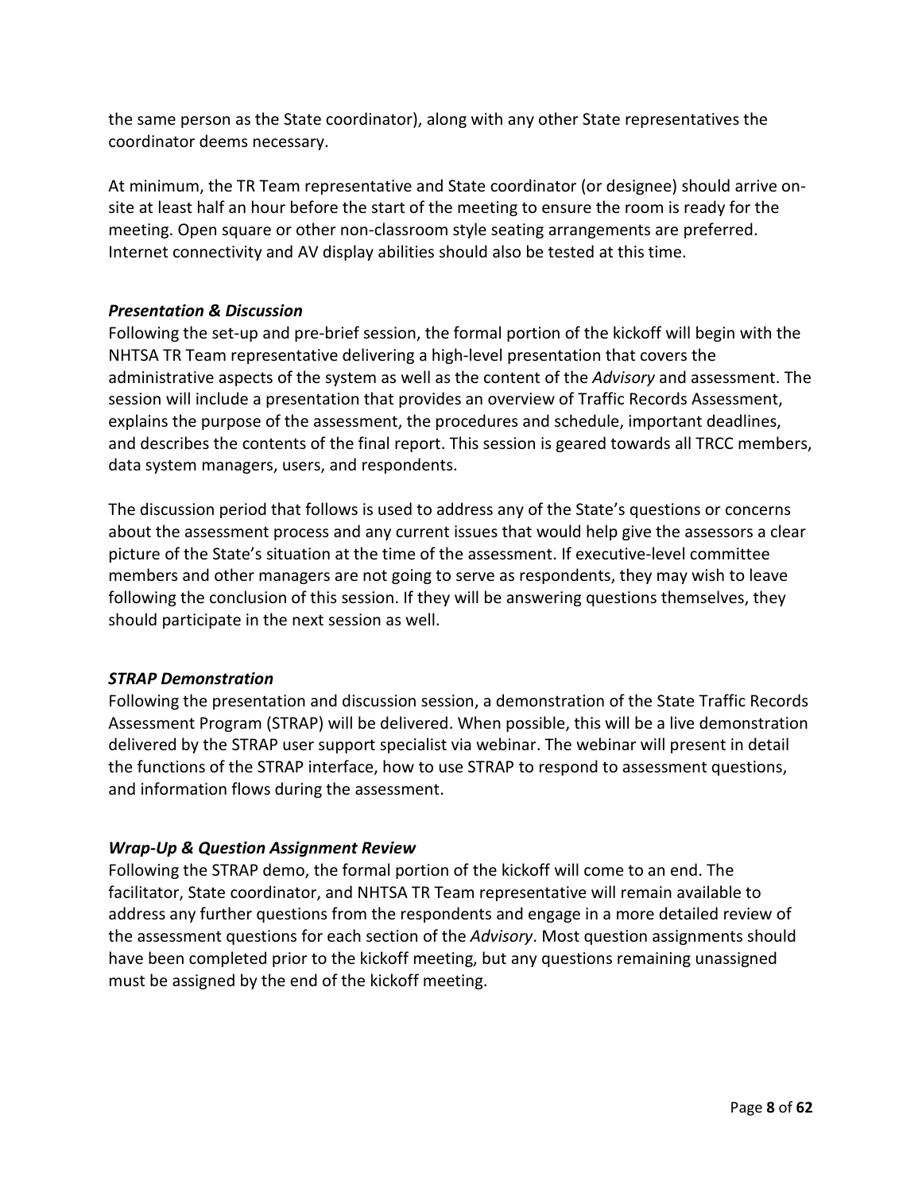the same person as the State coordinator), along with any other State representatives the coordinator deems necessary.

At minimum, the TR Team representative and State coordinator (or designee) should arrive on-site at least half an hour before the start of the meeting to ensure the room is ready for the meeting. Open square or other non-classroom style seating arrangements are preferred. Internet connectivity and AV display abilities should also be tested at this time.

***Presentation & Discussion***

Following the set-up and pre-brief session, the formal portion of the kickoff will begin with the NHTSA TR Team representative delivering a high-level presentation that covers the administrative aspects of the system as well as the content of the *Advisory* and assessment. The session will include a presentation that provides an overview of Traffic Records Assessment, explains the purpose of the assessment, the procedures and schedule, important deadlines, and describes the contents of the final report. This session is geared towards all TRCC members, data system managers, users, and respondents.

The discussion period that follows is used to address any of the State's questions or concerns about the assessment process and any current issues that would help give the assessors a clear picture of the State's situation at the time of the assessment. If executive-level committee members and other managers are not going to serve as respondents, they may wish to leave following the conclusion of this session. If they will be answering questions themselves, they should participate in the next session as well.

***STRAP Demonstration***

Following the presentation and discussion session, a demonstration of the State Traffic Records Assessment Program (STRAP) will be delivered. When possible, this will be a live demonstration delivered by the STRAP user support specialist via webinar. The webinar will present in detail the functions of the STRAP interface, how to use STRAP to respond to assessment questions, and information flows during the assessment.

***Wrap-Up & Question Assignment Review***

Following the STRAP demo, the formal portion of the kickoff will come to an end. The facilitator, State coordinator, and NHTSA TR Team representative will remain available to address any further questions from the respondents and engage in a more detailed review of the assessment questions for each section of the *Advisory*. Most question assignments should have been completed prior to the kickoff meeting, but any questions remaining unassigned must be assigned by the end of the kickoff meeting.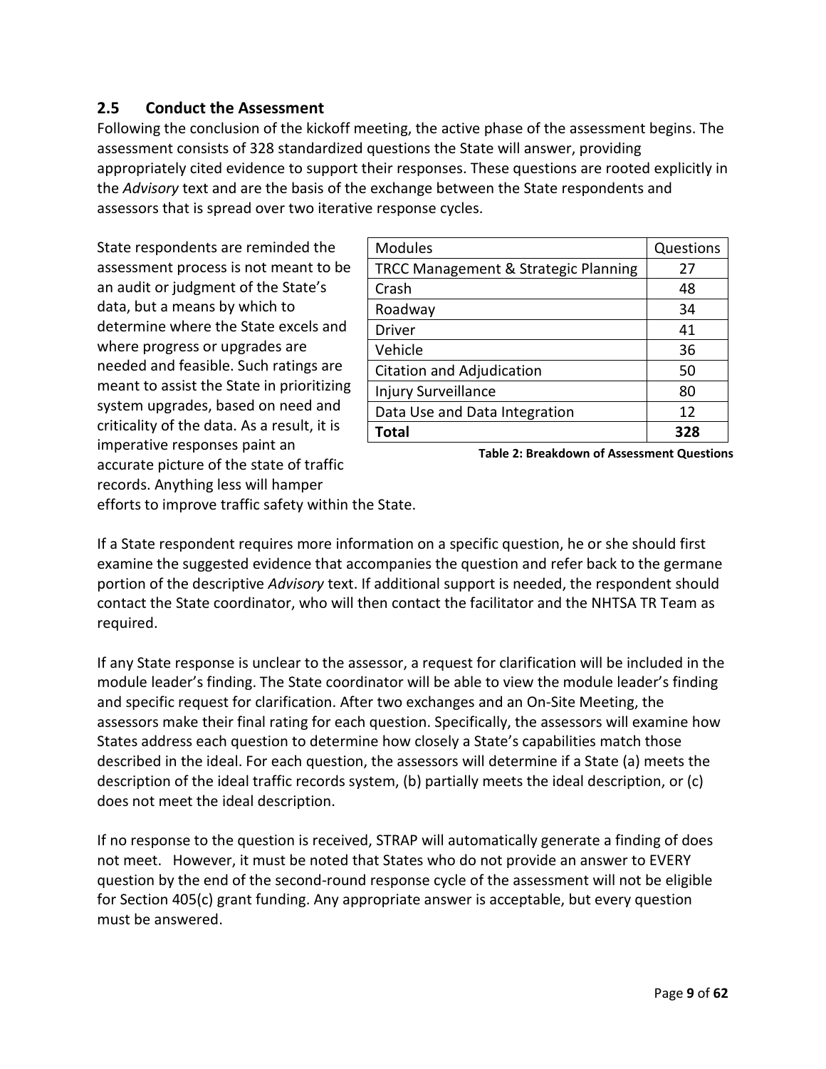## 2.5 Conduct the Assessment

Following the conclusion of the kickoff meeting, the active phase of the assessment begins. The assessment consists of 328 standardized questions the State will answer, providing appropriately cited evidence to support their responses. These questions are rooted explicitly in the *Advisory* text and are the basis of the exchange between the State respondents and assessors that is spread over two iterative response cycles.

State respondents are reminded the assessment process is not meant to be an audit or judgment of the State's data, but a means by which to determine where the State excels and where progress or upgrades are needed and feasible. Such ratings are meant to assist the State in prioritizing system upgrades, based on need and criticality of the data. As a result, it is imperative responses paint an accurate picture of the state of traffic records. Anything less will hamper efforts to improve traffic safety within the State.

| Modules | Questions |
|---|---|
| TRCC Management & Strategic Planning | 27 |
| Crash | 48 |
| Roadway | 34 |
| Driver | 41 |
| Vehicle | 36 |
| Citation and Adjudication | 50 |
| Injury Surveillance | 80 |
| Data Use and Data Integration | 12 |
| **Total** | **328** |

**Table 2: Breakdown of Assessment Questions**

If a State respondent requires more information on a specific question, he or she should first examine the suggested evidence that accompanies the question and refer back to the germane portion of the descriptive *Advisory* text. If additional support is needed, the respondent should contact the State coordinator, who will then contact the facilitator and the NHTSA TR Team as required.

If any State response is unclear to the assessor, a request for clarification will be included in the module leader's finding. The State coordinator will be able to view the module leader's finding and specific request for clarification. After two exchanges and an On-Site Meeting, the assessors make their final rating for each question. Specifically, the assessors will examine how States address each question to determine how closely a State's capabilities match those described in the ideal. For each question, the assessors will determine if a State (a) meets the description of the ideal traffic records system, (b) partially meets the ideal description, or (c) does not meet the ideal description.

If no response to the question is received, STRAP will automatically generate a finding of does not meet. However, it must be noted that States who do not provide an answer to EVERY question by the end of the second-round response cycle of the assessment will not be eligible for Section 405(c) grant funding. Any appropriate answer is acceptable, but every question must be answered.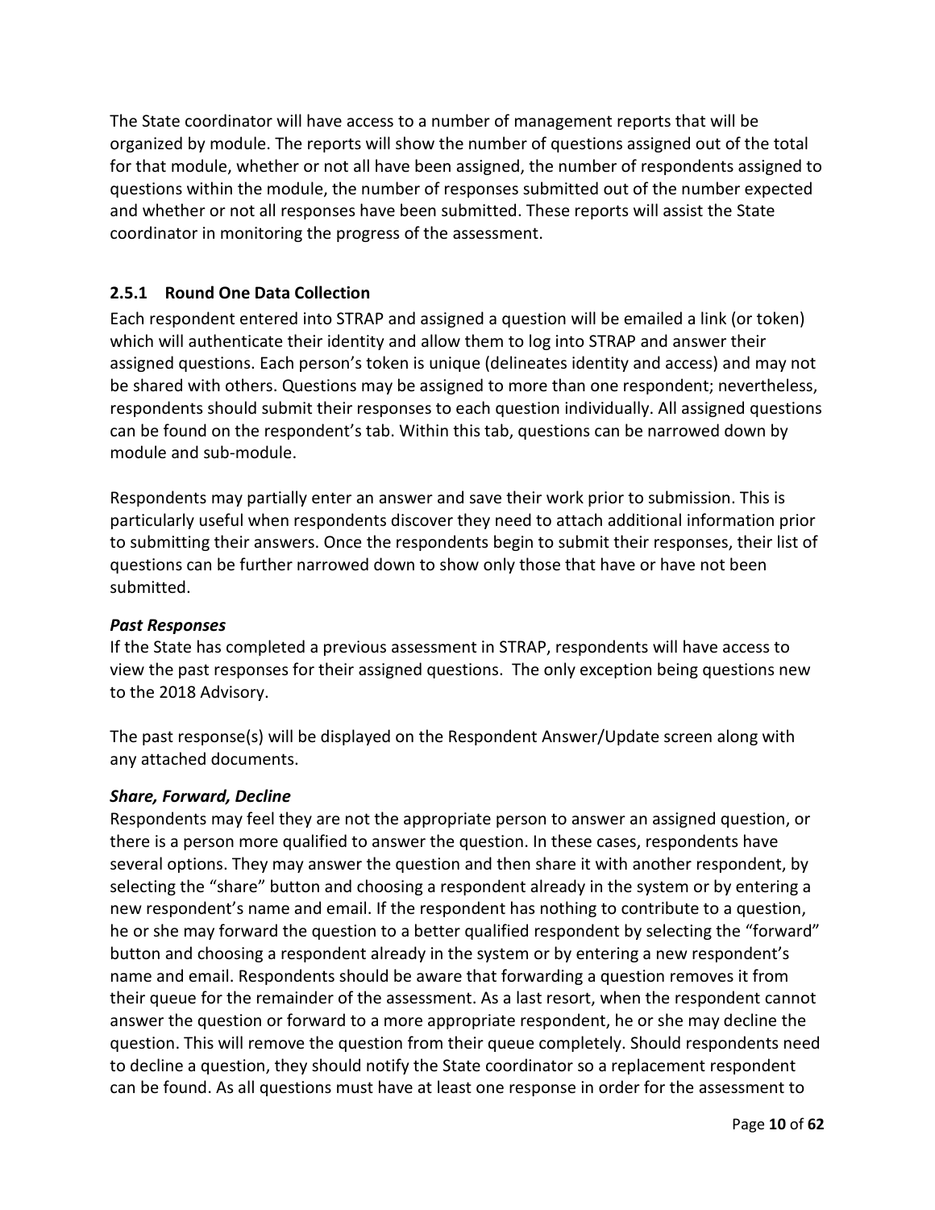The State coordinator will have access to a number of management reports that will be organized by module. The reports will show the number of questions assigned out of the total for that module, whether or not all have been assigned, the number of respondents assigned to questions within the module, the number of responses submitted out of the number expected and whether or not all responses have been submitted. These reports will assist the State coordinator in monitoring the progress of the assessment.

### 2.5.1 Round One Data Collection

Each respondent entered into STRAP and assigned a question will be emailed a link (or token) which will authenticate their identity and allow them to log into STRAP and answer their assigned questions. Each person's token is unique (delineates identity and access) and may not be shared with others. Questions may be assigned to more than one respondent; nevertheless, respondents should submit their responses to each question individually. All assigned questions can be found on the respondent's tab. Within this tab, questions can be narrowed down by module and sub-module.

Respondents may partially enter an answer and save their work prior to submission. This is particularly useful when respondents discover they need to attach additional information prior to submitting their answers. Once the respondents begin to submit their responses, their list of questions can be further narrowed down to show only those that have or have not been submitted.

***Past Responses***

If the State has completed a previous assessment in STRAP, respondents will have access to view the past responses for their assigned questions. The only exception being questions new to the 2018 Advisory.

The past response(s) will be displayed on the Respondent Answer/Update screen along with any attached documents.

***Share, Forward, Decline***

Respondents may feel they are not the appropriate person to answer an assigned question, or there is a person more qualified to answer the question. In these cases, respondents have several options. They may answer the question and then share it with another respondent, by selecting the "share" button and choosing a respondent already in the system or by entering a new respondent's name and email. If the respondent has nothing to contribute to a question, he or she may forward the question to a better qualified respondent by selecting the "forward" button and choosing a respondent already in the system or by entering a new respondent's name and email. Respondents should be aware that forwarding a question removes it from their queue for the remainder of the assessment. As a last resort, when the respondent cannot answer the question or forward to a more appropriate respondent, he or she may decline the question. This will remove the question from their queue completely. Should respondents need to decline a question, they should notify the State coordinator so a replacement respondent can be found. As all questions must have at least one response in order for the assessment to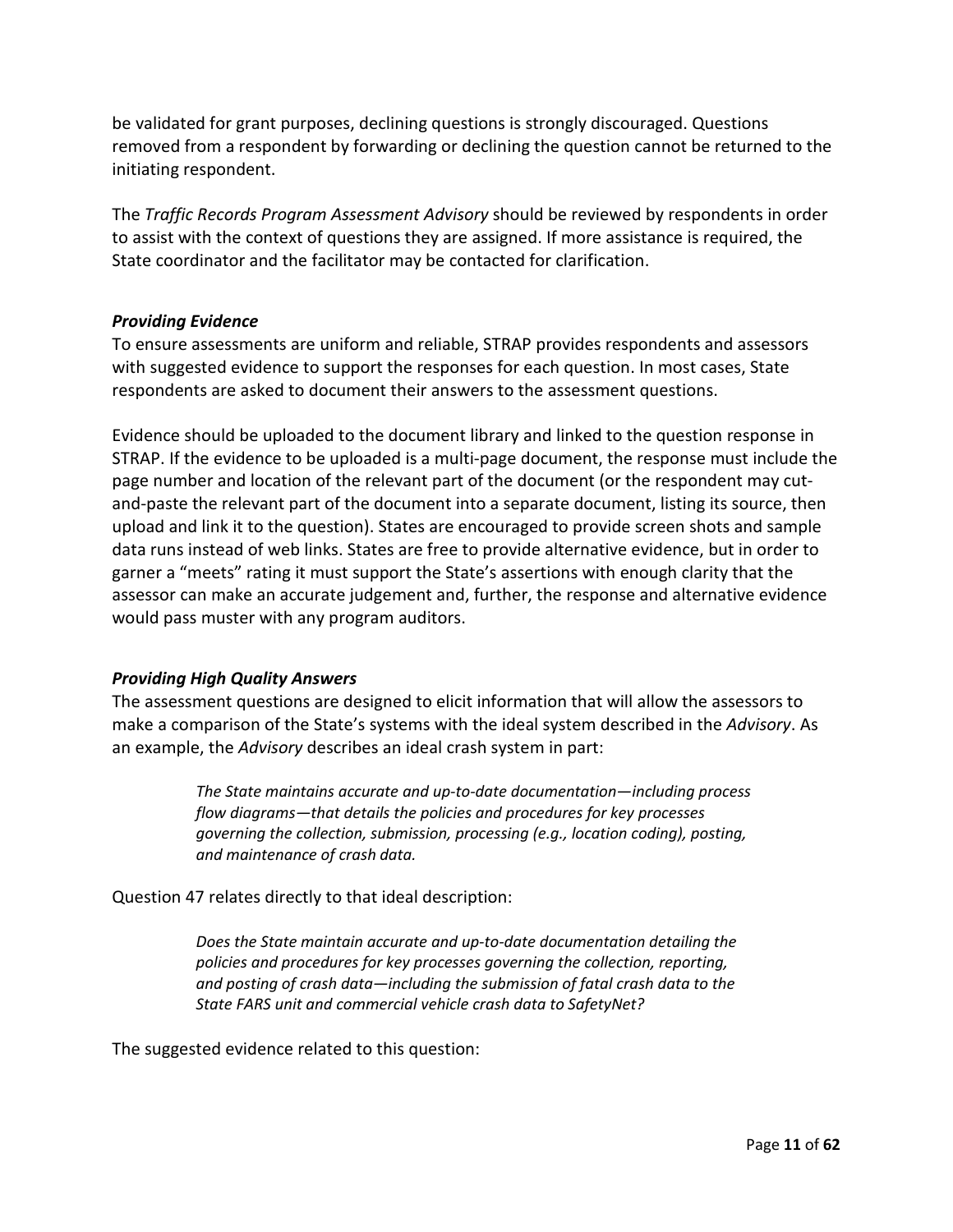be validated for grant purposes, declining questions is strongly discouraged. Questions removed from a respondent by forwarding or declining the question cannot be returned to the initiating respondent.

The *Traffic Records Program Assessment Advisory* should be reviewed by respondents in order to assist with the context of questions they are assigned. If more assistance is required, the State coordinator and the facilitator may be contacted for clarification.

### *Providing Evidence*

To ensure assessments are uniform and reliable, STRAP provides respondents and assessors with suggested evidence to support the responses for each question. In most cases, State respondents are asked to document their answers to the assessment questions.

Evidence should be uploaded to the document library and linked to the question response in STRAP. If the evidence to be uploaded is a multi-page document, the response must include the page number and location of the relevant part of the document (or the respondent may cut-and-paste the relevant part of the document into a separate document, listing its source, then upload and link it to the question). States are encouraged to provide screen shots and sample data runs instead of web links. States are free to provide alternative evidence, but in order to garner a "meets" rating it must support the State's assertions with enough clarity that the assessor can make an accurate judgement and, further, the response and alternative evidence would pass muster with any program auditors.

### *Providing High Quality Answers*

The assessment questions are designed to elicit information that will allow the assessors to make a comparison of the State's systems with the ideal system described in the *Advisory*. As an example, the *Advisory* describes an ideal crash system in part:

> *The State maintains accurate and up-to-date documentation—including process flow diagrams—that details the policies and procedures for key processes governing the collection, submission, processing (e.g., location coding), posting, and maintenance of crash data.*

Question 47 relates directly to that ideal description:

> *Does the State maintain accurate and up-to-date documentation detailing the policies and procedures for key processes governing the collection, reporting, and posting of crash data—including the submission of fatal crash data to the State FARS unit and commercial vehicle crash data to SafetyNet?*

The suggested evidence related to this question: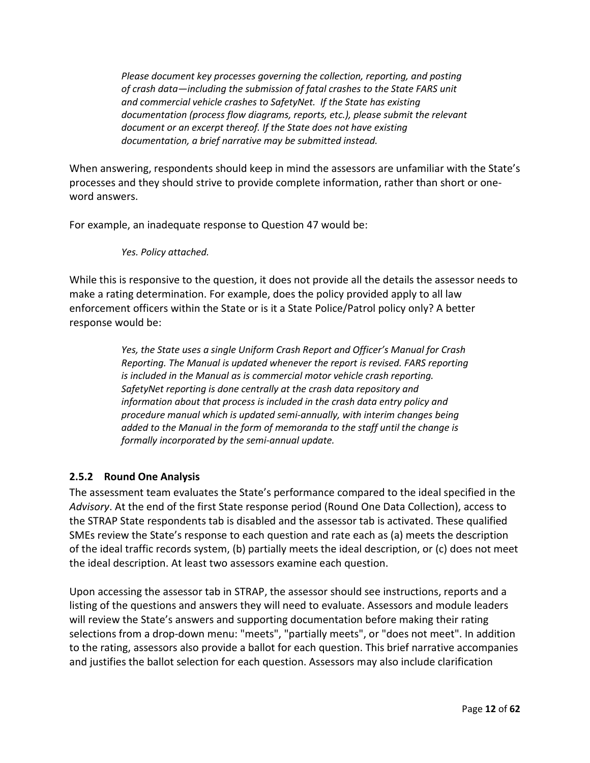> *Please document key processes governing the collection, reporting, and posting of crash data—including the submission of fatal crashes to the State FARS unit and commercial vehicle crashes to SafetyNet. If the State has existing documentation (process flow diagrams, reports, etc.), please submit the relevant document or an excerpt thereof. If the State does not have existing documentation, a brief narrative may be submitted instead.*

When answering, respondents should keep in mind the assessors are unfamiliar with the State's processes and they should strive to provide complete information, rather than short or one-word answers.

For example, an inadequate response to Question 47 would be:

> *Yes. Policy attached.*

While this is responsive to the question, it does not provide all the details the assessor needs to make a rating determination. For example, does the policy provided apply to all law enforcement officers within the State or is it a State Police/Patrol policy only? A better response would be:

> *Yes, the State uses a single Uniform Crash Report and Officer's Manual for Crash Reporting. The Manual is updated whenever the report is revised. FARS reporting is included in the Manual as is commercial motor vehicle crash reporting. SafetyNet reporting is done centrally at the crash data repository and information about that process is included in the crash data entry policy and procedure manual which is updated semi-annually, with interim changes being added to the Manual in the form of memoranda to the staff until the change is formally incorporated by the semi-annual update.*

### 2.5.2 Round One Analysis

The assessment team evaluates the State's performance compared to the ideal specified in the *Advisory*. At the end of the first State response period (Round One Data Collection), access to the STRAP State respondents tab is disabled and the assessor tab is activated. These qualified SMEs review the State's response to each question and rate each as (a) meets the description of the ideal traffic records system, (b) partially meets the ideal description, or (c) does not meet the ideal description. At least two assessors examine each question.

Upon accessing the assessor tab in STRAP, the assessor should see instructions, reports and a listing of the questions and answers they will need to evaluate. Assessors and module leaders will review the State's answers and supporting documentation before making their rating selections from a drop-down menu: "meets", "partially meets", or "does not meet". In addition to the rating, assessors also provide a ballot for each question. This brief narrative accompanies and justifies the ballot selection for each question. Assessors may also include clarification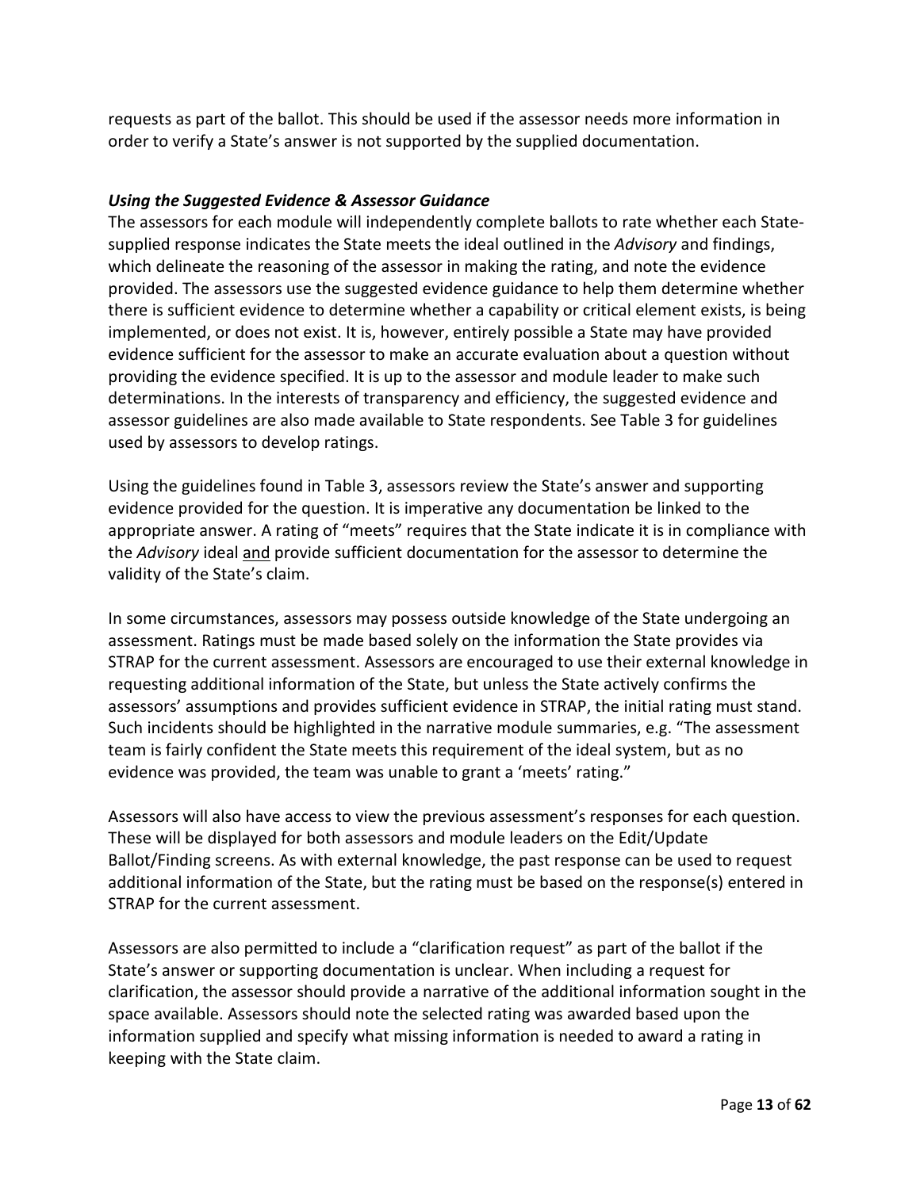requests as part of the ballot. This should be used if the assessor needs more information in order to verify a State's answer is not supported by the supplied documentation.

### *Using the Suggested Evidence & Assessor Guidance*

The assessors for each module will independently complete ballots to rate whether each State-supplied response indicates the State meets the ideal outlined in the *Advisory* and findings, which delineate the reasoning of the assessor in making the rating, and note the evidence provided. The assessors use the suggested evidence guidance to help them determine whether there is sufficient evidence to determine whether a capability or critical element exists, is being implemented, or does not exist. It is, however, entirely possible a State may have provided evidence sufficient for the assessor to make an accurate evaluation about a question without providing the evidence specified. It is up to the assessor and module leader to make such determinations. In the interests of transparency and efficiency, the suggested evidence and assessor guidelines are also made available to State respondents. See Table 3 for guidelines used by assessors to develop ratings.

Using the guidelines found in Table 3, assessors review the State's answer and supporting evidence provided for the question. It is imperative any documentation be linked to the appropriate answer. A rating of "meets" requires that the State indicate it is in compliance with the *Advisory* ideal <u>and</u> provide sufficient documentation for the assessor to determine the validity of the State's claim.

In some circumstances, assessors may possess outside knowledge of the State undergoing an assessment. Ratings must be made based solely on the information the State provides via STRAP for the current assessment. Assessors are encouraged to use their external knowledge in requesting additional information of the State, but unless the State actively confirms the assessors' assumptions and provides sufficient evidence in STRAP, the initial rating must stand. Such incidents should be highlighted in the narrative module summaries, e.g. "The assessment team is fairly confident the State meets this requirement of the ideal system, but as no evidence was provided, the team was unable to grant a 'meets' rating."

Assessors will also have access to view the previous assessment's responses for each question. These will be displayed for both assessors and module leaders on the Edit/Update Ballot/Finding screens. As with external knowledge, the past response can be used to request additional information of the State, but the rating must be based on the response(s) entered in STRAP for the current assessment.

Assessors are also permitted to include a "clarification request" as part of the ballot if the State's answer or supporting documentation is unclear. When including a request for clarification, the assessor should provide a narrative of the additional information sought in the space available. Assessors should note the selected rating was awarded based upon the information supplied and specify what missing information is needed to award a rating in keeping with the State claim.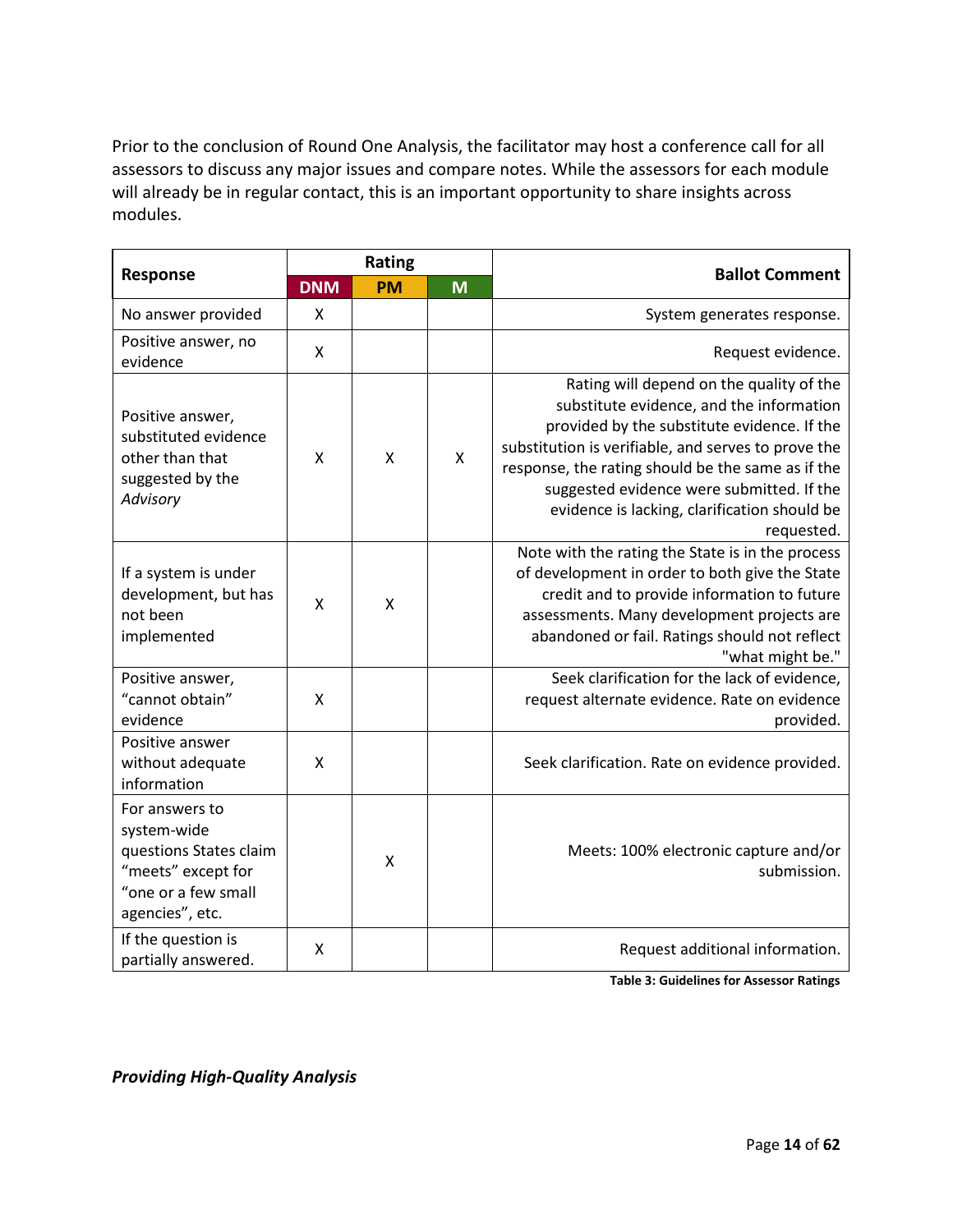Prior to the conclusion of Round One Analysis, the facilitator may host a conference call for all assessors to discuss any major issues and compare notes. While the assessors for each module will already be in regular contact, this is an important opportunity to share insights across modules.

| Response | Rating | | | Ballot Comment |
|---|---|---|---|---|
| | DNM | PM | M | |
| No answer provided | X | | | System generates response. |
| Positive answer, no evidence | X | | | Request evidence. |
| Positive answer, substituted evidence other than that suggested by the *Advisory* | X | X | X | Rating will depend on the quality of the substitute evidence, and the information provided by the substitute evidence. If the substitution is verifiable, and serves to prove the response, the rating should be the same as if the suggested evidence were submitted. If the evidence is lacking, clarification should be requested. |
| If a system is under development, but has not been implemented | X | X | | Note with the rating the State is in the process of development in order to both give the State credit and to provide information to future assessments. Many development projects are abandoned or fail. Ratings should not reflect "what might be." |
| Positive answer, "cannot obtain" evidence | X | | | Seek clarification for the lack of evidence, request alternate evidence. Rate on evidence provided. |
| Positive answer without adequate information | X | | | Seek clarification. Rate on evidence provided. |
| For answers to system-wide questions States claim "meets" except for "one or a few small agencies", etc. | | X | | Meets: 100% electronic capture and/or submission. |
| If the question is partially answered. | X | | | Request additional information. |

**Table 3: Guidelines for Assessor Ratings**

***Providing High-Quality Analysis***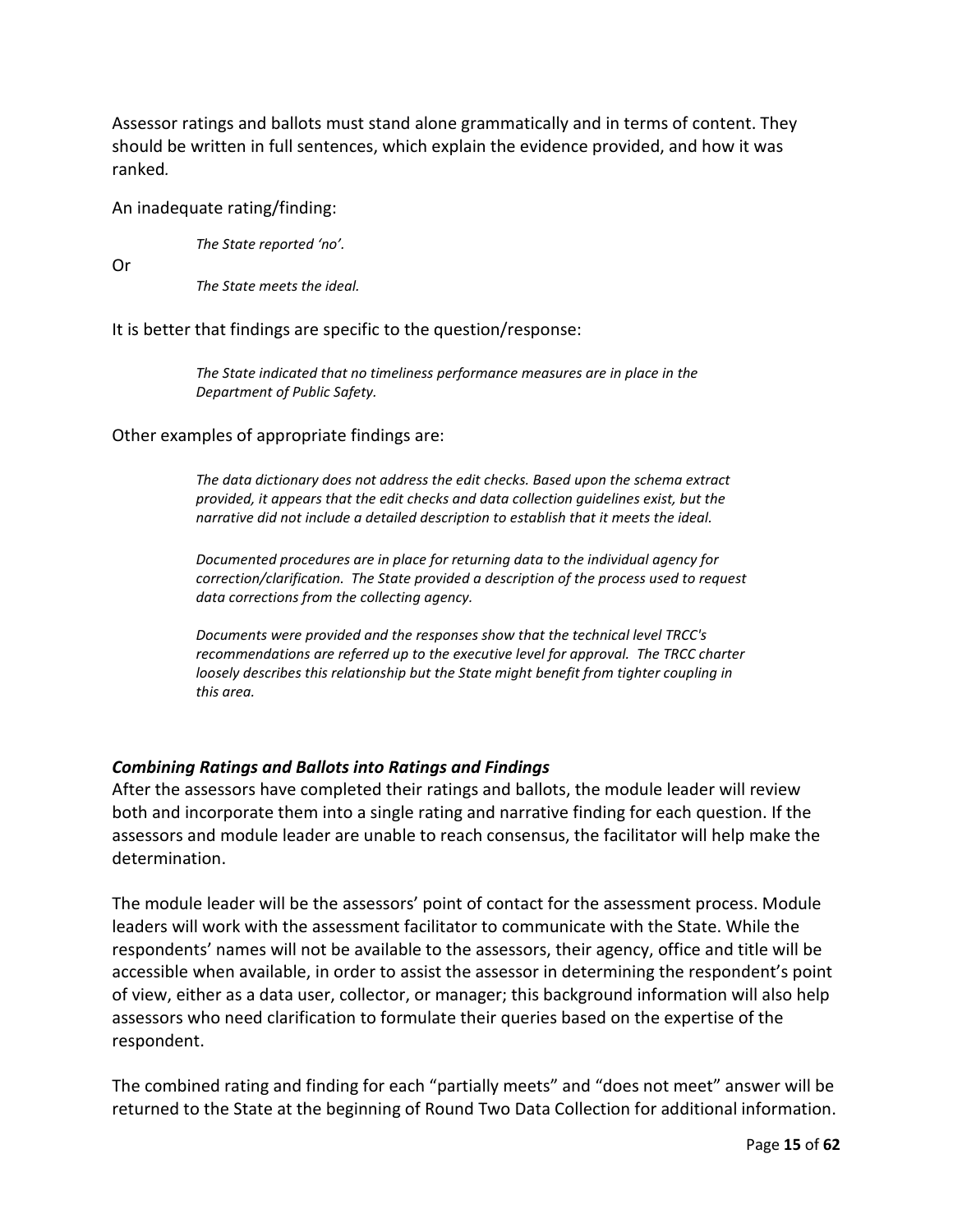Assessor ratings and ballots must stand alone grammatically and in terms of content. They should be written in full sentences, which explain the evidence provided, and how it was ranked.

An inadequate rating/finding:

> *The State reported 'no'.*

Or

> *The State meets the ideal.*

It is better that findings are specific to the question/response:

> *The State indicated that no timeliness performance measures are in place in the Department of Public Safety.*

Other examples of appropriate findings are:

> *The data dictionary does not address the edit checks. Based upon the schema extract provided, it appears that the edit checks and data collection guidelines exist, but the narrative did not include a detailed description to establish that it meets the ideal.*
>
> *Documented procedures are in place for returning data to the individual agency for correction/clarification. The State provided a description of the process used to request data corrections from the collecting agency.*
>
> *Documents were provided and the responses show that the technical level TRCC's recommendations are referred up to the executive level for approval. The TRCC charter loosely describes this relationship but the State might benefit from tighter coupling in this area.*

### *Combining Ratings and Ballots into Ratings and Findings*

After the assessors have completed their ratings and ballots, the module leader will review both and incorporate them into a single rating and narrative finding for each question. If the assessors and module leader are unable to reach consensus, the facilitator will help make the determination.

The module leader will be the assessors' point of contact for the assessment process. Module leaders will work with the assessment facilitator to communicate with the State. While the respondents' names will not be available to the assessors, their agency, office and title will be accessible when available, in order to assist the assessor in determining the respondent's point of view, either as a data user, collector, or manager; this background information will also help assessors who need clarification to formulate their queries based on the expertise of the respondent.

The combined rating and finding for each "partially meets" and "does not meet" answer will be returned to the State at the beginning of Round Two Data Collection for additional information.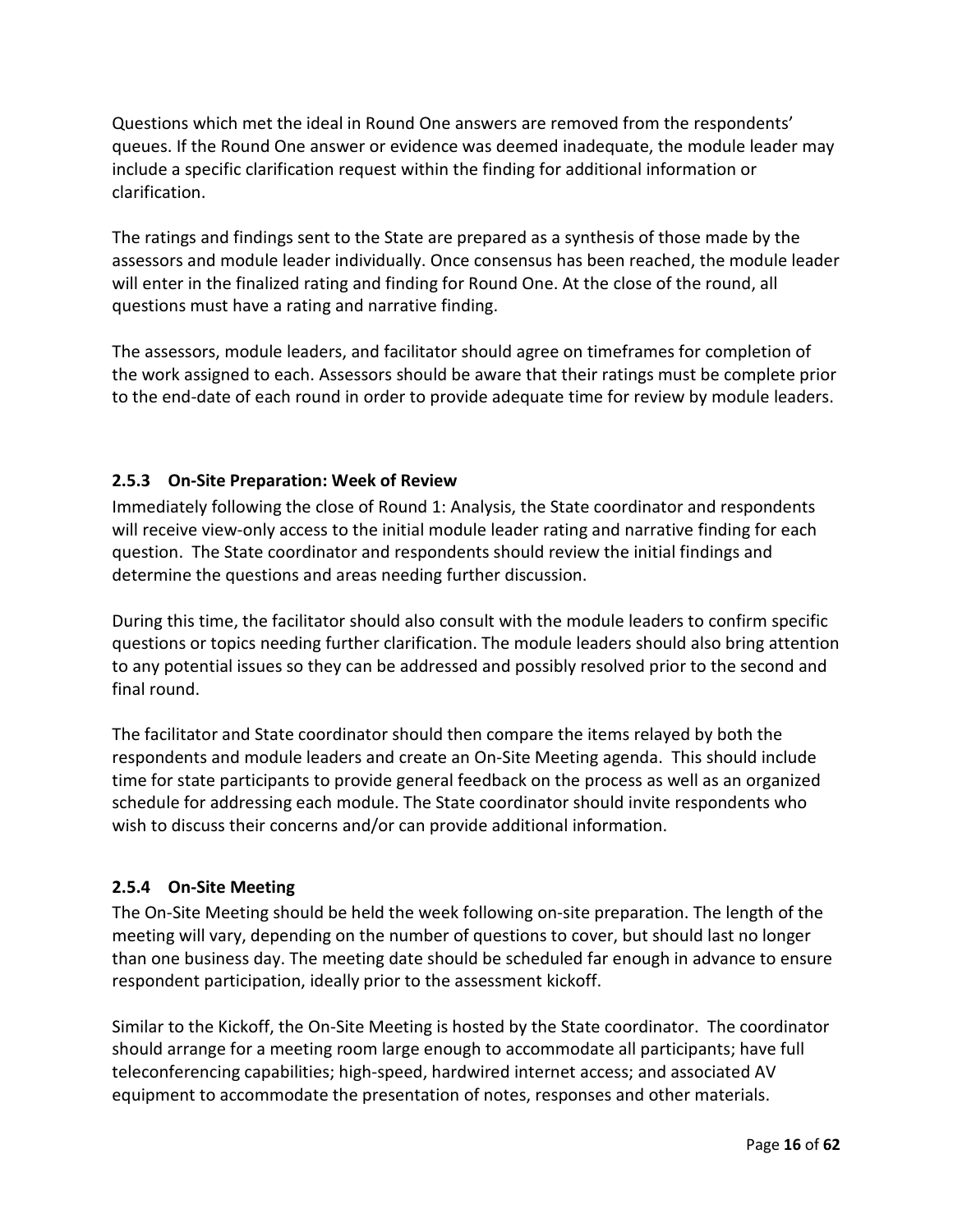Questions which met the ideal in Round One answers are removed from the respondents' queues. If the Round One answer or evidence was deemed inadequate, the module leader may include a specific clarification request within the finding for additional information or clarification.

The ratings and findings sent to the State are prepared as a synthesis of those made by the assessors and module leader individually. Once consensus has been reached, the module leader will enter in the finalized rating and finding for Round One. At the close of the round, all questions must have a rating and narrative finding.

The assessors, module leaders, and facilitator should agree on timeframes for completion of the work assigned to each. Assessors should be aware that their ratings must be complete prior to the end-date of each round in order to provide adequate time for review by module leaders.

### 2.5.3 On-Site Preparation: Week of Review

Immediately following the close of Round 1: Analysis, the State coordinator and respondents will receive view-only access to the initial module leader rating and narrative finding for each question. The State coordinator and respondents should review the initial findings and determine the questions and areas needing further discussion.

During this time, the facilitator should also consult with the module leaders to confirm specific questions or topics needing further clarification. The module leaders should also bring attention to any potential issues so they can be addressed and possibly resolved prior to the second and final round.

The facilitator and State coordinator should then compare the items relayed by both the respondents and module leaders and create an On-Site Meeting agenda. This should include time for state participants to provide general feedback on the process as well as an organized schedule for addressing each module. The State coordinator should invite respondents who wish to discuss their concerns and/or can provide additional information.

### 2.5.4 On-Site Meeting

The On-Site Meeting should be held the week following on-site preparation. The length of the meeting will vary, depending on the number of questions to cover, but should last no longer than one business day. The meeting date should be scheduled far enough in advance to ensure respondent participation, ideally prior to the assessment kickoff.

Similar to the Kickoff, the On-Site Meeting is hosted by the State coordinator. The coordinator should arrange for a meeting room large enough to accommodate all participants; have full teleconferencing capabilities; high-speed, hardwired internet access; and associated AV equipment to accommodate the presentation of notes, responses and other materials.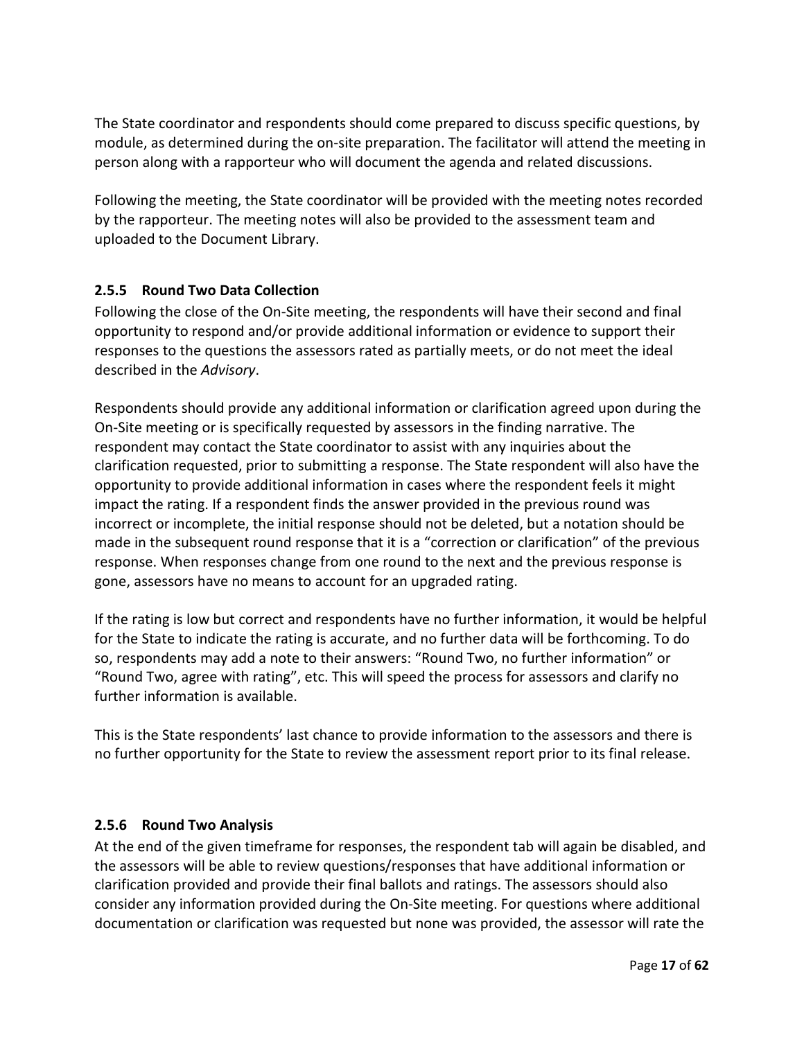The State coordinator and respondents should come prepared to discuss specific questions, by module, as determined during the on-site preparation. The facilitator will attend the meeting in person along with a rapporteur who will document the agenda and related discussions.

Following the meeting, the State coordinator will be provided with the meeting notes recorded by the rapporteur. The meeting notes will also be provided to the assessment team and uploaded to the Document Library.

### 2.5.5 Round Two Data Collection

Following the close of the On-Site meeting, the respondents will have their second and final opportunity to respond and/or provide additional information or evidence to support their responses to the questions the assessors rated as partially meets, or do not meet the ideal described in the *Advisory*.

Respondents should provide any additional information or clarification agreed upon during the On-Site meeting or is specifically requested by assessors in the finding narrative. The respondent may contact the State coordinator to assist with any inquiries about the clarification requested, prior to submitting a response. The State respondent will also have the opportunity to provide additional information in cases where the respondent feels it might impact the rating. If a respondent finds the answer provided in the previous round was incorrect or incomplete, the initial response should not be deleted, but a notation should be made in the subsequent round response that it is a "correction or clarification" of the previous response. When responses change from one round to the next and the previous response is gone, assessors have no means to account for an upgraded rating.

If the rating is low but correct and respondents have no further information, it would be helpful for the State to indicate the rating is accurate, and no further data will be forthcoming. To do so, respondents may add a note to their answers: "Round Two, no further information" or "Round Two, agree with rating", etc. This will speed the process for assessors and clarify no further information is available.

This is the State respondents' last chance to provide information to the assessors and there is no further opportunity for the State to review the assessment report prior to its final release.

### 2.5.6 Round Two Analysis

At the end of the given timeframe for responses, the respondent tab will again be disabled, and the assessors will be able to review questions/responses that have additional information or clarification provided and provide their final ballots and ratings. The assessors should also consider any information provided during the On-Site meeting. For questions where additional documentation or clarification was requested but none was provided, the assessor will rate the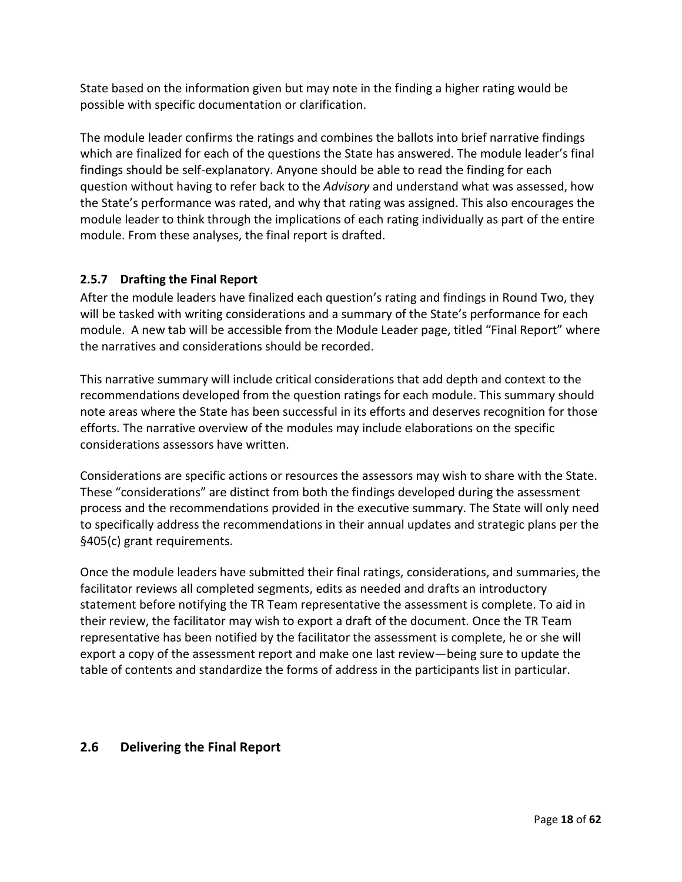State based on the information given but may note in the finding a higher rating would be possible with specific documentation or clarification.

The module leader confirms the ratings and combines the ballots into brief narrative findings which are finalized for each of the questions the State has answered. The module leader's final findings should be self-explanatory. Anyone should be able to read the finding for each question without having to refer back to the *Advisory* and understand what was assessed, how the State's performance was rated, and why that rating was assigned. This also encourages the module leader to think through the implications of each rating individually as part of the entire module. From these analyses, the final report is drafted.

### 2.5.7 Drafting the Final Report

After the module leaders have finalized each question's rating and findings in Round Two, they will be tasked with writing considerations and a summary of the State's performance for each module. A new tab will be accessible from the Module Leader page, titled "Final Report" where the narratives and considerations should be recorded.

This narrative summary will include critical considerations that add depth and context to the recommendations developed from the question ratings for each module. This summary should note areas where the State has been successful in its efforts and deserves recognition for those efforts. The narrative overview of the modules may include elaborations on the specific considerations assessors have written.

Considerations are specific actions or resources the assessors may wish to share with the State. These "considerations" are distinct from both the findings developed during the assessment process and the recommendations provided in the executive summary. The State will only need to specifically address the recommendations in their annual updates and strategic plans per the §405(c) grant requirements.

Once the module leaders have submitted their final ratings, considerations, and summaries, the facilitator reviews all completed segments, edits as needed and drafts an introductory statement before notifying the TR Team representative the assessment is complete. To aid in their review, the facilitator may wish to export a draft of the document. Once the TR Team representative has been notified by the facilitator the assessment is complete, he or she will export a copy of the assessment report and make one last review—being sure to update the table of contents and standardize the forms of address in the participants list in particular.

## 2.6 Delivering the Final Report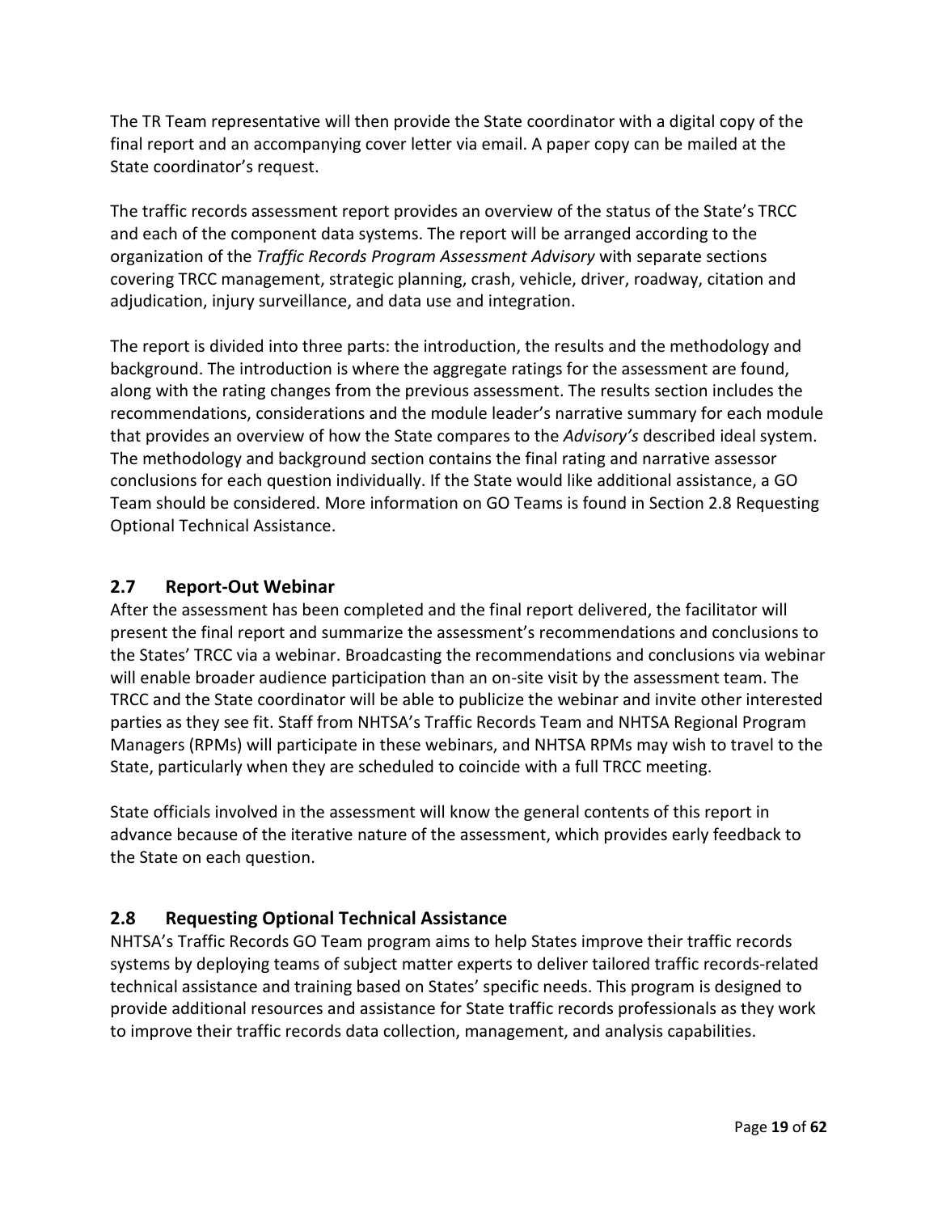The TR Team representative will then provide the State coordinator with a digital copy of the final report and an accompanying cover letter via email. A paper copy can be mailed at the State coordinator's request.

The traffic records assessment report provides an overview of the status of the State's TRCC and each of the component data systems. The report will be arranged according to the organization of the *Traffic Records Program Assessment Advisory* with separate sections covering TRCC management, strategic planning, crash, vehicle, driver, roadway, citation and adjudication, injury surveillance, and data use and integration.

The report is divided into three parts: the introduction, the results and the methodology and background. The introduction is where the aggregate ratings for the assessment are found, along with the rating changes from the previous assessment. The results section includes the recommendations, considerations and the module leader's narrative summary for each module that provides an overview of how the State compares to the *Advisory's* described ideal system. The methodology and background section contains the final rating and narrative assessor conclusions for each question individually. If the State would like additional assistance, a GO Team should be considered. More information on GO Teams is found in Section 2.8 Requesting Optional Technical Assistance.

## 2.7 Report-Out Webinar

After the assessment has been completed and the final report delivered, the facilitator will present the final report and summarize the assessment's recommendations and conclusions to the States' TRCC via a webinar. Broadcasting the recommendations and conclusions via webinar will enable broader audience participation than an on-site visit by the assessment team. The TRCC and the State coordinator will be able to publicize the webinar and invite other interested parties as they see fit. Staff from NHTSA's Traffic Records Team and NHTSA Regional Program Managers (RPMs) will participate in these webinars, and NHTSA RPMs may wish to travel to the State, particularly when they are scheduled to coincide with a full TRCC meeting.

State officials involved in the assessment will know the general contents of this report in advance because of the iterative nature of the assessment, which provides early feedback to the State on each question.

## 2.8 Requesting Optional Technical Assistance

NHTSA's Traffic Records GO Team program aims to help States improve their traffic records systems by deploying teams of subject matter experts to deliver tailored traffic records-related technical assistance and training based on States' specific needs. This program is designed to provide additional resources and assistance for State traffic records professionals as they work to improve their traffic records data collection, management, and analysis capabilities.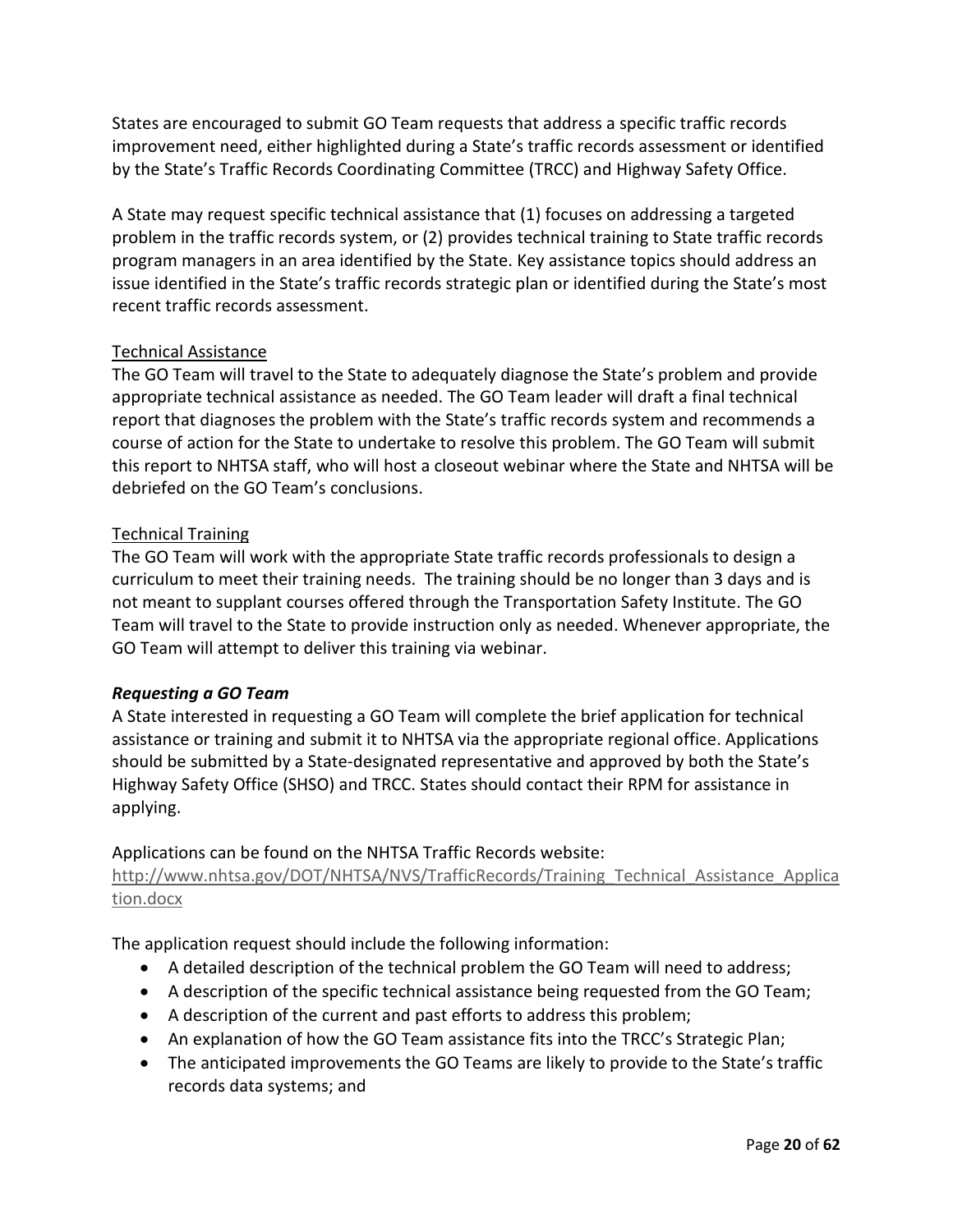States are encouraged to submit GO Team requests that address a specific traffic records improvement need, either highlighted during a State's traffic records assessment or identified by the State's Traffic Records Coordinating Committee (TRCC) and Highway Safety Office.

A State may request specific technical assistance that (1) focuses on addressing a targeted problem in the traffic records system, or (2) provides technical training to State traffic records program managers in an area identified by the State. Key assistance topics should address an issue identified in the State's traffic records strategic plan or identified during the State's most recent traffic records assessment.

<u>Technical Assistance</u>

The GO Team will travel to the State to adequately diagnose the State's problem and provide appropriate technical assistance as needed. The GO Team leader will draft a final technical report that diagnoses the problem with the State's traffic records system and recommends a course of action for the State to undertake to resolve this problem. The GO Team will submit this report to NHTSA staff, who will host a closeout webinar where the State and NHTSA will be debriefed on the GO Team's conclusions.

<u>Technical Training</u>

The GO Team will work with the appropriate State traffic records professionals to design a curriculum to meet their training needs. The training should be no longer than 3 days and is not meant to supplant courses offered through the Transportation Safety Institute. The GO Team will travel to the State to provide instruction only as needed. Whenever appropriate, the GO Team will attempt to deliver this training via webinar.

***Requesting a GO Team***

A State interested in requesting a GO Team will complete the brief application for technical assistance or training and submit it to NHTSA via the appropriate regional office. Applications should be submitted by a State-designated representative and approved by both the State's Highway Safety Office (SHSO) and TRCC. States should contact their RPM for assistance in applying.

Applications can be found on the NHTSA Traffic Records website:
[http://www.nhtsa.gov/DOT/NHTSA/NVS/TrafficRecords/Training_Technical_Assistance_Application.docx](http://www.nhtsa.gov/DOT/NHTSA/NVS/TrafficRecords/Training_Technical_Assistance_Application.docx)

The application request should include the following information:

- A detailed description of the technical problem the GO Team will need to address;
- A description of the specific technical assistance being requested from the GO Team;
- A description of the current and past efforts to address this problem;
- An explanation of how the GO Team assistance fits into the TRCC's Strategic Plan;
- The anticipated improvements the GO Teams are likely to provide to the State's traffic records data systems; and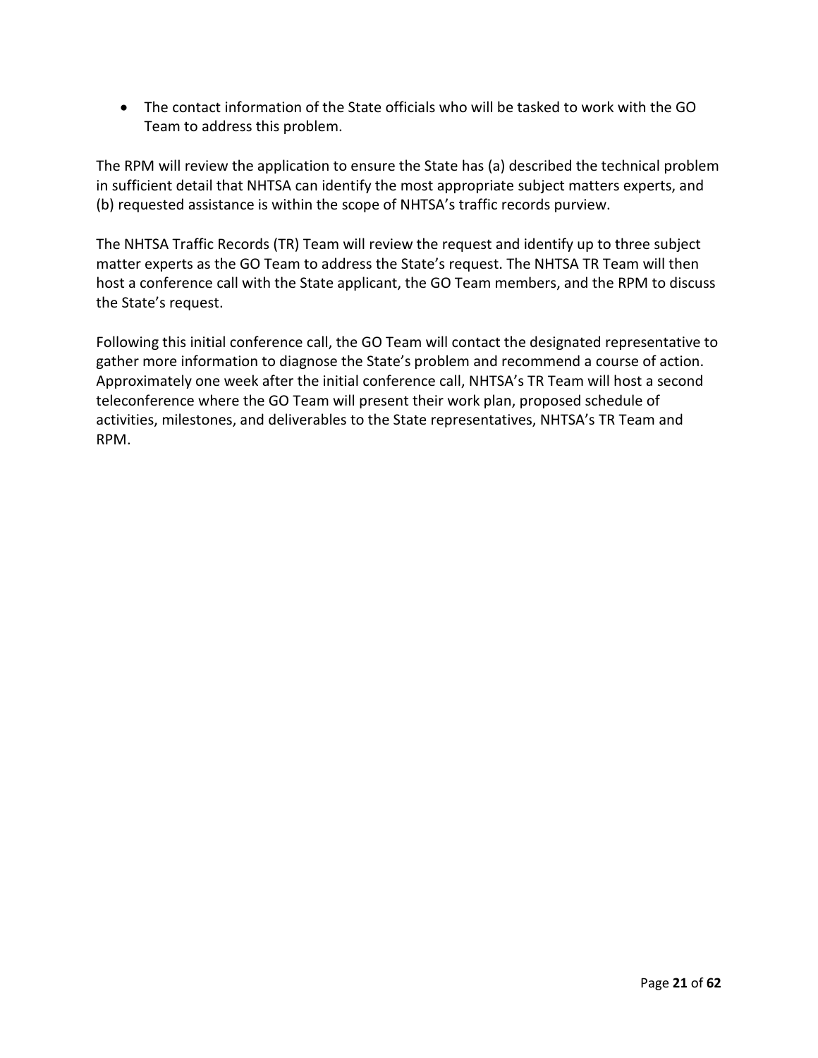- The contact information of the State officials who will be tasked to work with the GO Team to address this problem.

The RPM will review the application to ensure the State has (a) described the technical problem in sufficient detail that NHTSA can identify the most appropriate subject matters experts, and (b) requested assistance is within the scope of NHTSA's traffic records purview.

The NHTSA Traffic Records (TR) Team will review the request and identify up to three subject matter experts as the GO Team to address the State's request. The NHTSA TR Team will then host a conference call with the State applicant, the GO Team members, and the RPM to discuss the State's request.

Following this initial conference call, the GO Team will contact the designated representative to gather more information to diagnose the State's problem and recommend a course of action. Approximately one week after the initial conference call, NHTSA's TR Team will host a second teleconference where the GO Team will present their work plan, proposed schedule of activities, milestones, and deliverables to the State representatives, NHTSA's TR Team and RPM.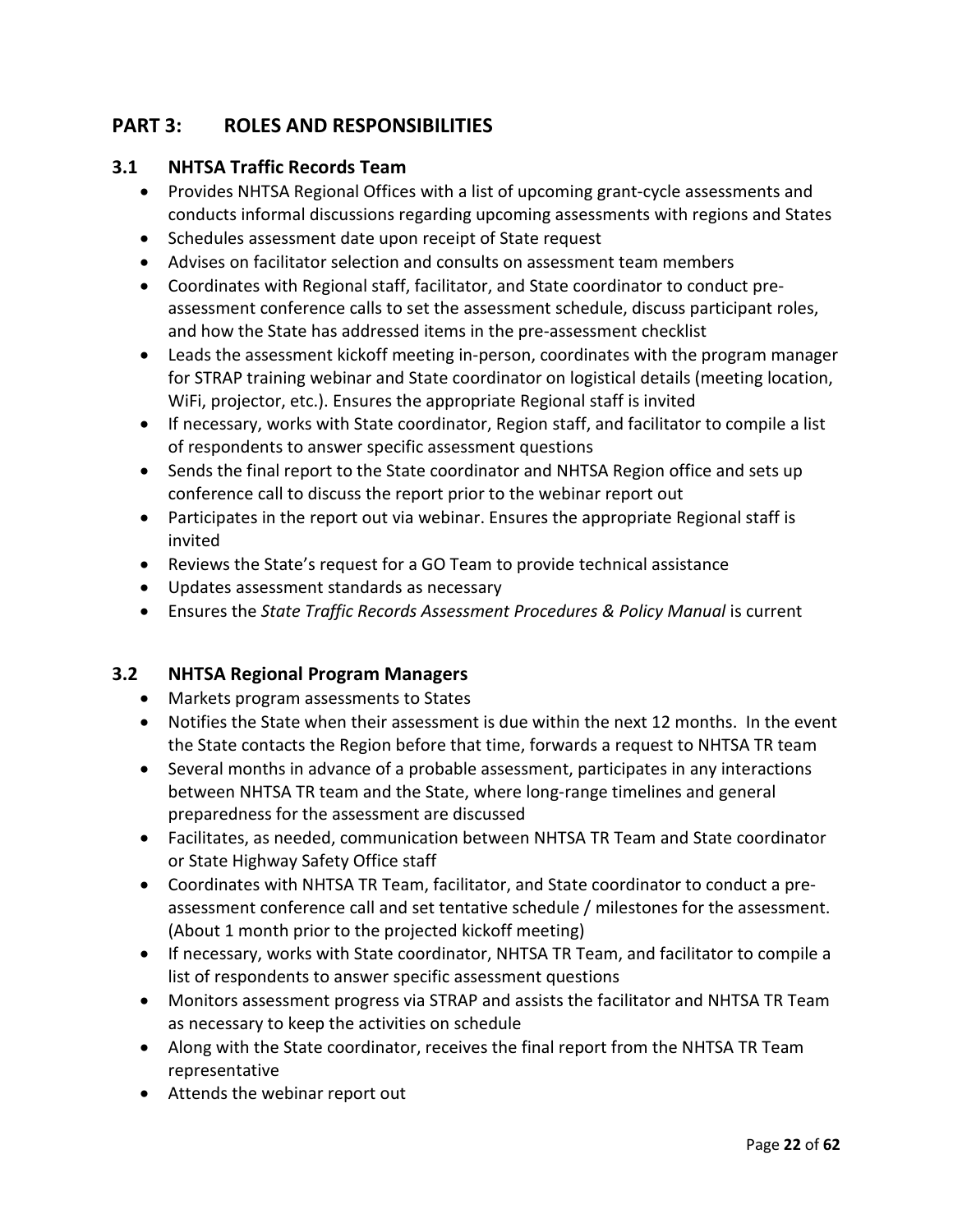# PART 3: ROLES AND RESPONSIBILITIES

## 3.1 NHTSA Traffic Records Team

- Provides NHTSA Regional Offices with a list of upcoming grant-cycle assessments and conducts informal discussions regarding upcoming assessments with regions and States
- Schedules assessment date upon receipt of State request
- Advises on facilitator selection and consults on assessment team members
- Coordinates with Regional staff, facilitator, and State coordinator to conduct pre-assessment conference calls to set the assessment schedule, discuss participant roles, and how the State has addressed items in the pre-assessment checklist
- Leads the assessment kickoff meeting in-person, coordinates with the program manager for STRAP training webinar and State coordinator on logistical details (meeting location, WiFi, projector, etc.). Ensures the appropriate Regional staff is invited
- If necessary, works with State coordinator, Region staff, and facilitator to compile a list of respondents to answer specific assessment questions
- Sends the final report to the State coordinator and NHTSA Region office and sets up conference call to discuss the report prior to the webinar report out
- Participates in the report out via webinar. Ensures the appropriate Regional staff is invited
- Reviews the State's request for a GO Team to provide technical assistance
- Updates assessment standards as necessary
- Ensures the *State Traffic Records Assessment Procedures & Policy Manual* is current

## 3.2 NHTSA Regional Program Managers

- Markets program assessments to States
- Notifies the State when their assessment is due within the next 12 months. In the event the State contacts the Region before that time, forwards a request to NHTSA TR team
- Several months in advance of a probable assessment, participates in any interactions between NHTSA TR team and the State, where long-range timelines and general preparedness for the assessment are discussed
- Facilitates, as needed, communication between NHTSA TR Team and State coordinator or State Highway Safety Office staff
- Coordinates with NHTSA TR Team, facilitator, and State coordinator to conduct a pre-assessment conference call and set tentative schedule / milestones for the assessment. (About 1 month prior to the projected kickoff meeting)
- If necessary, works with State coordinator, NHTSA TR Team, and facilitator to compile a list of respondents to answer specific assessment questions
- Monitors assessment progress via STRAP and assists the facilitator and NHTSA TR Team as necessary to keep the activities on schedule
- Along with the State coordinator, receives the final report from the NHTSA TR Team representative
- Attends the webinar report out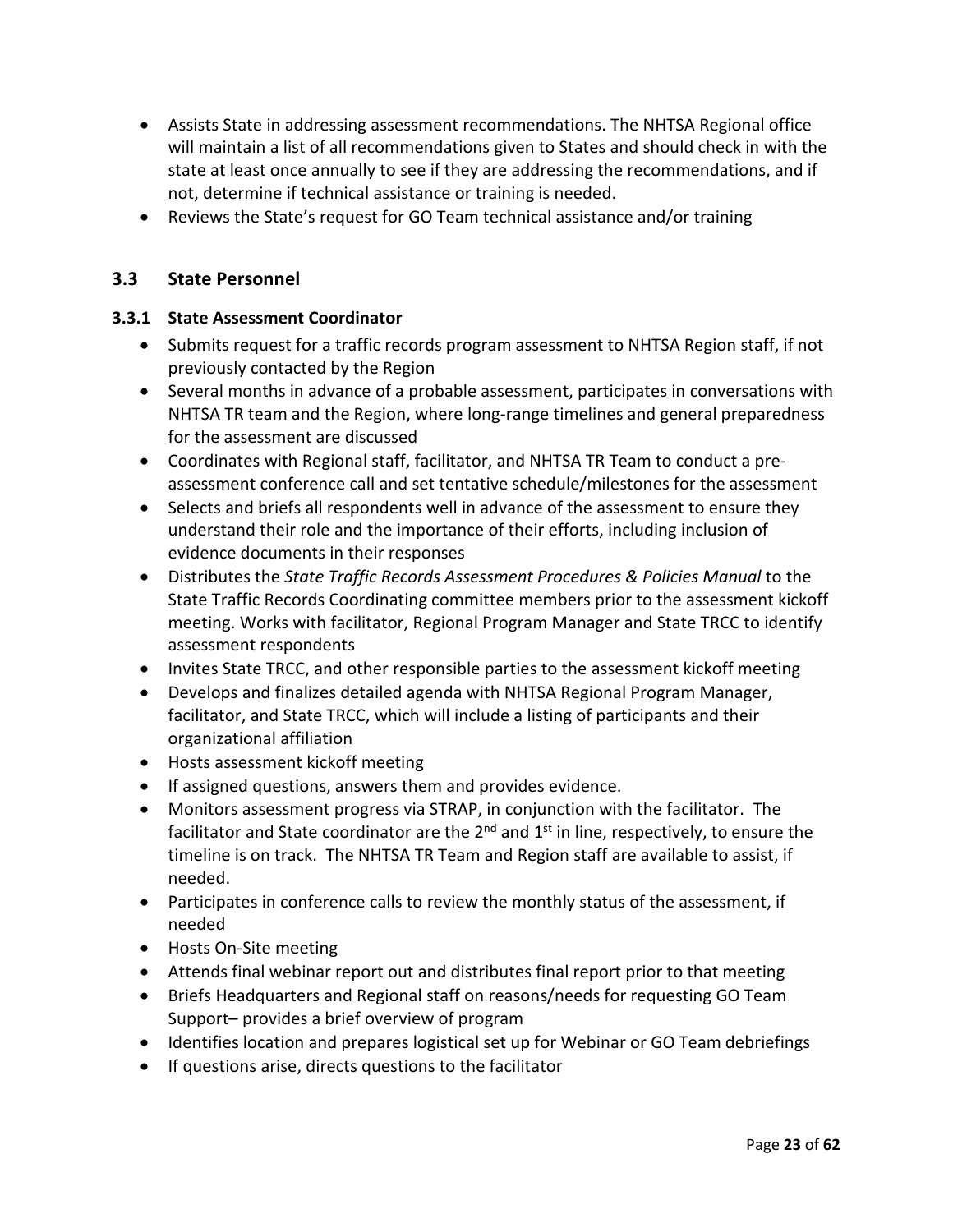- Assists State in addressing assessment recommendations. The NHTSA Regional office will maintain a list of all recommendations given to States and should check in with the state at least once annually to see if they are addressing the recommendations, and if not, determine if technical assistance or training is needed.
- Reviews the State's request for GO Team technical assistance and/or training

## 3.3 State Personnel

### 3.3.1 State Assessment Coordinator

- Submits request for a traffic records program assessment to NHTSA Region staff, if not previously contacted by the Region
- Several months in advance of a probable assessment, participates in conversations with NHTSA TR team and the Region, where long-range timelines and general preparedness for the assessment are discussed
- Coordinates with Regional staff, facilitator, and NHTSA TR Team to conduct a pre-assessment conference call and set tentative schedule/milestones for the assessment
- Selects and briefs all respondents well in advance of the assessment to ensure they understand their role and the importance of their efforts, including inclusion of evidence documents in their responses
- Distributes the *State Traffic Records Assessment Procedures & Policies Manual* to the State Traffic Records Coordinating committee members prior to the assessment kickoff meeting. Works with facilitator, Regional Program Manager and State TRCC to identify assessment respondents
- Invites State TRCC, and other responsible parties to the assessment kickoff meeting
- Develops and finalizes detailed agenda with NHTSA Regional Program Manager, facilitator, and State TRCC, which will include a listing of participants and their organizational affiliation
- Hosts assessment kickoff meeting
- If assigned questions, answers them and provides evidence.
- Monitors assessment progress via STRAP, in conjunction with the facilitator. The facilitator and State coordinator are the 2nd and 1st in line, respectively, to ensure the timeline is on track. The NHTSA TR Team and Region staff are available to assist, if needed.
- Participates in conference calls to review the monthly status of the assessment, if needed
- Hosts On-Site meeting
- Attends final webinar report out and distributes final report prior to that meeting
- Briefs Headquarters and Regional staff on reasons/needs for requesting GO Team Support– provides a brief overview of program
- Identifies location and prepares logistical set up for Webinar or GO Team debriefings
- If questions arise, directs questions to the facilitator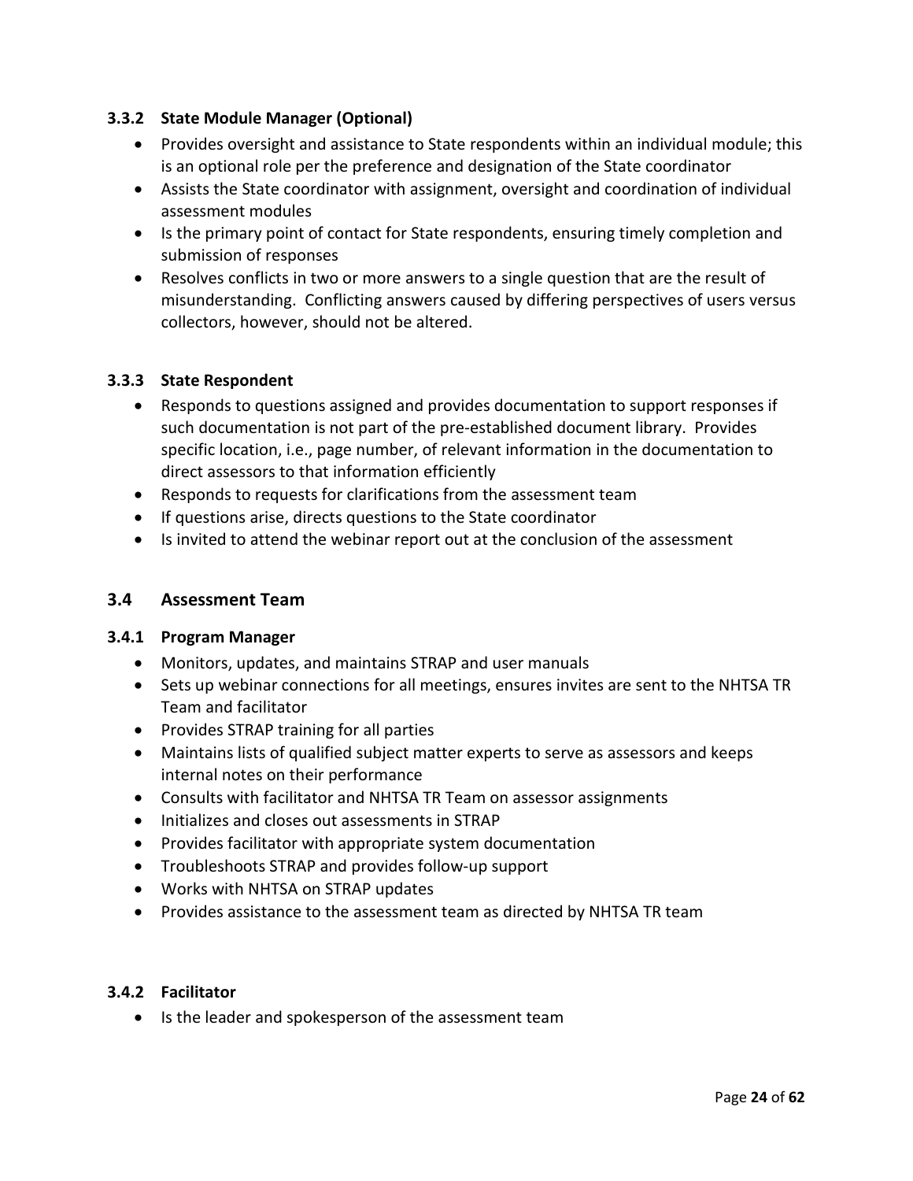### 3.3.2 State Module Manager (Optional)

- Provides oversight and assistance to State respondents within an individual module; this is an optional role per the preference and designation of the State coordinator
- Assists the State coordinator with assignment, oversight and coordination of individual assessment modules
- Is the primary point of contact for State respondents, ensuring timely completion and submission of responses
- Resolves conflicts in two or more answers to a single question that are the result of misunderstanding. Conflicting answers caused by differing perspectives of users versus collectors, however, should not be altered.

### 3.3.3 State Respondent

- Responds to questions assigned and provides documentation to support responses if such documentation is not part of the pre-established document library. Provides specific location, i.e., page number, of relevant information in the documentation to direct assessors to that information efficiently
- Responds to requests for clarifications from the assessment team
- If questions arise, directs questions to the State coordinator
- Is invited to attend the webinar report out at the conclusion of the assessment

## 3.4 Assessment Team

### 3.4.1 Program Manager

- Monitors, updates, and maintains STRAP and user manuals
- Sets up webinar connections for all meetings, ensures invites are sent to the NHTSA TR Team and facilitator
- Provides STRAP training for all parties
- Maintains lists of qualified subject matter experts to serve as assessors and keeps internal notes on their performance
- Consults with facilitator and NHTSA TR Team on assessor assignments
- Initializes and closes out assessments in STRAP
- Provides facilitator with appropriate system documentation
- Troubleshoots STRAP and provides follow-up support
- Works with NHTSA on STRAP updates
- Provides assistance to the assessment team as directed by NHTSA TR team

### 3.4.2 Facilitator

- Is the leader and spokesperson of the assessment team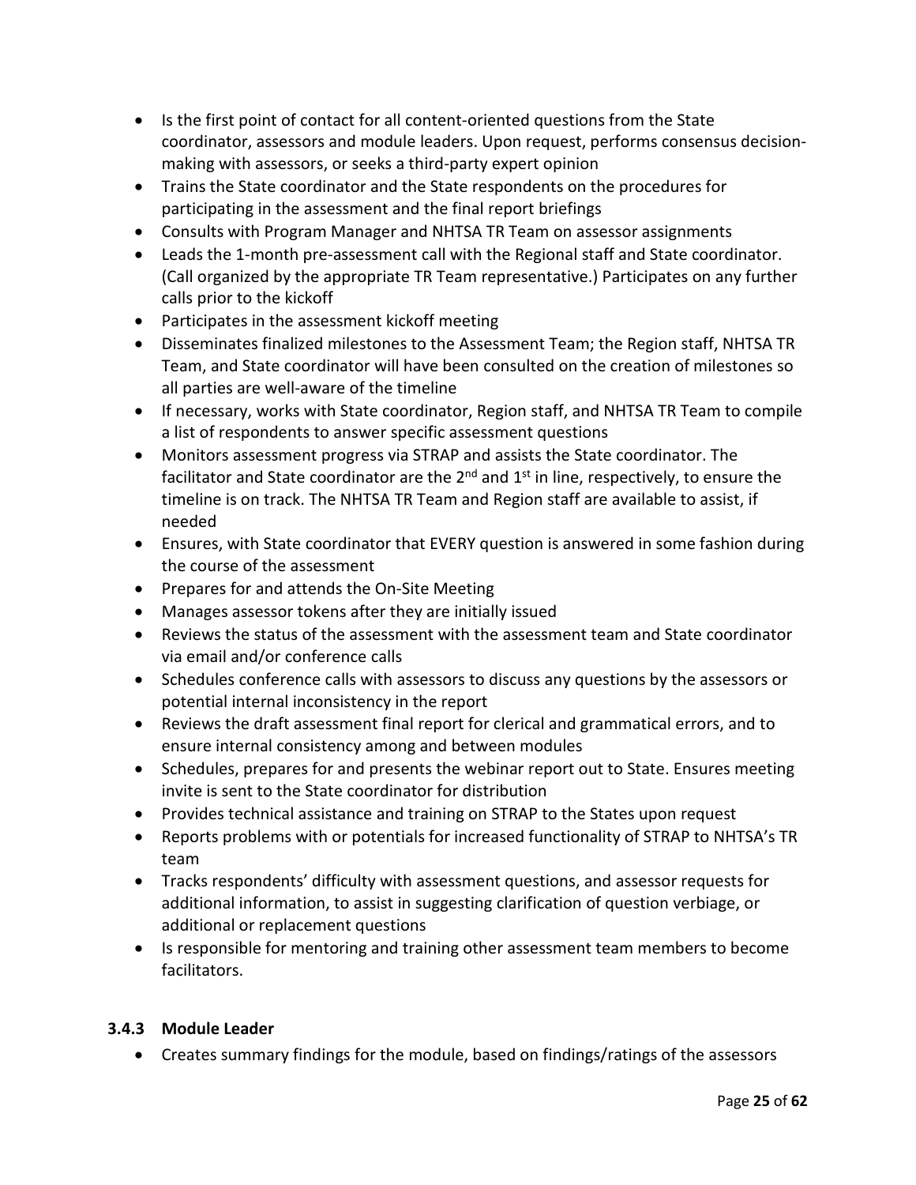- Is the first point of contact for all content-oriented questions from the State coordinator, assessors and module leaders. Upon request, performs consensus decision-making with assessors, or seeks a third-party expert opinion
- Trains the State coordinator and the State respondents on the procedures for participating in the assessment and the final report briefings
- Consults with Program Manager and NHTSA TR Team on assessor assignments
- Leads the 1-month pre-assessment call with the Regional staff and State coordinator. (Call organized by the appropriate TR Team representative.) Participates on any further calls prior to the kickoff
- Participates in the assessment kickoff meeting
- Disseminates finalized milestones to the Assessment Team; the Region staff, NHTSA TR Team, and State coordinator will have been consulted on the creation of milestones so all parties are well-aware of the timeline
- If necessary, works with State coordinator, Region staff, and NHTSA TR Team to compile a list of respondents to answer specific assessment questions
- Monitors assessment progress via STRAP and assists the State coordinator. The facilitator and State coordinator are the 2nd and 1st in line, respectively, to ensure the timeline is on track. The NHTSA TR Team and Region staff are available to assist, if needed
- Ensures, with State coordinator that EVERY question is answered in some fashion during the course of the assessment
- Prepares for and attends the On-Site Meeting
- Manages assessor tokens after they are initially issued
- Reviews the status of the assessment with the assessment team and State coordinator via email and/or conference calls
- Schedules conference calls with assessors to discuss any questions by the assessors or potential internal inconsistency in the report
- Reviews the draft assessment final report for clerical and grammatical errors, and to ensure internal consistency among and between modules
- Schedules, prepares for and presents the webinar report out to State. Ensures meeting invite is sent to the State coordinator for distribution
- Provides technical assistance and training on STRAP to the States upon request
- Reports problems with or potentials for increased functionality of STRAP to NHTSA's TR team
- Tracks respondents' difficulty with assessment questions, and assessor requests for additional information, to assist in suggesting clarification of question verbiage, or additional or replacement questions
- Is responsible for mentoring and training other assessment team members to become facilitators.

### 3.4.3 Module Leader

- Creates summary findings for the module, based on findings/ratings of the assessors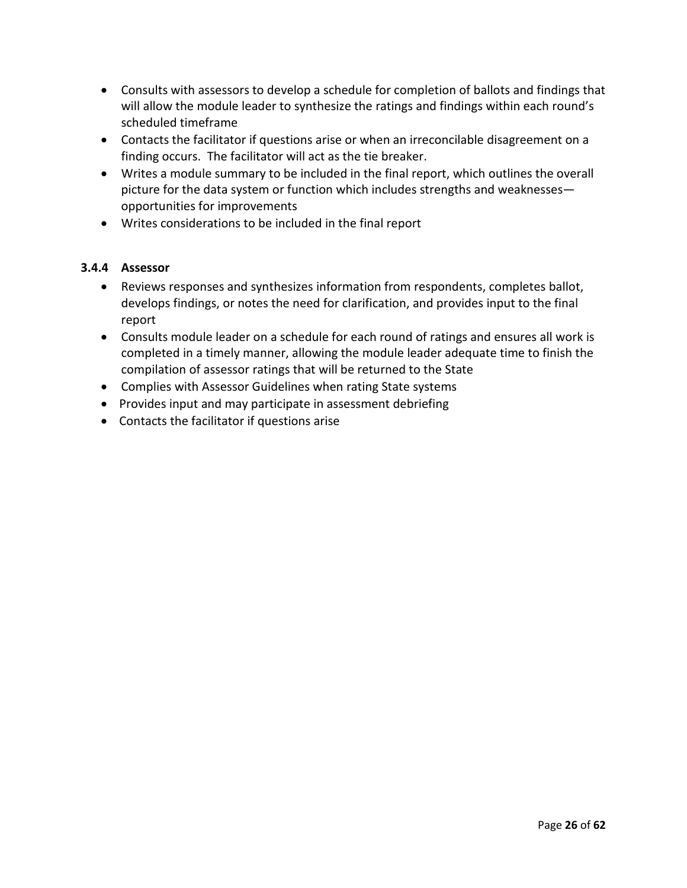- Consults with assessors to develop a schedule for completion of ballots and findings that will allow the module leader to synthesize the ratings and findings within each round's scheduled timeframe
- Contacts the facilitator if questions arise or when an irreconcilable disagreement on a finding occurs. The facilitator will act as the tie breaker.
- Writes a module summary to be included in the final report, which outlines the overall picture for the data system or function which includes strengths and weaknesses—opportunities for improvements
- Writes considerations to be included in the final report

### 3.4.4 Assessor

- Reviews responses and synthesizes information from respondents, completes ballot, develops findings, or notes the need for clarification, and provides input to the final report
- Consults module leader on a schedule for each round of ratings and ensures all work is completed in a timely manner, allowing the module leader adequate time to finish the compilation of assessor ratings that will be returned to the State
- Complies with Assessor Guidelines when rating State systems
- Provides input and may participate in assessment debriefing
- Contacts the facilitator if questions arise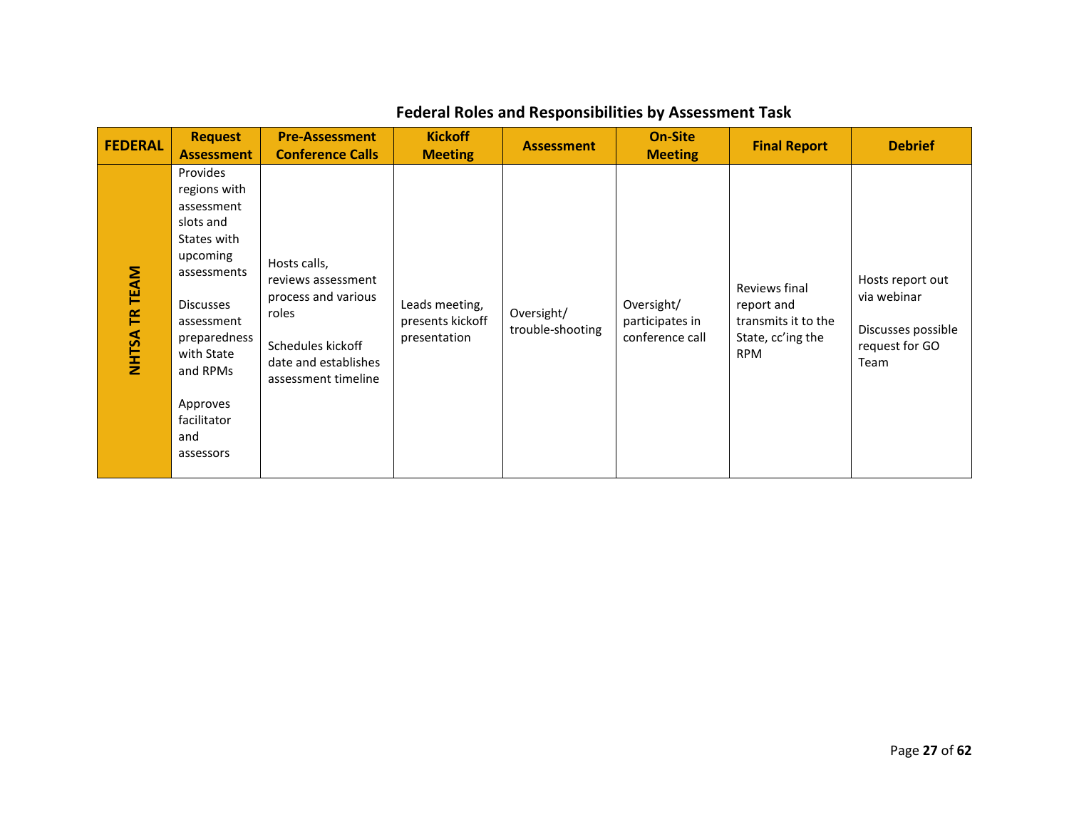### Federal Roles and Responsibilities by Assessment Task

| FEDERAL | Request Assessment | Pre-Assessment Conference Calls | Kickoff Meeting | Assessment | On-Site Meeting | Final Report | Debrief |
|---|---|---|---|---|---|---|---|
| **NHTSA TR TEAM** | Provides regions with assessment slots and States with upcoming assessments<br><br>Discusses assessment preparedness with State and RPMs<br><br>Approves facilitator and assessors | Hosts calls, reviews assessment process and various roles<br><br>Schedules kickoff date and establishes assessment timeline | Leads meeting, presents kickoff presentation | Oversight/ trouble-shooting | Oversight/ participates in conference call | Reviews final report and transmits it to the State, cc'ing the RPM | Hosts report out via webinar<br><br>Discusses possible request for GO Team |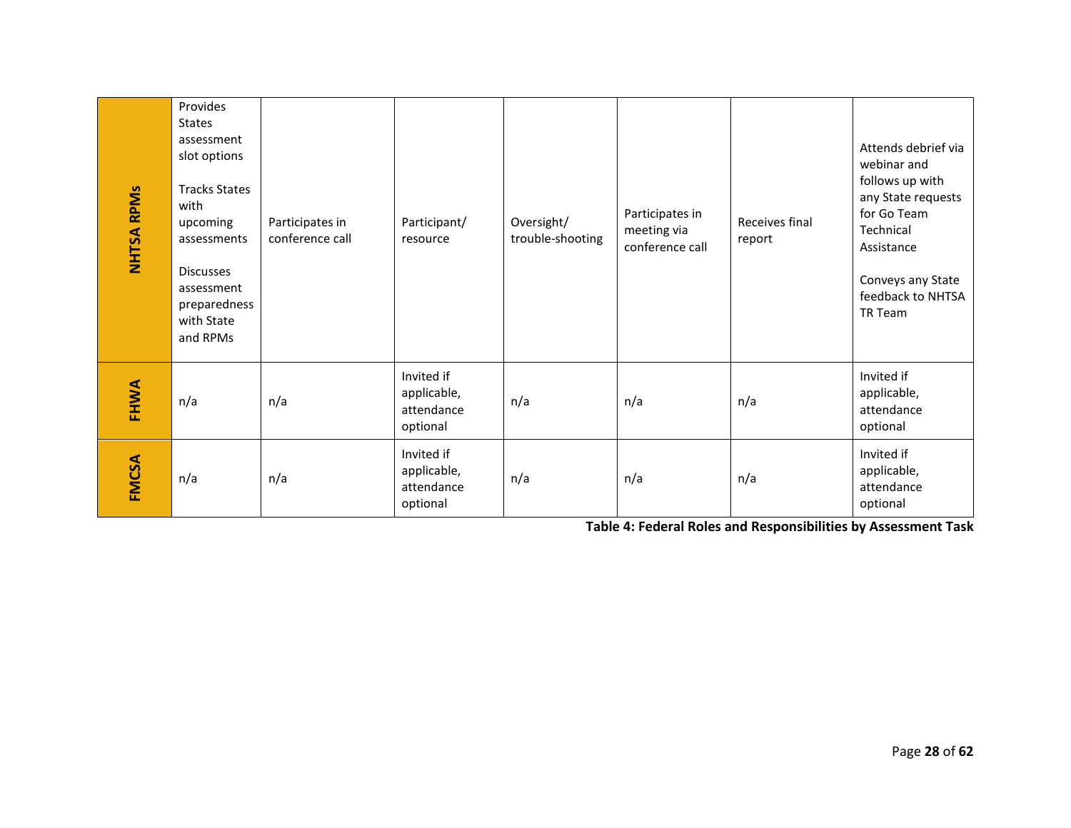| NHTSA RPMs | Provides States assessment slot options<br><br>Tracks States with upcoming assessments<br><br>Discusses assessment preparedness with State and RPMs | Participates in conference call | Participant/ resource | Oversight/ trouble-shooting | Participates in meeting via conference call | Receives final report | Attends debrief via webinar and follows up with any State requests for Go Team Technical Assistance<br><br>Conveys any State feedback to NHTSA TR Team |
|---|---|---|---|---|---|---|---|
| FHWA | n/a | n/a | Invited if applicable, attendance optional | n/a | n/a | n/a | Invited if applicable, attendance optional |
| FMCSA | n/a | n/a | Invited if applicable, attendance optional | n/a | n/a | n/a | Invited if applicable, attendance optional |

**Table 4: Federal Roles and Responsibilities by Assessment Task**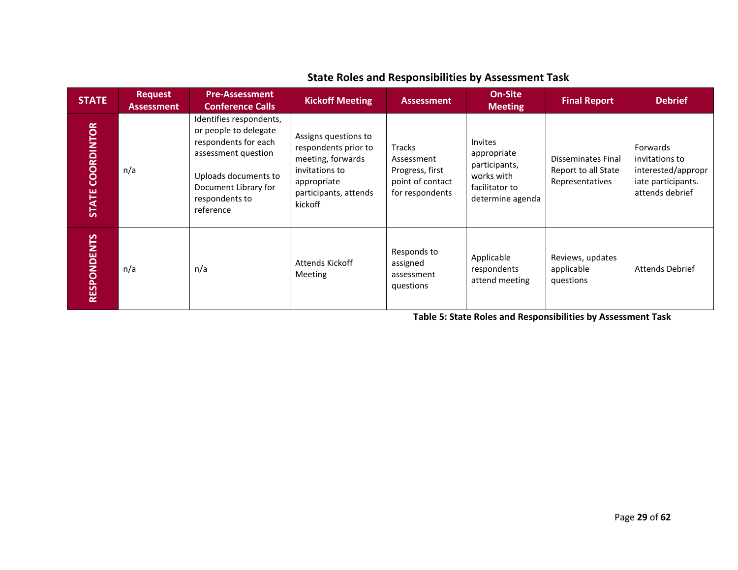## State Roles and Responsibilities by Assessment Task

| STATE | Request Assessment | Pre-Assessment Conference Calls | Kickoff Meeting | Assessment | On-Site Meeting | Final Report | Debrief |
|---|---|---|---|---|---|---|---|
| STATE COORDINTOR | n/a | Identifies respondents, or people to delegate respondents for each assessment question<br><br>Uploads documents to Document Library for respondents to reference | Assigns questions to respondents prior to meeting, forwards invitations to appropriate participants, attends kickoff | Tracks Assessment Progress, first point of contact for respondents | Invites appropriate participants, works with facilitator to determine agenda | Disseminates Final Report to all State Representatives | Forwards invitations to interested/appropriate participants. attends debrief |
| RESPONDENTS | n/a | n/a | Attends Kickoff Meeting | Responds to assigned assessment questions | Applicable respondents attend meeting | Reviews, updates applicable questions | Attends Debrief |

**Table 5: State Roles and Responsibilities by Assessment Task**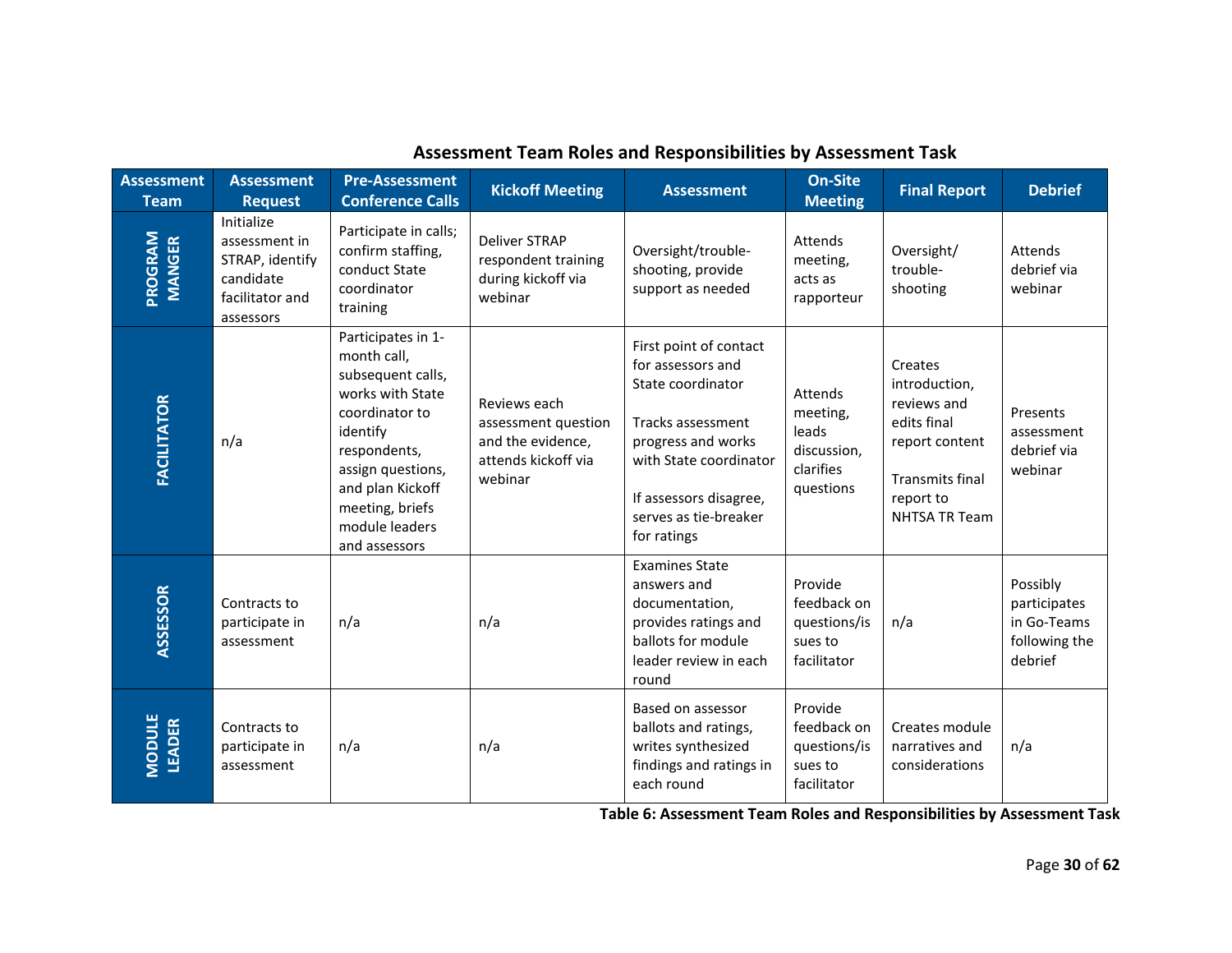### Assessment Team Roles and Responsibilities by Assessment Task

| Assessment Team | Assessment Request | Pre-Assessment Conference Calls | Kickoff Meeting | Assessment | On-Site Meeting | Final Report | Debrief |
|---|---|---|---|---|---|---|---|
| **PROGRAM MANGER** | Initialize assessment in STRAP, identify candidate facilitator and assessors | Participate in calls; confirm staffing, conduct State coordinator training | Deliver STRAP respondent training during kickoff via webinar | Oversight/trouble-shooting, provide support as needed | Attends meeting, acts as rapporteur | Oversight/ trouble-shooting | Attends debrief via webinar |
| **FACILITATOR** | n/a | Participates in 1-month call, subsequent calls, works with State coordinator to identify respondents, assign questions, and plan Kickoff meeting, briefs module leaders and assessors | Reviews each assessment question and the evidence, attends kickoff via webinar | First point of contact for assessors and State coordinator<br><br>Tracks assessment progress and works with State coordinator<br><br>If assessors disagree, serves as tie-breaker for ratings | Attends meeting, leads discussion, clarifies questions | Creates introduction, reviews and edits final report content<br><br>Transmits final report to NHTSA TR Team | Presents assessment debrief via webinar |
| **ASSESSOR** | Contracts to participate in assessment | n/a | n/a | Examines State answers and documentation, provides ratings and ballots for module leader review in each round | Provide feedback on questions/issues to facilitator | n/a | Possibly participates in Go-Teams following the debrief |
| **MODULE LEADER** | Contracts to participate in assessment | n/a | n/a | Based on assessor ballots and ratings, writes synthesized findings and ratings in each round | Provide feedback on questions/issues to facilitator | Creates module narratives and considerations | n/a |

**Table 6: Assessment Team Roles and Responsibilities by Assessment Task**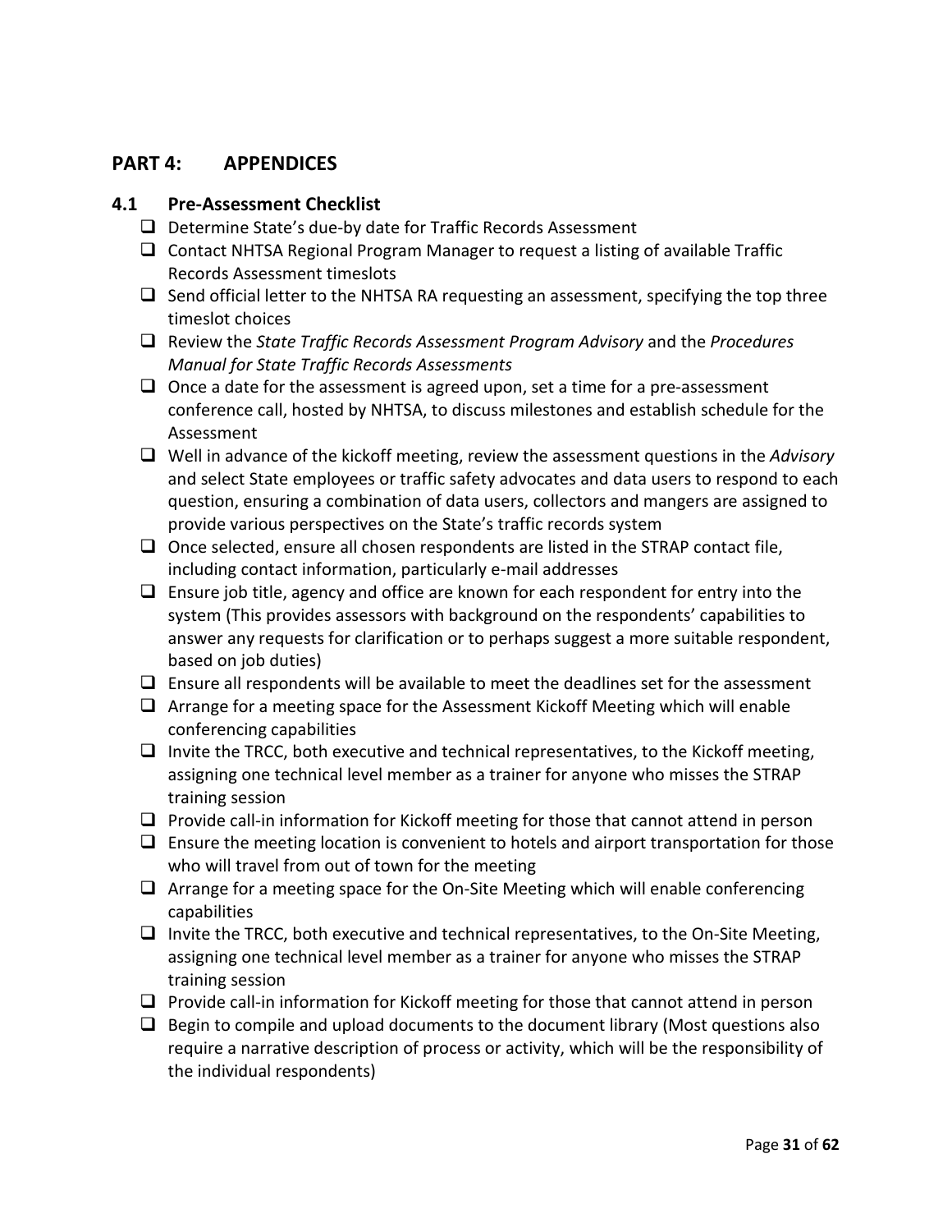## PART 4: APPENDICES

### 4.1 Pre-Assessment Checklist

- ❑ Determine State's due-by date for Traffic Records Assessment
- ❑ Contact NHTSA Regional Program Manager to request a listing of available Traffic Records Assessment timeslots
- ❑ Send official letter to the NHTSA RA requesting an assessment, specifying the top three timeslot choices
- ❑ Review the *State Traffic Records Assessment Program Advisory* and the *Procedures Manual for State Traffic Records Assessments*
- ❑ Once a date for the assessment is agreed upon, set a time for a pre-assessment conference call, hosted by NHTSA, to discuss milestones and establish schedule for the Assessment
- ❑ Well in advance of the kickoff meeting, review the assessment questions in the *Advisory* and select State employees or traffic safety advocates and data users to respond to each question, ensuring a combination of data users, collectors and mangers are assigned to provide various perspectives on the State's traffic records system
- ❑ Once selected, ensure all chosen respondents are listed in the STRAP contact file, including contact information, particularly e-mail addresses
- ❑ Ensure job title, agency and office are known for each respondent for entry into the system (This provides assessors with background on the respondents' capabilities to answer any requests for clarification or to perhaps suggest a more suitable respondent, based on job duties)
- ❑ Ensure all respondents will be available to meet the deadlines set for the assessment
- ❑ Arrange for a meeting space for the Assessment Kickoff Meeting which will enable conferencing capabilities
- ❑ Invite the TRCC, both executive and technical representatives, to the Kickoff meeting, assigning one technical level member as a trainer for anyone who misses the STRAP training session
- ❑ Provide call-in information for Kickoff meeting for those that cannot attend in person
- ❑ Ensure the meeting location is convenient to hotels and airport transportation for those who will travel from out of town for the meeting
- ❑ Arrange for a meeting space for the On-Site Meeting which will enable conferencing capabilities
- ❑ Invite the TRCC, both executive and technical representatives, to the On-Site Meeting, assigning one technical level member as a trainer for anyone who misses the STRAP training session
- ❑ Provide call-in information for Kickoff meeting for those that cannot attend in person
- ❑ Begin to compile and upload documents to the document library (Most questions also require a narrative description of process or activity, which will be the responsibility of the individual respondents)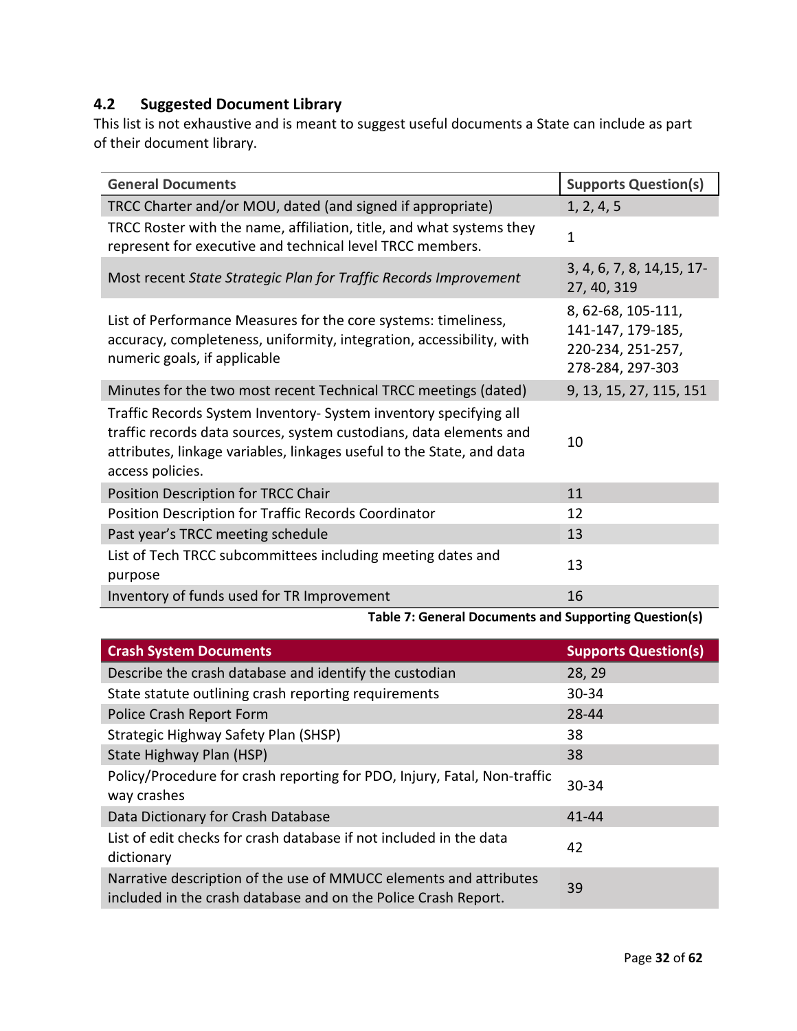## 4.2 Suggested Document Library

This list is not exhaustive and is meant to suggest useful documents a State can include as part of their document library.

| General Documents | Supports Question(s) |
|---|---|
| TRCC Charter and/or MOU, dated (and signed if appropriate) | 1, 2, 4, 5 |
| TRCC Roster with the name, affiliation, title, and what systems they represent for executive and technical level TRCC members. | 1 |
| Most recent *State Strategic Plan for Traffic Records Improvement* | 3, 4, 6, 7, 8, 14,15, 17-27, 40, 319 |
| List of Performance Measures for the core systems: timeliness, accuracy, completeness, uniformity, integration, accessibility, with numeric goals, if applicable | 8, 62-68, 105-111, 141-147, 179-185, 220-234, 251-257, 278-284, 297-303 |
| Minutes for the two most recent Technical TRCC meetings (dated) | 9, 13, 15, 27, 115, 151 |
| Traffic Records System Inventory- System inventory specifying all traffic records data sources, system custodians, data elements and attributes, linkage variables, linkages useful to the State, and data access policies. | 10 |
| Position Description for TRCC Chair | 11 |
| Position Description for Traffic Records Coordinator | 12 |
| Past year's TRCC meeting schedule | 13 |
| List of Tech TRCC subcommittees including meeting dates and purpose | 13 |
| Inventory of funds used for TR Improvement | 16 |

**Table 7: General Documents and Supporting Question(s)**

| Crash System Documents | Supports Question(s) |
|---|---|
| Describe the crash database and identify the custodian | 28, 29 |
| State statute outlining crash reporting requirements | 30-34 |
| Police Crash Report Form | 28-44 |
| Strategic Highway Safety Plan (SHSP) | 38 |
| State Highway Plan (HSP) | 38 |
| Policy/Procedure for crash reporting for PDO, Injury, Fatal, Non-traffic way crashes | 30-34 |
| Data Dictionary for Crash Database | 41-44 |
| List of edit checks for crash database if not included in the data dictionary | 42 |
| Narrative description of the use of MMUCC elements and attributes included in the crash database and on the Police Crash Report. | 39 |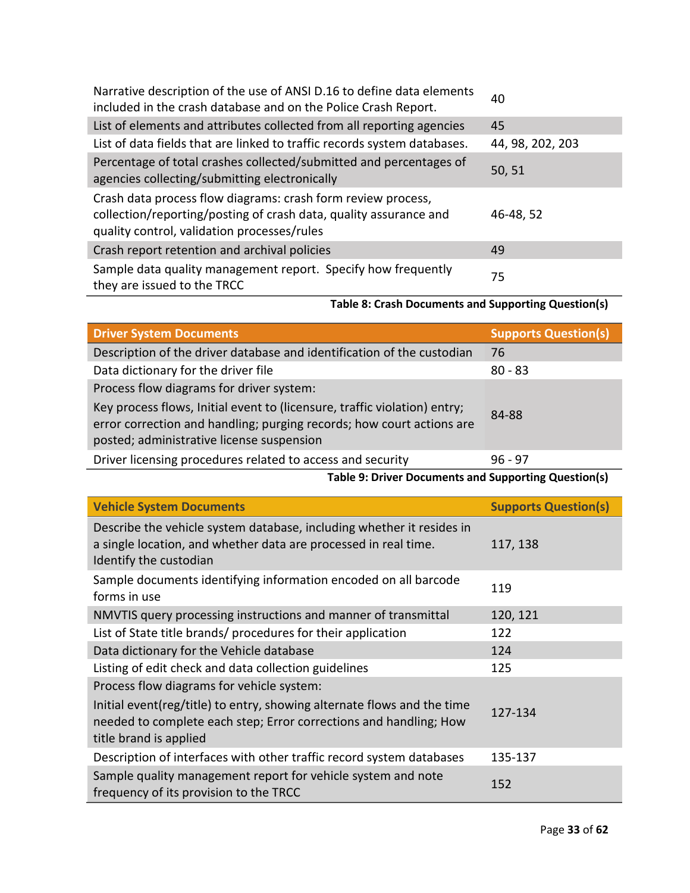| | |
|---|---|
| Narrative description of the use of ANSI D.16 to define data elements included in the crash database and on the Police Crash Report. | 40 |
| List of elements and attributes collected from all reporting agencies | 45 |
| List of data fields that are linked to traffic records system databases. | 44, 98, 202, 203 |
| Percentage of total crashes collected/submitted and percentages of agencies collecting/submitting electronically | 50, 51 |
| Crash data process flow diagrams: crash form review process, collection/reporting/posting of crash data, quality assurance and quality control, validation processes/rules | 46-48, 52 |
| Crash report retention and archival policies | 49 |
| Sample data quality management report. Specify how frequently they are issued to the TRCC | 75 |

**Table 8: Crash Documents and Supporting Question(s)**

| Driver System Documents | Supports Question(s) |
|---|---|
| Description of the driver database and identification of the custodian | 76 |
| Data dictionary for the driver file | 80 - 83 |
| Process flow diagrams for driver system:<br>Key process flows, Initial event to (licensure, traffic violation) entry; error correction and handling; purging records; how court actions are posted; administrative license suspension | 84-88 |
| Driver licensing procedures related to access and security | 96 - 97 |

**Table 9: Driver Documents and Supporting Question(s)**

| Vehicle System Documents | Supports Question(s) |
|---|---|
| Describe the vehicle system database, including whether it resides in a single location, and whether data are processed in real time. Identify the custodian | 117, 138 |
| Sample documents identifying information encoded on all barcode forms in use | 119 |
| NMVTIS query processing instructions and manner of transmittal | 120, 121 |
| List of State title brands/ procedures for their application | 122 |
| Data dictionary for the Vehicle database | 124 |
| Listing of edit check and data collection guidelines | 125 |
| Process flow diagrams for vehicle system:<br>Initial event(reg/title) to entry, showing alternate flows and the time needed to complete each step; Error corrections and handling; How title brand is applied | 127-134 |
| Description of interfaces with other traffic record system databases | 135-137 |
| Sample quality management report for vehicle system and note frequency of its provision to the TRCC | 152 |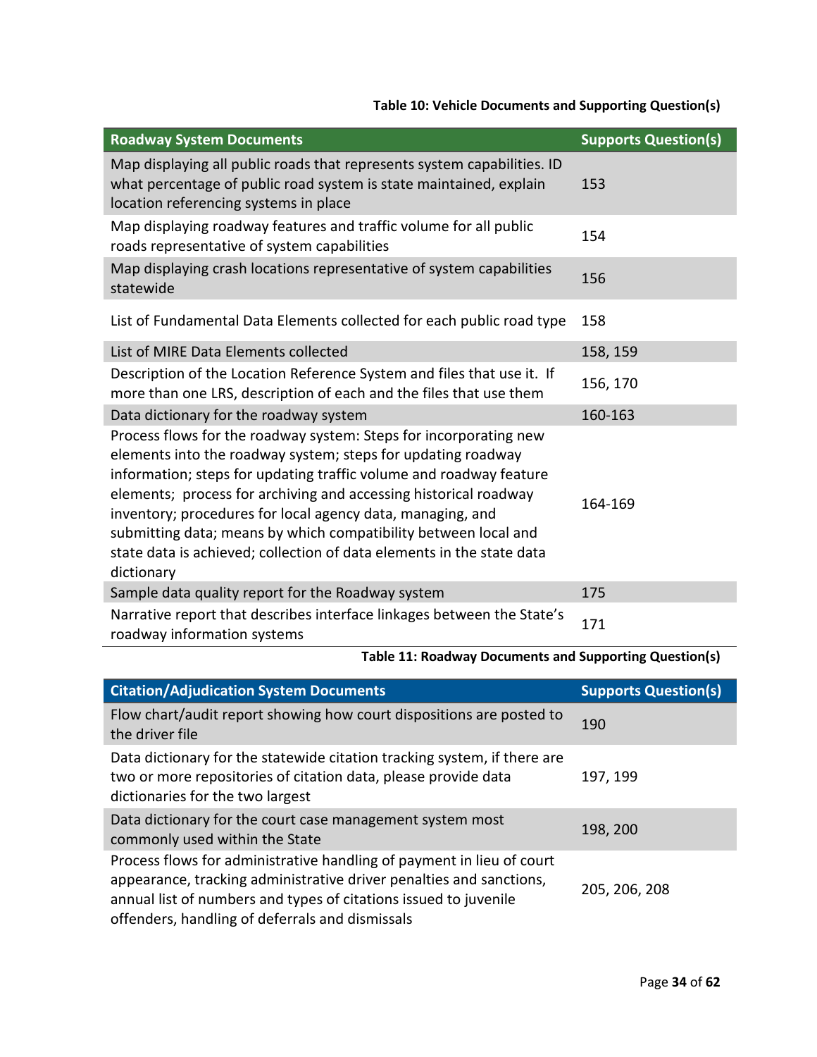**Table 10: Vehicle Documents and Supporting Question(s)**

| Roadway System Documents | Supports Question(s) |
| --- | --- |
| Map displaying all public roads that represents system capabilities. ID what percentage of public road system is state maintained, explain location referencing systems in place | 153 |
| Map displaying roadway features and traffic volume for all public roads representative of system capabilities | 154 |
| Map displaying crash locations representative of system capabilities statewide | 156 |
| List of Fundamental Data Elements collected for each public road type | 158 |
| List of MIRE Data Elements collected | 158, 159 |
| Description of the Location Reference System and files that use it. If more than one LRS, description of each and the files that use them | 156, 170 |
| Data dictionary for the roadway system | 160-163 |
| Process flows for the roadway system: Steps for incorporating new elements into the roadway system; steps for updating roadway information; steps for updating traffic volume and roadway feature elements; process for archiving and accessing historical roadway inventory; procedures for local agency data, managing, and submitting data; means by which compatibility between local and state data is achieved; collection of data elements in the state data dictionary | 164-169 |
| Sample data quality report for the Roadway system | 175 |
| Narrative report that describes interface linkages between the State's roadway information systems | 171 |

**Table 11: Roadway Documents and Supporting Question(s)**

| Citation/Adjudication System Documents | Supports Question(s) |
| --- | --- |
| Flow chart/audit report showing how court dispositions are posted to the driver file | 190 |
| Data dictionary for the statewide citation tracking system, if there are two or more repositories of citation data, please provide data dictionaries for the two largest | 197, 199 |
| Data dictionary for the court case management system most commonly used within the State | 198, 200 |
| Process flows for administrative handling of payment in lieu of court appearance, tracking administrative driver penalties and sanctions, annual list of numbers and types of citations issued to juvenile offenders, handling of deferrals and dismissals | 205, 206, 208 |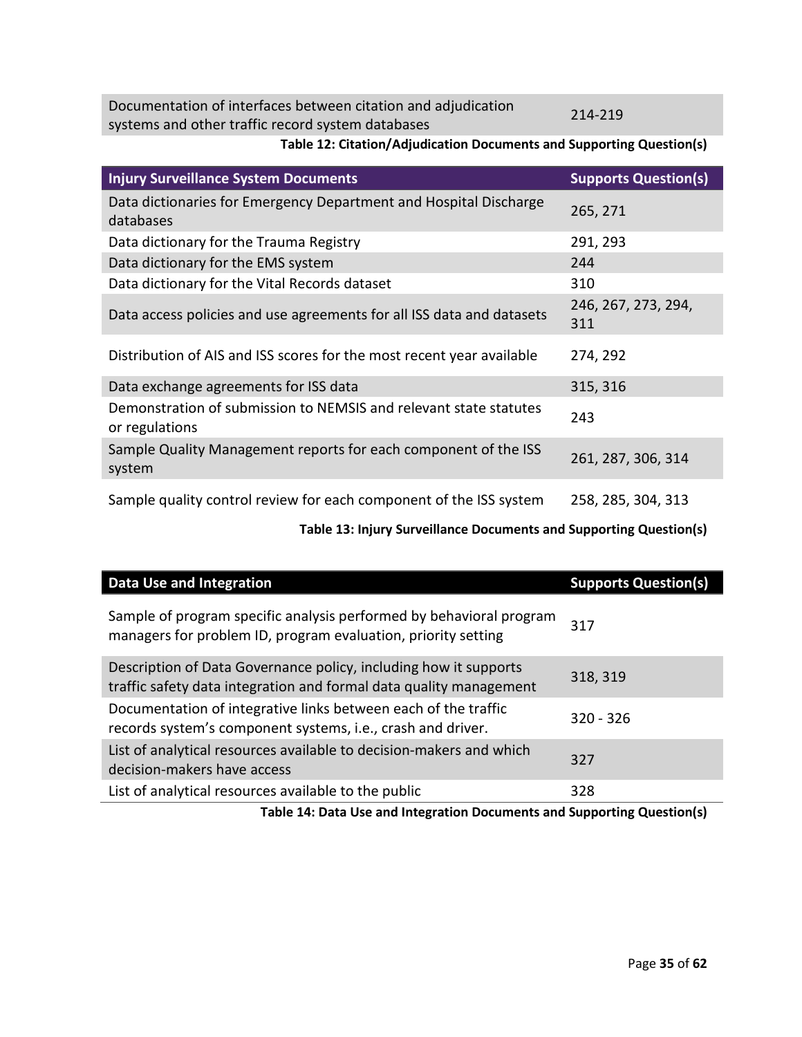| | |
|---|---|
| Documentation of interfaces between citation and adjudication systems and other traffic record system databases | 214-219 |

**Table 12: Citation/Adjudication Documents and Supporting Question(s)**

| Injury Surveillance System Documents | Supports Question(s) |
|---|---|
| Data dictionaries for Emergency Department and Hospital Discharge databases | 265, 271 |
| Data dictionary for the Trauma Registry | 291, 293 |
| Data dictionary for the EMS system | 244 |
| Data dictionary for the Vital Records dataset | 310 |
| Data access policies and use agreements for all ISS data and datasets | 246, 267, 273, 294, 311 |
| Distribution of AIS and ISS scores for the most recent year available | 274, 292 |
| Data exchange agreements for ISS data | 315, 316 |
| Demonstration of submission to NEMSIS and relevant state statutes or regulations | 243 |
| Sample Quality Management reports for each component of the ISS system | 261, 287, 306, 314 |
| Sample quality control review for each component of the ISS system | 258, 285, 304, 313 |

**Table 13: Injury Surveillance Documents and Supporting Question(s)**

| Data Use and Integration | Supports Question(s) |
|---|---|
| Sample of program specific analysis performed by behavioral program managers for problem ID, program evaluation, priority setting | 317 |
| Description of Data Governance policy, including how it supports traffic safety data integration and formal data quality management | 318, 319 |
| Documentation of integrative links between each of the traffic records system's component systems, i.e., crash and driver. | 320 - 326 |
| List of analytical resources available to decision-makers and which decision-makers have access | 327 |
| List of analytical resources available to the public | 328 |

**Table 14: Data Use and Integration Documents and Supporting Question(s)**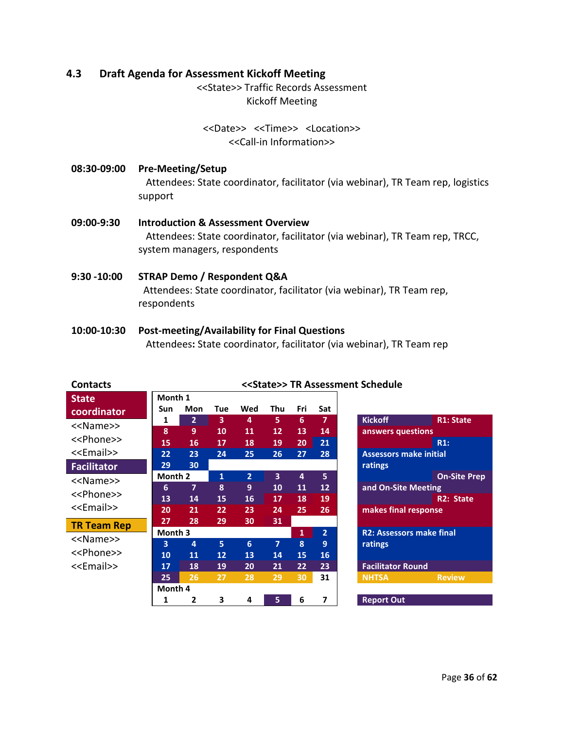## 4.3 Draft Agenda for Assessment Kickoff Meeting

<<State>> Traffic Records Assessment
Kickoff Meeting

<<Date>> <<Time>> <Location>>
<<Call-in Information>>

**08:30-09:00** **Pre-Meeting/Setup**
Attendees: State coordinator, facilitator (via webinar), TR Team rep, logistics support

**09:00-9:30** **Introduction & Assessment Overview**
Attendees: State coordinator, facilitator (via webinar), TR Team rep, TRCC, system managers, respondents

**9:30 -10:00** **STRAP Demo / Respondent Q&A**
Attendees: State coordinator, facilitator (via webinar), TR Team rep, respondents

**10:00-10:30** **Post-meeting/Availability for Final Questions**
Attendees**:** State coordinator, facilitator (via webinar), TR Team rep

**Contacts**

**State coordinator**
<<Name>>
<<Phone>>
<<Email>>

**Facilitator**
<<Name>>
<<Phone>>
<<Email>>

**TR Team Rep**
<<Name>>
<<Phone>>
<<Email>>

**<<State>> TR Assessment Schedule**

| Month 1 | | | | | | |
|---|---|---|---|---|---|---|
| Sun | Mon | Tue | Wed | Thu | Fri | Sat |
| 1 | 2 | 3 | 4 | 5 | 6 | 7 |
| 8 | 9 | 10 | 11 | 12 | 13 | 14 |
| 15 | 16 | 17 | 18 | 19 | 20 | 21 |
| 22 | 23 | 24 | 25 | 26 | 27 | 28 |
| 29 | 30 | | | | | |
| Month 2 | | 1 | 2 | 3 | 4 | 5 |
| 6 | 7 | 8 | 9 | 10 | 11 | 12 |
| 13 | 14 | 15 | 16 | 17 | 18 | 19 |
| 20 | 21 | 22 | 23 | 24 | 25 | 26 |
| 27 | 28 | 29 | 30 | 31 | | |
| Month 3 | | | | | 1 | 2 |
| 3 | 4 | 5 | 6 | 7 | 8 | 9 |
| 10 | 11 | 12 | 13 | 14 | 15 | 16 |
| 17 | 18 | 19 | 20 | 21 | 22 | 23 |
| 25 | 26 | 27 | 28 | 29 | 30 | 31 |
| Month 4 | | | | | | |
| 1 | 2 | 3 | 4 | 5 | 6 | 7 |

**Legend**

- **Kickoff**
- **R1: State answers questions**
- **R1: Assessors make initial ratings**
- **On-Site Prep and On-Site Meeting**
- **R2: State makes final response**
- **R2: Assessors make final ratings**
- **Facilitator Round**
- **NHTSA Review**
- **Report Out**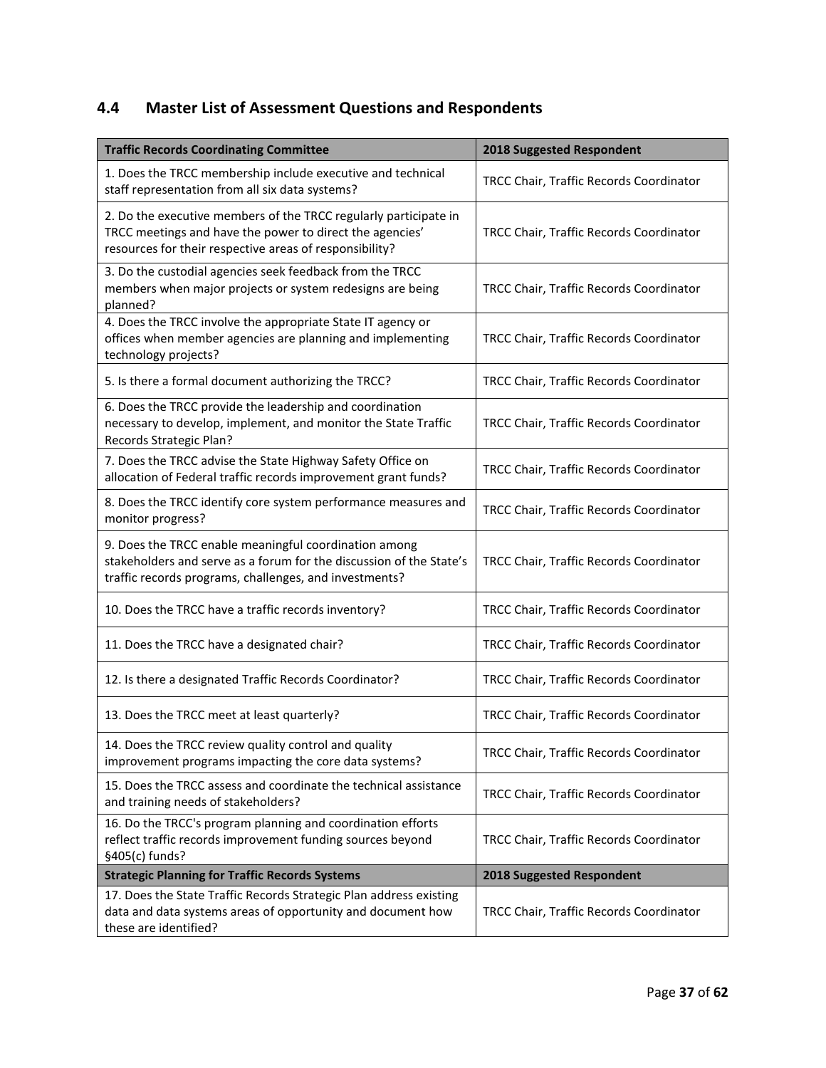## 4.4 Master List of Assessment Questions and Respondents

| Traffic Records Coordinating Committee | 2018 Suggested Respondent |
|---|---|
| 1. Does the TRCC membership include executive and technical staff representation from all six data systems? | TRCC Chair, Traffic Records Coordinator |
| 2. Do the executive members of the TRCC regularly participate in TRCC meetings and have the power to direct the agencies' resources for their respective areas of responsibility? | TRCC Chair, Traffic Records Coordinator |
| 3. Do the custodial agencies seek feedback from the TRCC members when major projects or system redesigns are being planned? | TRCC Chair, Traffic Records Coordinator |
| 4. Does the TRCC involve the appropriate State IT agency or offices when member agencies are planning and implementing technology projects? | TRCC Chair, Traffic Records Coordinator |
| 5. Is there a formal document authorizing the TRCC? | TRCC Chair, Traffic Records Coordinator |
| 6. Does the TRCC provide the leadership and coordination necessary to develop, implement, and monitor the State Traffic Records Strategic Plan? | TRCC Chair, Traffic Records Coordinator |
| 7. Does the TRCC advise the State Highway Safety Office on allocation of Federal traffic records improvement grant funds? | TRCC Chair, Traffic Records Coordinator |
| 8. Does the TRCC identify core system performance measures and monitor progress? | TRCC Chair, Traffic Records Coordinator |
| 9. Does the TRCC enable meaningful coordination among stakeholders and serve as a forum for the discussion of the State's traffic records programs, challenges, and investments? | TRCC Chair, Traffic Records Coordinator |
| 10. Does the TRCC have a traffic records inventory? | TRCC Chair, Traffic Records Coordinator |
| 11. Does the TRCC have a designated chair? | TRCC Chair, Traffic Records Coordinator |
| 12. Is there a designated Traffic Records Coordinator? | TRCC Chair, Traffic Records Coordinator |
| 13. Does the TRCC meet at least quarterly? | TRCC Chair, Traffic Records Coordinator |
| 14. Does the TRCC review quality control and quality improvement programs impacting the core data systems? | TRCC Chair, Traffic Records Coordinator |
| 15. Does the TRCC assess and coordinate the technical assistance and training needs of stakeholders? | TRCC Chair, Traffic Records Coordinator |
| 16. Do the TRCC's program planning and coordination efforts reflect traffic records improvement funding sources beyond §405(c) funds? | TRCC Chair, Traffic Records Coordinator |
| **Strategic Planning for Traffic Records Systems** | **2018 Suggested Respondent** |
| 17. Does the State Traffic Records Strategic Plan address existing data and data systems areas of opportunity and document how these are identified? | TRCC Chair, Traffic Records Coordinator |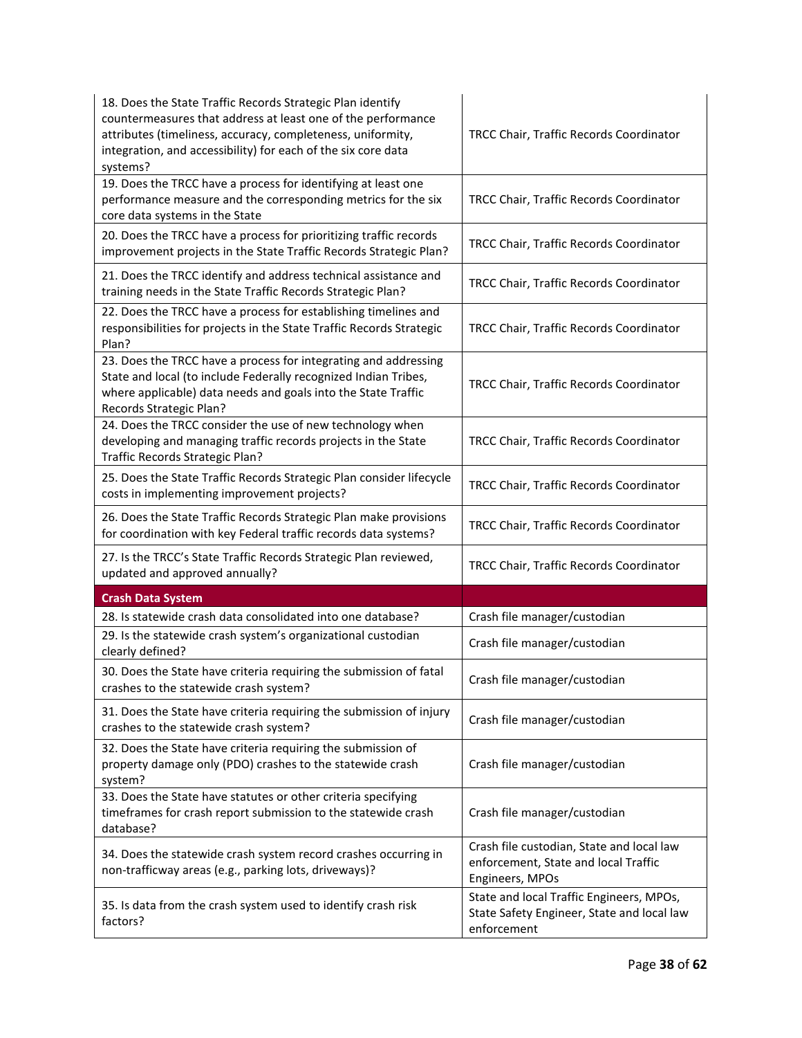| | |
|---|---|
| 18. Does the State Traffic Records Strategic Plan identify countermeasures that address at least one of the performance attributes (timeliness, accuracy, completeness, uniformity, integration, and accessibility) for each of the six core data systems? | TRCC Chair, Traffic Records Coordinator |
| 19. Does the TRCC have a process for identifying at least one performance measure and the corresponding metrics for the six core data systems in the State | TRCC Chair, Traffic Records Coordinator |
| 20. Does the TRCC have a process for prioritizing traffic records improvement projects in the State Traffic Records Strategic Plan? | TRCC Chair, Traffic Records Coordinator |
| 21. Does the TRCC identify and address technical assistance and training needs in the State Traffic Records Strategic Plan? | TRCC Chair, Traffic Records Coordinator |
| 22. Does the TRCC have a process for establishing timelines and responsibilities for projects in the State Traffic Records Strategic Plan? | TRCC Chair, Traffic Records Coordinator |
| 23. Does the TRCC have a process for integrating and addressing State and local (to include Federally recognized Indian Tribes, where applicable) data needs and goals into the State Traffic Records Strategic Plan? | TRCC Chair, Traffic Records Coordinator |
| 24. Does the TRCC consider the use of new technology when developing and managing traffic records projects in the State Traffic Records Strategic Plan? | TRCC Chair, Traffic Records Coordinator |
| 25. Does the State Traffic Records Strategic Plan consider lifecycle costs in implementing improvement projects? | TRCC Chair, Traffic Records Coordinator |
| 26. Does the State Traffic Records Strategic Plan make provisions for coordination with key Federal traffic records data systems? | TRCC Chair, Traffic Records Coordinator |
| 27. Is the TRCC's State Traffic Records Strategic Plan reviewed, updated and approved annually? | TRCC Chair, Traffic Records Coordinator |
| **Crash Data System** | |
| 28. Is statewide crash data consolidated into one database? | Crash file manager/custodian |
| 29. Is the statewide crash system's organizational custodian clearly defined? | Crash file manager/custodian |
| 30. Does the State have criteria requiring the submission of fatal crashes to the statewide crash system? | Crash file manager/custodian |
| 31. Does the State have criteria requiring the submission of injury crashes to the statewide crash system? | Crash file manager/custodian |
| 32. Does the State have criteria requiring the submission of property damage only (PDO) crashes to the statewide crash system? | Crash file manager/custodian |
| 33. Does the State have statutes or other criteria specifying timeframes for crash report submission to the statewide crash database? | Crash file manager/custodian |
| 34. Does the statewide crash system record crashes occurring in non-trafficway areas (e.g., parking lots, driveways)? | Crash file custodian, State and local law enforcement, State and local Traffic Engineers, MPOs |
| 35. Is data from the crash system used to identify crash risk factors? | State and local Traffic Engineers, MPOs, State Safety Engineer, State and local law enforcement |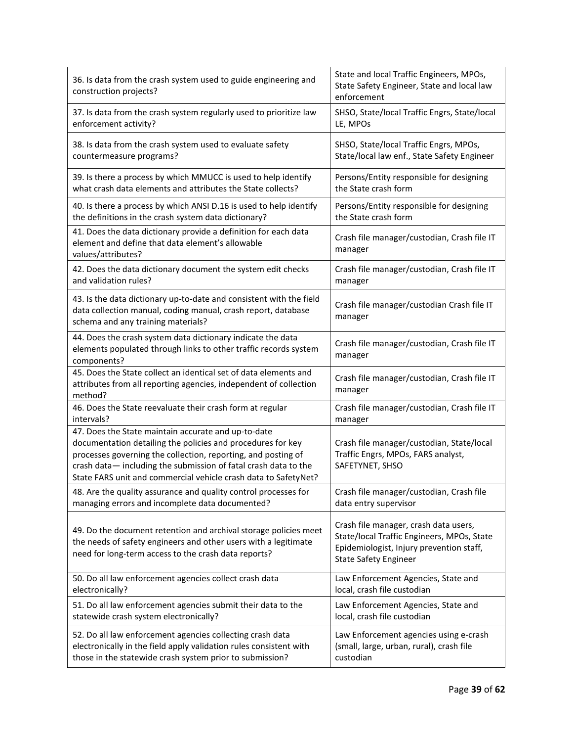| | |
|---|---|
| 36. Is data from the crash system used to guide engineering and construction projects? | State and local Traffic Engineers, MPOs, State Safety Engineer, State and local law enforcement |
| 37. Is data from the crash system regularly used to prioritize law enforcement activity? | SHSO, State/local Traffic Engrs, State/local LE, MPOs |
| 38. Is data from the crash system used to evaluate safety countermeasure programs? | SHSO, State/local Traffic Engrs, MPOs, State/local law enf., State Safety Engineer |
| 39. Is there a process by which MMUCC is used to help identify what crash data elements and attributes the State collects? | Persons/Entity responsible for designing the State crash form |
| 40. Is there a process by which ANSI D.16 is used to help identify the definitions in the crash system data dictionary? | Persons/Entity responsible for designing the State crash form |
| 41. Does the data dictionary provide a definition for each data element and define that data element's allowable values/attributes? | Crash file manager/custodian, Crash file IT manager |
| 42. Does the data dictionary document the system edit checks and validation rules? | Crash file manager/custodian, Crash file IT manager |
| 43. Is the data dictionary up-to-date and consistent with the field data collection manual, coding manual, crash report, database schema and any training materials? | Crash file manager/custodian Crash file IT manager |
| 44. Does the crash system data dictionary indicate the data elements populated through links to other traffic records system components? | Crash file manager/custodian, Crash file IT manager |
| 45. Does the State collect an identical set of data elements and attributes from all reporting agencies, independent of collection method? | Crash file manager/custodian, Crash file IT manager |
| 46. Does the State reevaluate their crash form at regular intervals? | Crash file manager/custodian, Crash file IT manager |
| 47. Does the State maintain accurate and up-to-date documentation detailing the policies and procedures for key processes governing the collection, reporting, and posting of crash data— including the submission of fatal crash data to the State FARS unit and commercial vehicle crash data to SafetyNet? | Crash file manager/custodian, State/local Traffic Engrs, MPOs, FARS analyst, SAFETYNET, SHSO |
| 48. Are the quality assurance and quality control processes for managing errors and incomplete data documented? | Crash file manager/custodian, Crash file data entry supervisor |
| 49. Do the document retention and archival storage policies meet the needs of safety engineers and other users with a legitimate need for long-term access to the crash data reports? | Crash file manager, crash data users, State/local Traffic Engineers, MPOs, State Epidemiologist, Injury prevention staff, State Safety Engineer |
| 50. Do all law enforcement agencies collect crash data electronically? | Law Enforcement Agencies, State and local, crash file custodian |
| 51. Do all law enforcement agencies submit their data to the statewide crash system electronically? | Law Enforcement Agencies, State and local, crash file custodian |
| 52. Do all law enforcement agencies collecting crash data electronically in the field apply validation rules consistent with those in the statewide crash system prior to submission? | Law Enforcement agencies using e-crash (small, large, urban, rural), crash file custodian |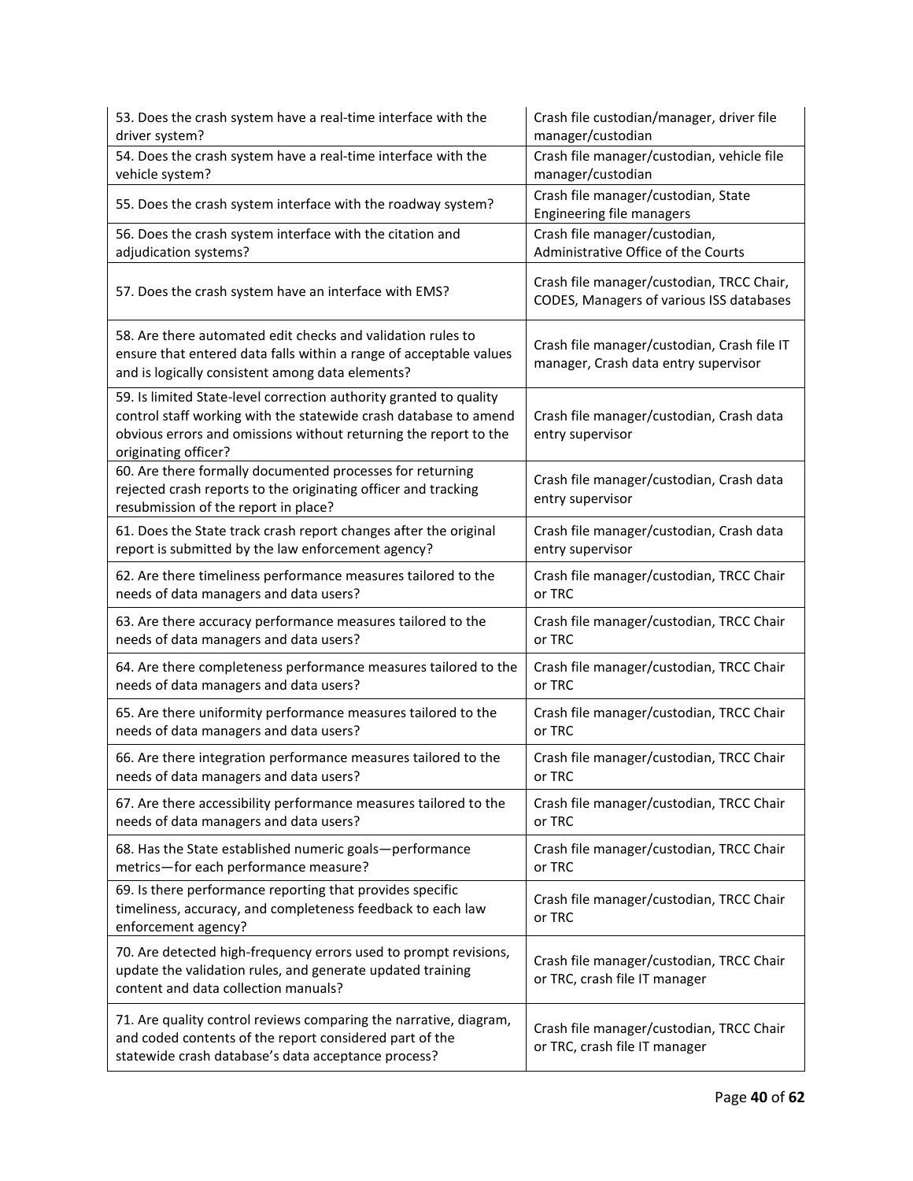| | |
|---|---|
| 53. Does the crash system have a real-time interface with the driver system? | Crash file custodian/manager, driver file manager/custodian |
| 54. Does the crash system have a real-time interface with the vehicle system? | Crash file manager/custodian, vehicle file manager/custodian |
| 55. Does the crash system interface with the roadway system? | Crash file manager/custodian, State Engineering file managers |
| 56. Does the crash system interface with the citation and adjudication systems? | Crash file manager/custodian, Administrative Office of the Courts |
| 57. Does the crash system have an interface with EMS? | Crash file manager/custodian, TRCC Chair, CODES, Managers of various ISS databases |
| 58. Are there automated edit checks and validation rules to ensure that entered data falls within a range of acceptable values and is logically consistent among data elements? | Crash file manager/custodian, Crash file IT manager, Crash data entry supervisor |
| 59. Is limited State-level correction authority granted to quality control staff working with the statewide crash database to amend obvious errors and omissions without returning the report to the originating officer? | Crash file manager/custodian, Crash data entry supervisor |
| 60. Are there formally documented processes for returning rejected crash reports to the originating officer and tracking resubmission of the report in place? | Crash file manager/custodian, Crash data entry supervisor |
| 61. Does the State track crash report changes after the original report is submitted by the law enforcement agency? | Crash file manager/custodian, Crash data entry supervisor |
| 62. Are there timeliness performance measures tailored to the needs of data managers and data users? | Crash file manager/custodian, TRCC Chair or TRC |
| 63. Are there accuracy performance measures tailored to the needs of data managers and data users? | Crash file manager/custodian, TRCC Chair or TRC |
| 64. Are there completeness performance measures tailored to the needs of data managers and data users? | Crash file manager/custodian, TRCC Chair or TRC |
| 65. Are there uniformity performance measures tailored to the needs of data managers and data users? | Crash file manager/custodian, TRCC Chair or TRC |
| 66. Are there integration performance measures tailored to the needs of data managers and data users? | Crash file manager/custodian, TRCC Chair or TRC |
| 67. Are there accessibility performance measures tailored to the needs of data managers and data users? | Crash file manager/custodian, TRCC Chair or TRC |
| 68. Has the State established numeric goals—performance metrics—for each performance measure? | Crash file manager/custodian, TRCC Chair or TRC |
| 69. Is there performance reporting that provides specific timeliness, accuracy, and completeness feedback to each law enforcement agency? | Crash file manager/custodian, TRCC Chair or TRC |
| 70. Are detected high-frequency errors used to prompt revisions, update the validation rules, and generate updated training content and data collection manuals? | Crash file manager/custodian, TRCC Chair or TRC, crash file IT manager |
| 71. Are quality control reviews comparing the narrative, diagram, and coded contents of the report considered part of the statewide crash database's data acceptance process? | Crash file manager/custodian, TRCC Chair or TRC, crash file IT manager |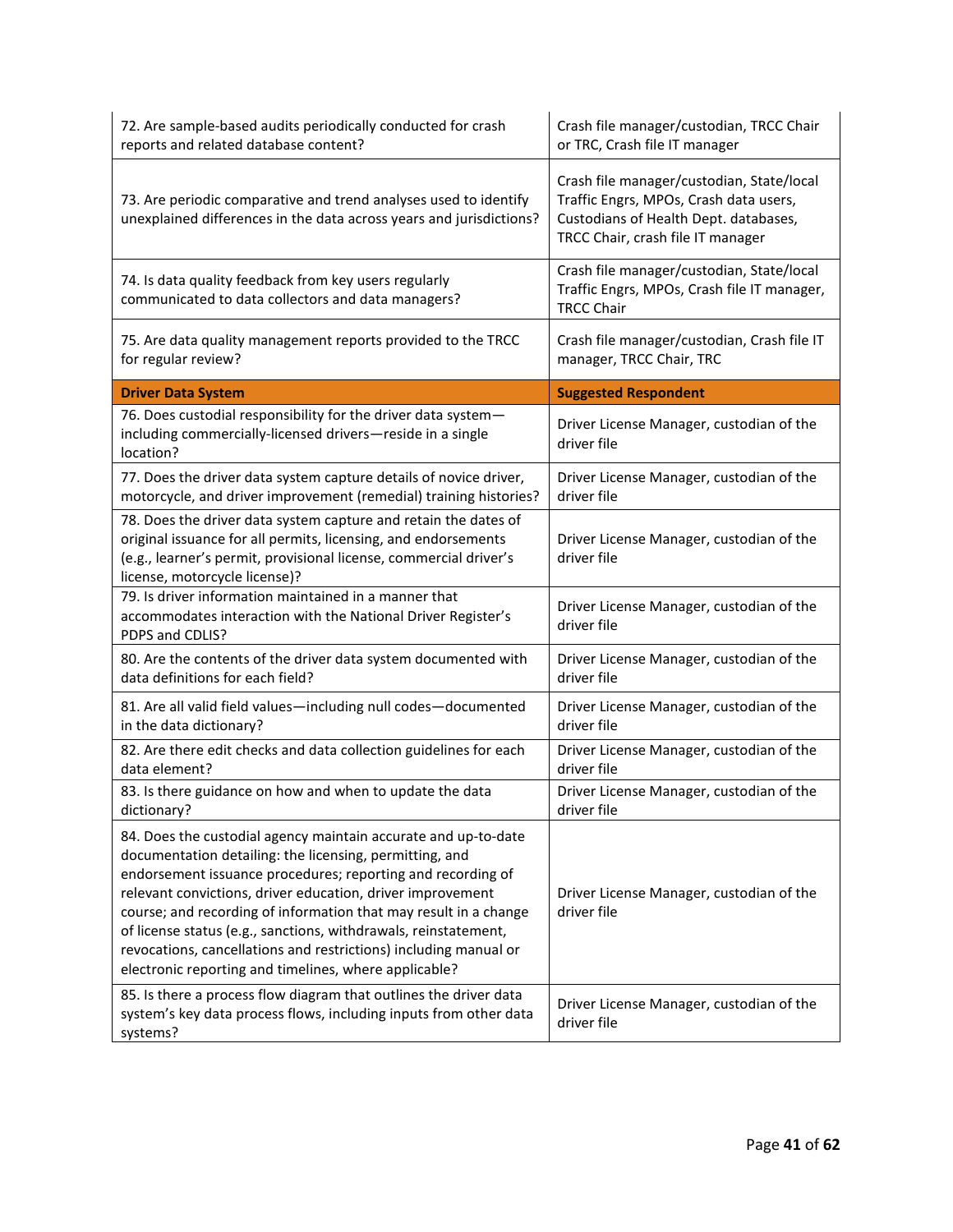| | |
|---|---|
| 72. Are sample-based audits periodically conducted for crash reports and related database content? | Crash file manager/custodian, TRCC Chair or TRC, Crash file IT manager |
| 73. Are periodic comparative and trend analyses used to identify unexplained differences in the data across years and jurisdictions? | Crash file manager/custodian, State/local Traffic Engrs, MPOs, Crash data users, Custodians of Health Dept. databases, TRCC Chair, crash file IT manager |
| 74. Is data quality feedback from key users regularly communicated to data collectors and data managers? | Crash file manager/custodian, State/local Traffic Engrs, MPOs, Crash file IT manager, TRCC Chair |
| 75. Are data quality management reports provided to the TRCC for regular review? | Crash file manager/custodian, Crash file IT manager, TRCC Chair, TRC |
| **Driver Data System** | **Suggested Respondent** |
| 76. Does custodial responsibility for the driver data system—including commercially-licensed drivers—reside in a single location? | Driver License Manager, custodian of the driver file |
| 77. Does the driver data system capture details of novice driver, motorcycle, and driver improvement (remedial) training histories? | Driver License Manager, custodian of the driver file |
| 78. Does the driver data system capture and retain the dates of original issuance for all permits, licensing, and endorsements (e.g., learner's permit, provisional license, commercial driver's license, motorcycle license)? | Driver License Manager, custodian of the driver file |
| 79. Is driver information maintained in a manner that accommodates interaction with the National Driver Register's PDPS and CDLIS? | Driver License Manager, custodian of the driver file |
| 80. Are the contents of the driver data system documented with data definitions for each field? | Driver License Manager, custodian of the driver file |
| 81. Are all valid field values—including null codes—documented in the data dictionary? | Driver License Manager, custodian of the driver file |
| 82. Are there edit checks and data collection guidelines for each data element? | Driver License Manager, custodian of the driver file |
| 83. Is there guidance on how and when to update the data dictionary? | Driver License Manager, custodian of the driver file |
| 84. Does the custodial agency maintain accurate and up-to-date documentation detailing: the licensing, permitting, and endorsement issuance procedures; reporting and recording of relevant convictions, driver education, driver improvement course; and recording of information that may result in a change of license status (e.g., sanctions, withdrawals, reinstatement, revocations, cancellations and restrictions) including manual or electronic reporting and timelines, where applicable? | Driver License Manager, custodian of the driver file |
| 85. Is there a process flow diagram that outlines the driver data system's key data process flows, including inputs from other data systems? | Driver License Manager, custodian of the driver file |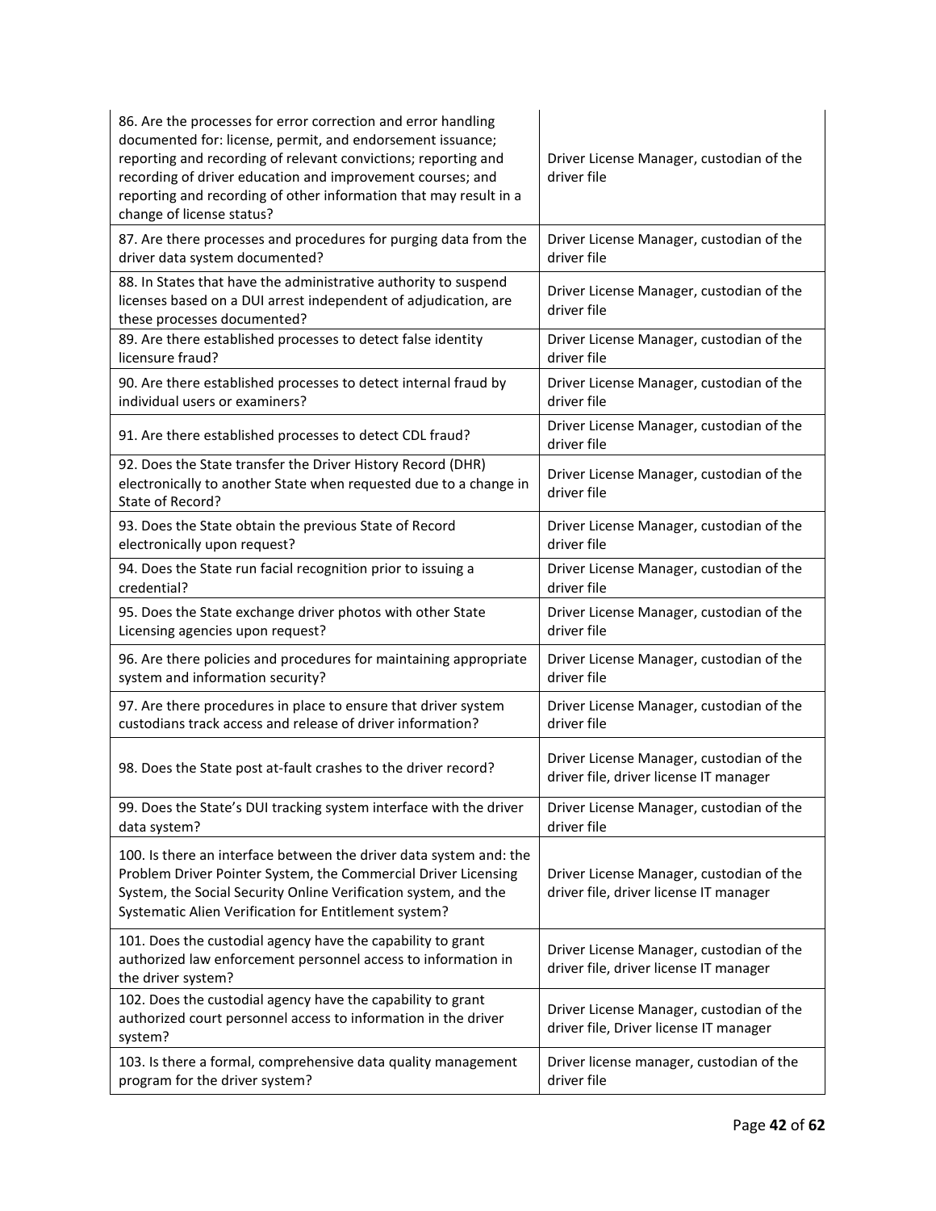| | |
|---|---|
| 86. Are the processes for error correction and error handling documented for: license, permit, and endorsement issuance; reporting and recording of relevant convictions; reporting and recording of driver education and improvement courses; and reporting and recording of other information that may result in a change of license status? | Driver License Manager, custodian of the driver file |
| 87. Are there processes and procedures for purging data from the driver data system documented? | Driver License Manager, custodian of the driver file |
| 88. In States that have the administrative authority to suspend licenses based on a DUI arrest independent of adjudication, are these processes documented? | Driver License Manager, custodian of the driver file |
| 89. Are there established processes to detect false identity licensure fraud? | Driver License Manager, custodian of the driver file |
| 90. Are there established processes to detect internal fraud by individual users or examiners? | Driver License Manager, custodian of the driver file |
| 91. Are there established processes to detect CDL fraud? | Driver License Manager, custodian of the driver file |
| 92. Does the State transfer the Driver History Record (DHR) electronically to another State when requested due to a change in State of Record? | Driver License Manager, custodian of the driver file |
| 93. Does the State obtain the previous State of Record electronically upon request? | Driver License Manager, custodian of the driver file |
| 94. Does the State run facial recognition prior to issuing a credential? | Driver License Manager, custodian of the driver file |
| 95. Does the State exchange driver photos with other State Licensing agencies upon request? | Driver License Manager, custodian of the driver file |
| 96. Are there policies and procedures for maintaining appropriate system and information security? | Driver License Manager, custodian of the driver file |
| 97. Are there procedures in place to ensure that driver system custodians track access and release of driver information? | Driver License Manager, custodian of the driver file |
| 98. Does the State post at-fault crashes to the driver record? | Driver License Manager, custodian of the driver file, driver license IT manager |
| 99. Does the State's DUI tracking system interface with the driver data system? | Driver License Manager, custodian of the driver file |
| 100. Is there an interface between the driver data system and: the Problem Driver Pointer System, the Commercial Driver Licensing System, the Social Security Online Verification system, and the Systematic Alien Verification for Entitlement system? | Driver License Manager, custodian of the driver file, driver license IT manager |
| 101. Does the custodial agency have the capability to grant authorized law enforcement personnel access to information in the driver system? | Driver License Manager, custodian of the driver file, driver license IT manager |
| 102. Does the custodial agency have the capability to grant authorized court personnel access to information in the driver system? | Driver License Manager, custodian of the driver file, Driver license IT manager |
| 103. Is there a formal, comprehensive data quality management program for the driver system? | Driver license manager, custodian of the driver file |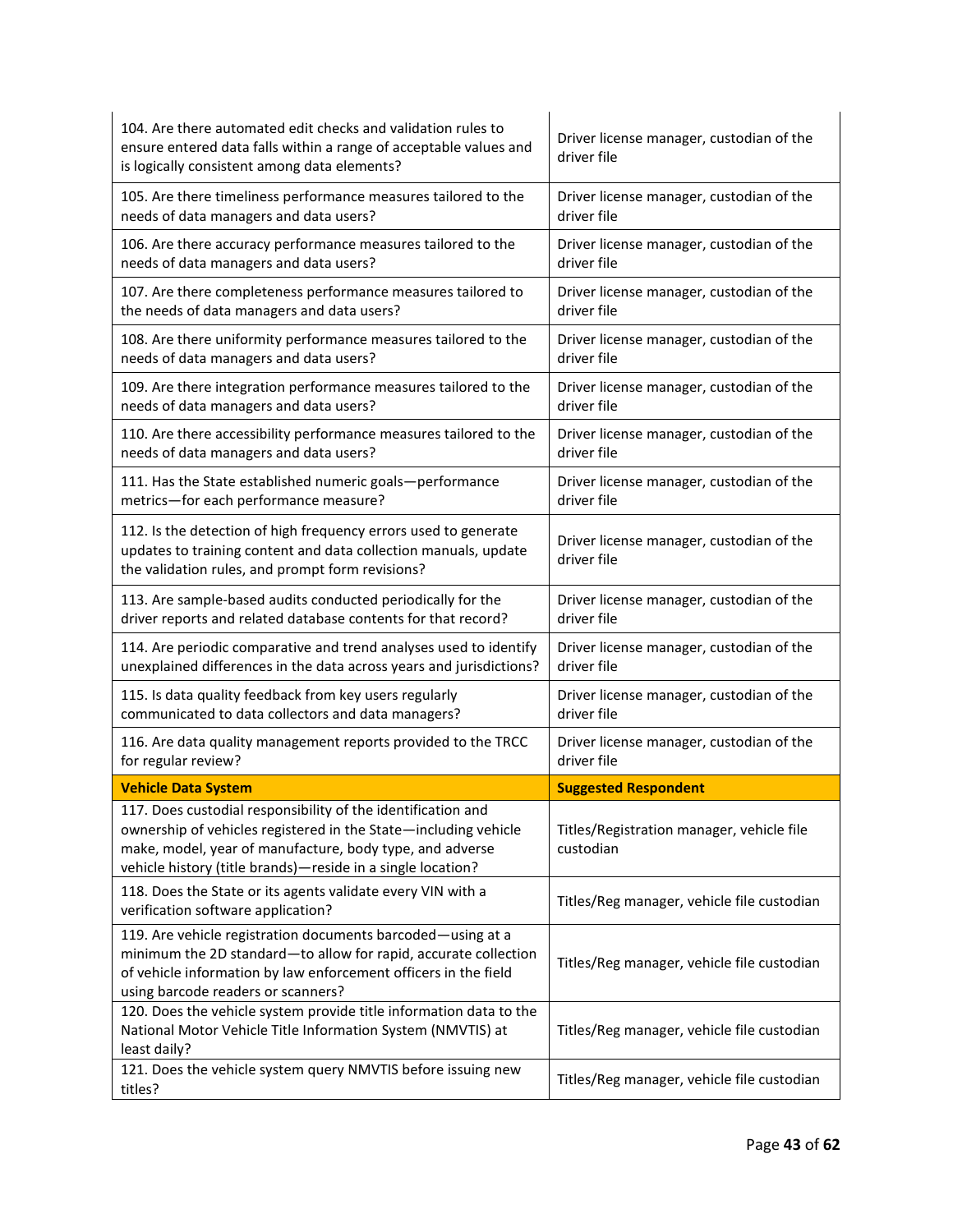| | |
|---|---|
| 104. Are there automated edit checks and validation rules to ensure entered data falls within a range of acceptable values and is logically consistent among data elements? | Driver license manager, custodian of the driver file |
| 105. Are there timeliness performance measures tailored to the needs of data managers and data users? | Driver license manager, custodian of the driver file |
| 106. Are there accuracy performance measures tailored to the needs of data managers and data users? | Driver license manager, custodian of the driver file |
| 107. Are there completeness performance measures tailored to the needs of data managers and data users? | Driver license manager, custodian of the driver file |
| 108. Are there uniformity performance measures tailored to the needs of data managers and data users? | Driver license manager, custodian of the driver file |
| 109. Are there integration performance measures tailored to the needs of data managers and data users? | Driver license manager, custodian of the driver file |
| 110. Are there accessibility performance measures tailored to the needs of data managers and data users? | Driver license manager, custodian of the driver file |
| 111. Has the State established numeric goals—performance metrics—for each performance measure? | Driver license manager, custodian of the driver file |
| 112. Is the detection of high frequency errors used to generate updates to training content and data collection manuals, update the validation rules, and prompt form revisions? | Driver license manager, custodian of the driver file |
| 113. Are sample-based audits conducted periodically for the driver reports and related database contents for that record? | Driver license manager, custodian of the driver file |
| 114. Are periodic comparative and trend analyses used to identify unexplained differences in the data across years and jurisdictions? | Driver license manager, custodian of the driver file |
| 115. Is data quality feedback from key users regularly communicated to data collectors and data managers? | Driver license manager, custodian of the driver file |
| 116. Are data quality management reports provided to the TRCC for regular review? | Driver license manager, custodian of the driver file |
| **Vehicle Data System** | **Suggested Respondent** |
| 117. Does custodial responsibility of the identification and ownership of vehicles registered in the State—including vehicle make, model, year of manufacture, body type, and adverse vehicle history (title brands)—reside in a single location? | Titles/Registration manager, vehicle file custodian |
| 118. Does the State or its agents validate every VIN with a verification software application? | Titles/Reg manager, vehicle file custodian |
| 119. Are vehicle registration documents barcoded—using at a minimum the 2D standard—to allow for rapid, accurate collection of vehicle information by law enforcement officers in the field using barcode readers or scanners? | Titles/Reg manager, vehicle file custodian |
| 120. Does the vehicle system provide title information data to the National Motor Vehicle Title Information System (NMVTIS) at least daily? | Titles/Reg manager, vehicle file custodian |
| 121. Does the vehicle system query NMVTIS before issuing new titles? | Titles/Reg manager, vehicle file custodian |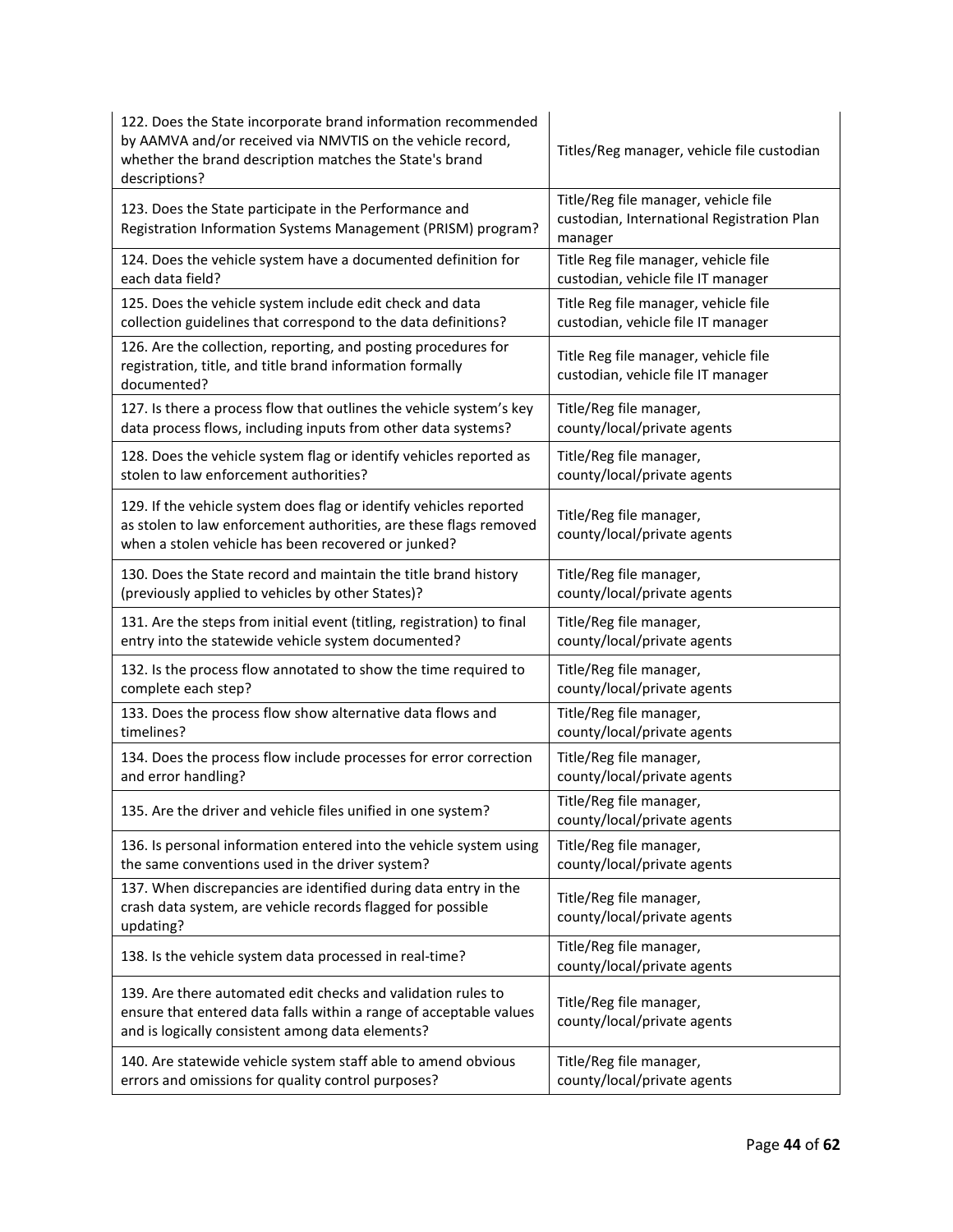| | |
|---|---|
| 122. Does the State incorporate brand information recommended by AAMVA and/or received via NMVTIS on the vehicle record, whether the brand description matches the State's brand descriptions? | Titles/Reg manager, vehicle file custodian |
| 123. Does the State participate in the Performance and Registration Information Systems Management (PRISM) program? | Title/Reg file manager, vehicle file custodian, International Registration Plan manager |
| 124. Does the vehicle system have a documented definition for each data field? | Title Reg file manager, vehicle file custodian, vehicle file IT manager |
| 125. Does the vehicle system include edit check and data collection guidelines that correspond to the data definitions? | Title Reg file manager, vehicle file custodian, vehicle file IT manager |
| 126. Are the collection, reporting, and posting procedures for registration, title, and title brand information formally documented? | Title Reg file manager, vehicle file custodian, vehicle file IT manager |
| 127. Is there a process flow that outlines the vehicle system's key data process flows, including inputs from other data systems? | Title/Reg file manager, county/local/private agents |
| 128. Does the vehicle system flag or identify vehicles reported as stolen to law enforcement authorities? | Title/Reg file manager, county/local/private agents |
| 129. If the vehicle system does flag or identify vehicles reported as stolen to law enforcement authorities, are these flags removed when a stolen vehicle has been recovered or junked? | Title/Reg file manager, county/local/private agents |
| 130. Does the State record and maintain the title brand history (previously applied to vehicles by other States)? | Title/Reg file manager, county/local/private agents |
| 131. Are the steps from initial event (titling, registration) to final entry into the statewide vehicle system documented? | Title/Reg file manager, county/local/private agents |
| 132. Is the process flow annotated to show the time required to complete each step? | Title/Reg file manager, county/local/private agents |
| 133. Does the process flow show alternative data flows and timelines? | Title/Reg file manager, county/local/private agents |
| 134. Does the process flow include processes for error correction and error handling? | Title/Reg file manager, county/local/private agents |
| 135. Are the driver and vehicle files unified in one system? | Title/Reg file manager, county/local/private agents |
| 136. Is personal information entered into the vehicle system using the same conventions used in the driver system? | Title/Reg file manager, county/local/private agents |
| 137. When discrepancies are identified during data entry in the crash data system, are vehicle records flagged for possible updating? | Title/Reg file manager, county/local/private agents |
| 138. Is the vehicle system data processed in real-time? | Title/Reg file manager, county/local/private agents |
| 139. Are there automated edit checks and validation rules to ensure that entered data falls within a range of acceptable values and is logically consistent among data elements? | Title/Reg file manager, county/local/private agents |
| 140. Are statewide vehicle system staff able to amend obvious errors and omissions for quality control purposes? | Title/Reg file manager, county/local/private agents |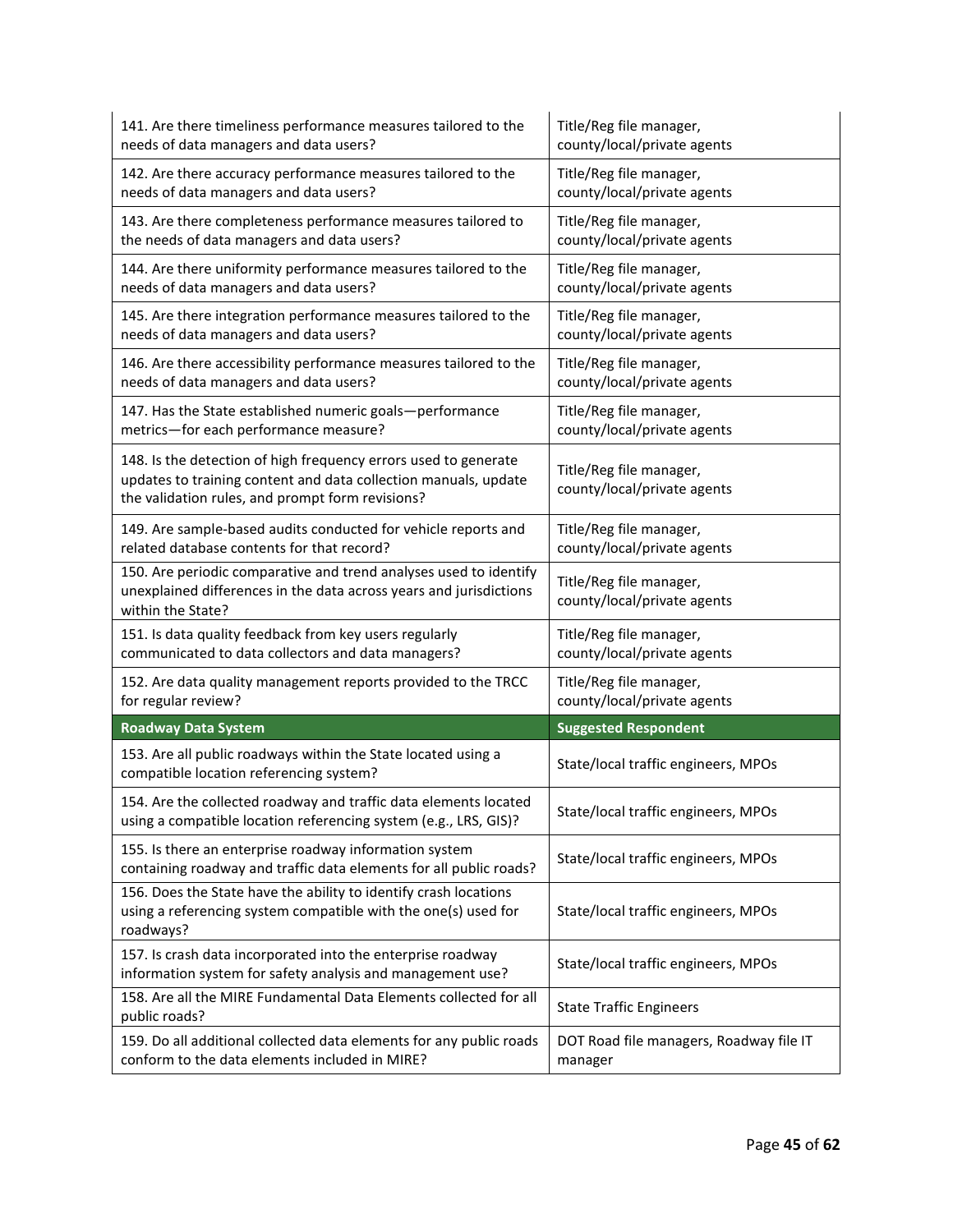| | |
|---|---|
| 141. Are there timeliness performance measures tailored to the needs of data managers and data users? | Title/Reg file manager, county/local/private agents |
| 142. Are there accuracy performance measures tailored to the needs of data managers and data users? | Title/Reg file manager, county/local/private agents |
| 143. Are there completeness performance measures tailored to the needs of data managers and data users? | Title/Reg file manager, county/local/private agents |
| 144. Are there uniformity performance measures tailored to the needs of data managers and data users? | Title/Reg file manager, county/local/private agents |
| 145. Are there integration performance measures tailored to the needs of data managers and data users? | Title/Reg file manager, county/local/private agents |
| 146. Are there accessibility performance measures tailored to the needs of data managers and data users? | Title/Reg file manager, county/local/private agents |
| 147. Has the State established numeric goals—performance metrics—for each performance measure? | Title/Reg file manager, county/local/private agents |
| 148. Is the detection of high frequency errors used to generate updates to training content and data collection manuals, update the validation rules, and prompt form revisions? | Title/Reg file manager, county/local/private agents |
| 149. Are sample-based audits conducted for vehicle reports and related database contents for that record? | Title/Reg file manager, county/local/private agents |
| 150. Are periodic comparative and trend analyses used to identify unexplained differences in the data across years and jurisdictions within the State? | Title/Reg file manager, county/local/private agents |
| 151. Is data quality feedback from key users regularly communicated to data collectors and data managers? | Title/Reg file manager, county/local/private agents |
| 152. Are data quality management reports provided to the TRCC for regular review? | Title/Reg file manager, county/local/private agents |
| **Roadway Data System** | **Suggested Respondent** |
| 153. Are all public roadways within the State located using a compatible location referencing system? | State/local traffic engineers, MPOs |
| 154. Are the collected roadway and traffic data elements located using a compatible location referencing system (e.g., LRS, GIS)? | State/local traffic engineers, MPOs |
| 155. Is there an enterprise roadway information system containing roadway and traffic data elements for all public roads? | State/local traffic engineers, MPOs |
| 156. Does the State have the ability to identify crash locations using a referencing system compatible with the one(s) used for roadways? | State/local traffic engineers, MPOs |
| 157. Is crash data incorporated into the enterprise roadway information system for safety analysis and management use? | State/local traffic engineers, MPOs |
| 158. Are all the MIRE Fundamental Data Elements collected for all public roads? | State Traffic Engineers |
| 159. Do all additional collected data elements for any public roads conform to the data elements included in MIRE? | DOT Road file managers, Roadway file IT manager |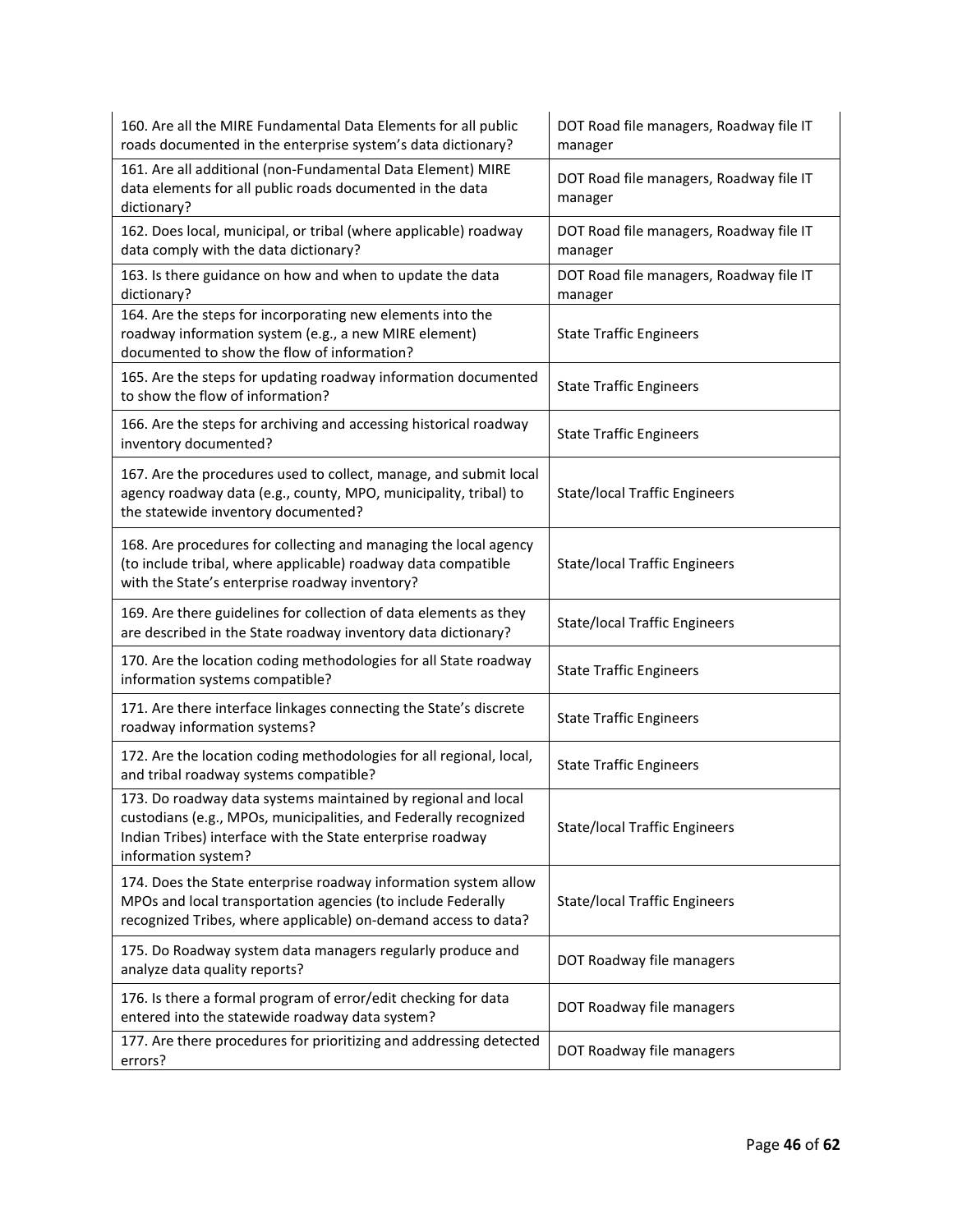| | |
|---|---|
| 160. Are all the MIRE Fundamental Data Elements for all public roads documented in the enterprise system's data dictionary? | DOT Road file managers, Roadway file IT manager |
| 161. Are all additional (non-Fundamental Data Element) MIRE data elements for all public roads documented in the data dictionary? | DOT Road file managers, Roadway file IT manager |
| 162. Does local, municipal, or tribal (where applicable) roadway data comply with the data dictionary? | DOT Road file managers, Roadway file IT manager |
| 163. Is there guidance on how and when to update the data dictionary? | DOT Road file managers, Roadway file IT manager |
| 164. Are the steps for incorporating new elements into the roadway information system (e.g., a new MIRE element) documented to show the flow of information? | State Traffic Engineers |
| 165. Are the steps for updating roadway information documented to show the flow of information? | State Traffic Engineers |
| 166. Are the steps for archiving and accessing historical roadway inventory documented? | State Traffic Engineers |
| 167. Are the procedures used to collect, manage, and submit local agency roadway data (e.g., county, MPO, municipality, tribal) to the statewide inventory documented? | State/local Traffic Engineers |
| 168. Are procedures for collecting and managing the local agency (to include tribal, where applicable) roadway data compatible with the State's enterprise roadway inventory? | State/local Traffic Engineers |
| 169. Are there guidelines for collection of data elements as they are described in the State roadway inventory data dictionary? | State/local Traffic Engineers |
| 170. Are the location coding methodologies for all State roadway information systems compatible? | State Traffic Engineers |
| 171. Are there interface linkages connecting the State's discrete roadway information systems? | State Traffic Engineers |
| 172. Are the location coding methodologies for all regional, local, and tribal roadway systems compatible? | State Traffic Engineers |
| 173. Do roadway data systems maintained by regional and local custodians (e.g., MPOs, municipalities, and Federally recognized Indian Tribes) interface with the State enterprise roadway information system? | State/local Traffic Engineers |
| 174. Does the State enterprise roadway information system allow MPOs and local transportation agencies (to include Federally recognized Tribes, where applicable) on-demand access to data? | State/local Traffic Engineers |
| 175. Do Roadway system data managers regularly produce and analyze data quality reports? | DOT Roadway file managers |
| 176. Is there a formal program of error/edit checking for data entered into the statewide roadway data system? | DOT Roadway file managers |
| 177. Are there procedures for prioritizing and addressing detected errors? | DOT Roadway file managers |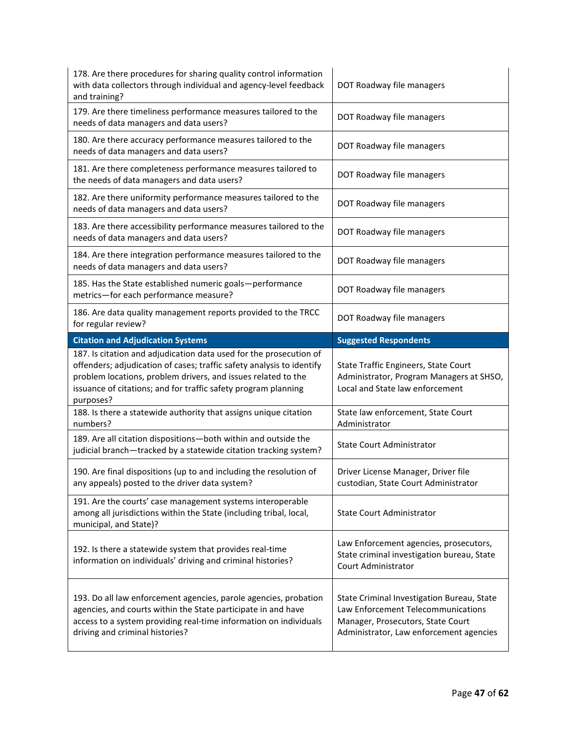| | |
|---|---|
| 178. Are there procedures for sharing quality control information with data collectors through individual and agency-level feedback and training? | DOT Roadway file managers |
| 179. Are there timeliness performance measures tailored to the needs of data managers and data users? | DOT Roadway file managers |
| 180. Are there accuracy performance measures tailored to the needs of data managers and data users? | DOT Roadway file managers |
| 181. Are there completeness performance measures tailored to the needs of data managers and data users? | DOT Roadway file managers |
| 182. Are there uniformity performance measures tailored to the needs of data managers and data users? | DOT Roadway file managers |
| 183. Are there accessibility performance measures tailored to the needs of data managers and data users? | DOT Roadway file managers |
| 184. Are there integration performance measures tailored to the needs of data managers and data users? | DOT Roadway file managers |
| 185. Has the State established numeric goals—performance metrics—for each performance measure? | DOT Roadway file managers |
| 186. Are data quality management reports provided to the TRCC for regular review? | DOT Roadway file managers |
| **Citation and Adjudication Systems** | **Suggested Respondents** |
| 187. Is citation and adjudication data used for the prosecution of offenders; adjudication of cases; traffic safety analysis to identify problem locations, problem drivers, and issues related to the issuance of citations; and for traffic safety program planning purposes? | State Traffic Engineers, State Court Administrator, Program Managers at SHSO, Local and State law enforcement |
| 188. Is there a statewide authority that assigns unique citation numbers? | State law enforcement, State Court Administrator |
| 189. Are all citation dispositions—both within and outside the judicial branch—tracked by a statewide citation tracking system? | State Court Administrator |
| 190. Are final dispositions (up to and including the resolution of any appeals) posted to the driver data system? | Driver License Manager, Driver file custodian, State Court Administrator |
| 191. Are the courts' case management systems interoperable among all jurisdictions within the State (including tribal, local, municipal, and State)? | State Court Administrator |
| 192. Is there a statewide system that provides real-time information on individuals' driving and criminal histories? | Law Enforcement agencies, prosecutors, State criminal investigation bureau, State Court Administrator |
| 193. Do all law enforcement agencies, parole agencies, probation agencies, and courts within the State participate in and have access to a system providing real-time information on individuals driving and criminal histories? | State Criminal Investigation Bureau, State Law Enforcement Telecommunications Manager, Prosecutors, State Court Administrator, Law enforcement agencies |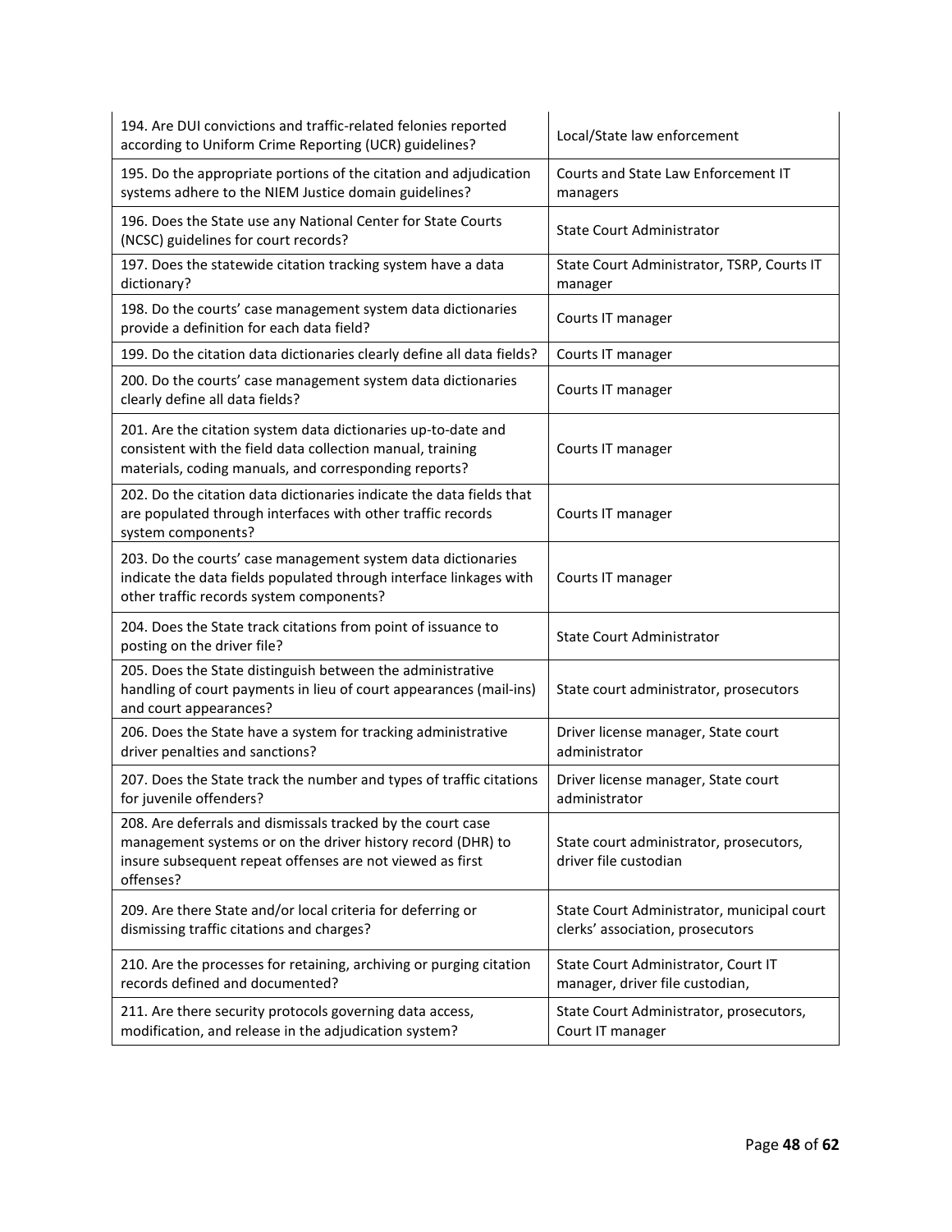| | |
|---|---|
| 194. Are DUI convictions and traffic-related felonies reported according to Uniform Crime Reporting (UCR) guidelines? | Local/State law enforcement |
| 195. Do the appropriate portions of the citation and adjudication systems adhere to the NIEM Justice domain guidelines? | Courts and State Law Enforcement IT managers |
| 196. Does the State use any National Center for State Courts (NCSC) guidelines for court records? | State Court Administrator |
| 197. Does the statewide citation tracking system have a data dictionary? | State Court Administrator, TSRP, Courts IT manager |
| 198. Do the courts' case management system data dictionaries provide a definition for each data field? | Courts IT manager |
| 199. Do the citation data dictionaries clearly define all data fields? | Courts IT manager |
| 200. Do the courts' case management system data dictionaries clearly define all data fields? | Courts IT manager |
| 201. Are the citation system data dictionaries up-to-date and consistent with the field data collection manual, training materials, coding manuals, and corresponding reports? | Courts IT manager |
| 202. Do the citation data dictionaries indicate the data fields that are populated through interfaces with other traffic records system components? | Courts IT manager |
| 203. Do the courts' case management system data dictionaries indicate the data fields populated through interface linkages with other traffic records system components? | Courts IT manager |
| 204. Does the State track citations from point of issuance to posting on the driver file? | State Court Administrator |
| 205. Does the State distinguish between the administrative handling of court payments in lieu of court appearances (mail-ins) and court appearances? | State court administrator, prosecutors |
| 206. Does the State have a system for tracking administrative driver penalties and sanctions? | Driver license manager, State court administrator |
| 207. Does the State track the number and types of traffic citations for juvenile offenders? | Driver license manager, State court administrator |
| 208. Are deferrals and dismissals tracked by the court case management systems or on the driver history record (DHR) to insure subsequent repeat offenses are not viewed as first offenses? | State court administrator, prosecutors, driver file custodian |
| 209. Are there State and/or local criteria for deferring or dismissing traffic citations and charges? | State Court Administrator, municipal court clerks' association, prosecutors |
| 210. Are the processes for retaining, archiving or purging citation records defined and documented? | State Court Administrator, Court IT manager, driver file custodian, |
| 211. Are there security protocols governing data access, modification, and release in the adjudication system? | State Court Administrator, prosecutors, Court IT manager |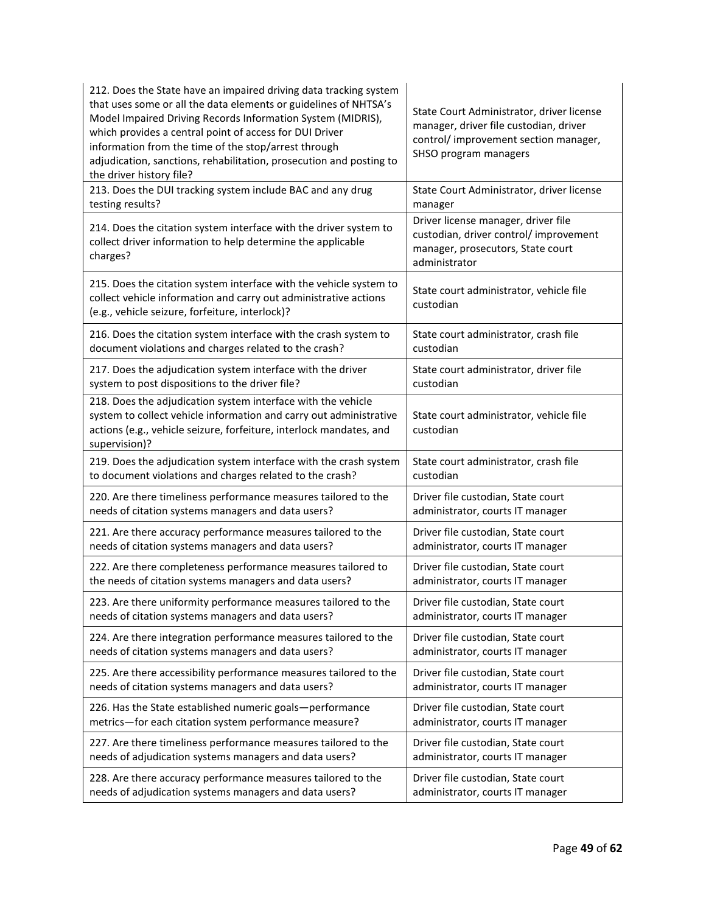| | |
|---|---|
| 212. Does the State have an impaired driving data tracking system that uses some or all the data elements or guidelines of NHTSA's Model Impaired Driving Records Information System (MIDRIS), which provides a central point of access for DUI Driver information from the time of the stop/arrest through adjudication, sanctions, rehabilitation, prosecution and posting to the driver history file? | State Court Administrator, driver license manager, driver file custodian, driver control/ improvement section manager, SHSO program managers |
| 213. Does the DUI tracking system include BAC and any drug testing results? | State Court Administrator, driver license manager |
| 214. Does the citation system interface with the driver system to collect driver information to help determine the applicable charges? | Driver license manager, driver file custodian, driver control/ improvement manager, prosecutors, State court administrator |
| 215. Does the citation system interface with the vehicle system to collect vehicle information and carry out administrative actions (e.g., vehicle seizure, forfeiture, interlock)? | State court administrator, vehicle file custodian |
| 216. Does the citation system interface with the crash system to document violations and charges related to the crash? | State court administrator, crash file custodian |
| 217. Does the adjudication system interface with the driver system to post dispositions to the driver file? | State court administrator, driver file custodian |
| 218. Does the adjudication system interface with the vehicle system to collect vehicle information and carry out administrative actions (e.g., vehicle seizure, forfeiture, interlock mandates, and supervision)? | State court administrator, vehicle file custodian |
| 219. Does the adjudication system interface with the crash system to document violations and charges related to the crash? | State court administrator, crash file custodian |
| 220. Are there timeliness performance measures tailored to the needs of citation systems managers and data users? | Driver file custodian, State court administrator, courts IT manager |
| 221. Are there accuracy performance measures tailored to the needs of citation systems managers and data users? | Driver file custodian, State court administrator, courts IT manager |
| 222. Are there completeness performance measures tailored to the needs of citation systems managers and data users? | Driver file custodian, State court administrator, courts IT manager |
| 223. Are there uniformity performance measures tailored to the needs of citation systems managers and data users? | Driver file custodian, State court administrator, courts IT manager |
| 224. Are there integration performance measures tailored to the needs of citation systems managers and data users? | Driver file custodian, State court administrator, courts IT manager |
| 225. Are there accessibility performance measures tailored to the needs of citation systems managers and data users? | Driver file custodian, State court administrator, courts IT manager |
| 226. Has the State established numeric goals—performance metrics—for each citation system performance measure? | Driver file custodian, State court administrator, courts IT manager |
| 227. Are there timeliness performance measures tailored to the needs of adjudication systems managers and data users? | Driver file custodian, State court administrator, courts IT manager |
| 228. Are there accuracy performance measures tailored to the needs of adjudication systems managers and data users? | Driver file custodian, State court administrator, courts IT manager |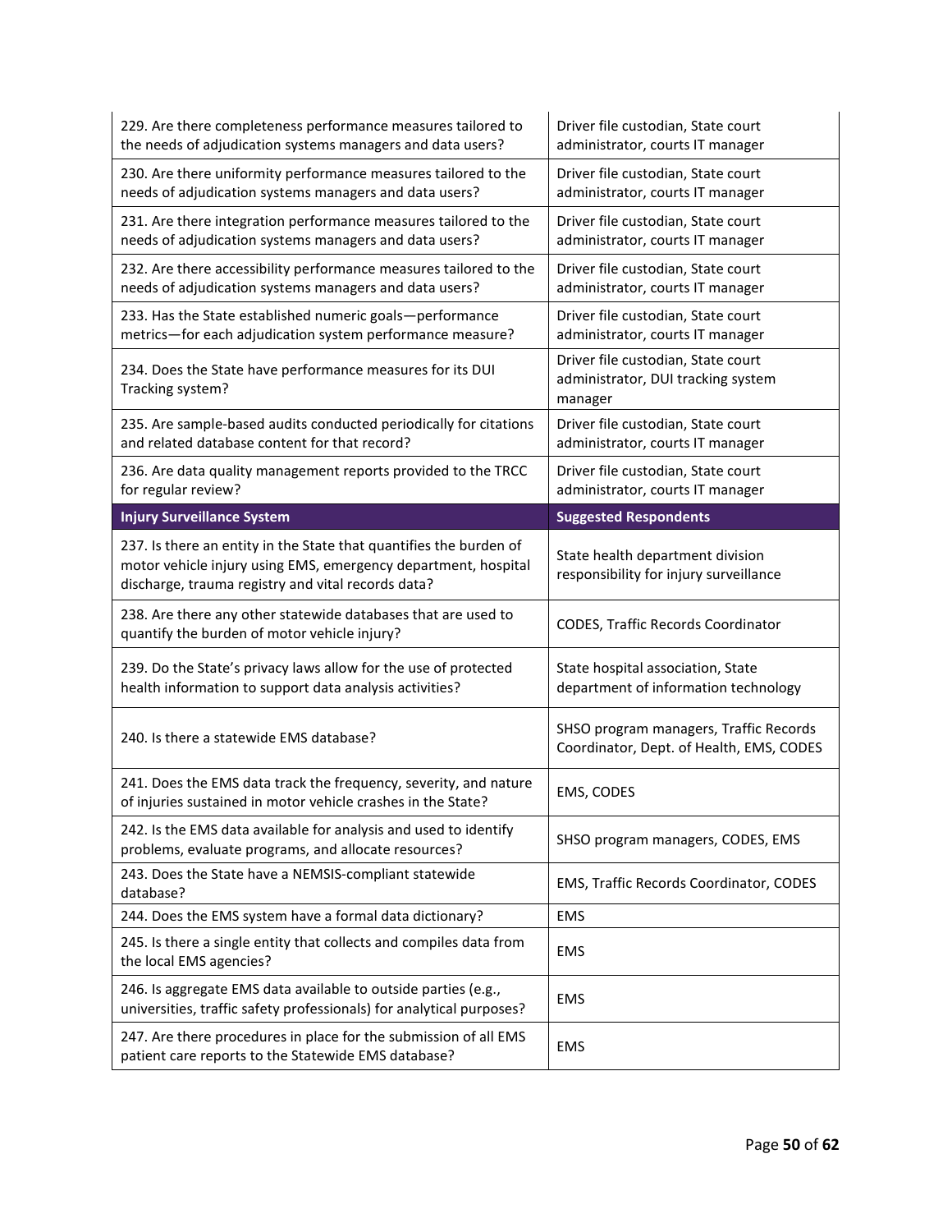| | |
|---|---|
| 229. Are there completeness performance measures tailored to the needs of adjudication systems managers and data users? | Driver file custodian, State court administrator, courts IT manager |
| 230. Are there uniformity performance measures tailored to the needs of adjudication systems managers and data users? | Driver file custodian, State court administrator, courts IT manager |
| 231. Are there integration performance measures tailored to the needs of adjudication systems managers and data users? | Driver file custodian, State court administrator, courts IT manager |
| 232. Are there accessibility performance measures tailored to the needs of adjudication systems managers and data users? | Driver file custodian, State court administrator, courts IT manager |
| 233. Has the State established numeric goals—performance metrics—for each adjudication system performance measure? | Driver file custodian, State court administrator, courts IT manager |
| 234. Does the State have performance measures for its DUI Tracking system? | Driver file custodian, State court administrator, DUI tracking system manager |
| 235. Are sample-based audits conducted periodically for citations and related database content for that record? | Driver file custodian, State court administrator, courts IT manager |
| 236. Are data quality management reports provided to the TRCC for regular review? | Driver file custodian, State court administrator, courts IT manager |
| **Injury Surveillance System** | **Suggested Respondents** |
| 237. Is there an entity in the State that quantifies the burden of motor vehicle injury using EMS, emergency department, hospital discharge, trauma registry and vital records data? | State health department division responsibility for injury surveillance |
| 238. Are there any other statewide databases that are used to quantify the burden of motor vehicle injury? | CODES, Traffic Records Coordinator |
| 239. Do the State's privacy laws allow for the use of protected health information to support data analysis activities? | State hospital association, State department of information technology |
| 240. Is there a statewide EMS database? | SHSO program managers, Traffic Records Coordinator, Dept. of Health, EMS, CODES |
| 241. Does the EMS data track the frequency, severity, and nature of injuries sustained in motor vehicle crashes in the State? | EMS, CODES |
| 242. Is the EMS data available for analysis and used to identify problems, evaluate programs, and allocate resources? | SHSO program managers, CODES, EMS |
| 243. Does the State have a NEMSIS-compliant statewide database? | EMS, Traffic Records Coordinator, CODES |
| 244. Does the EMS system have a formal data dictionary? | EMS |
| 245. Is there a single entity that collects and compiles data from the local EMS agencies? | EMS |
| 246. Is aggregate EMS data available to outside parties (e.g., universities, traffic safety professionals) for analytical purposes? | EMS |
| 247. Are there procedures in place for the submission of all EMS patient care reports to the Statewide EMS database? | EMS |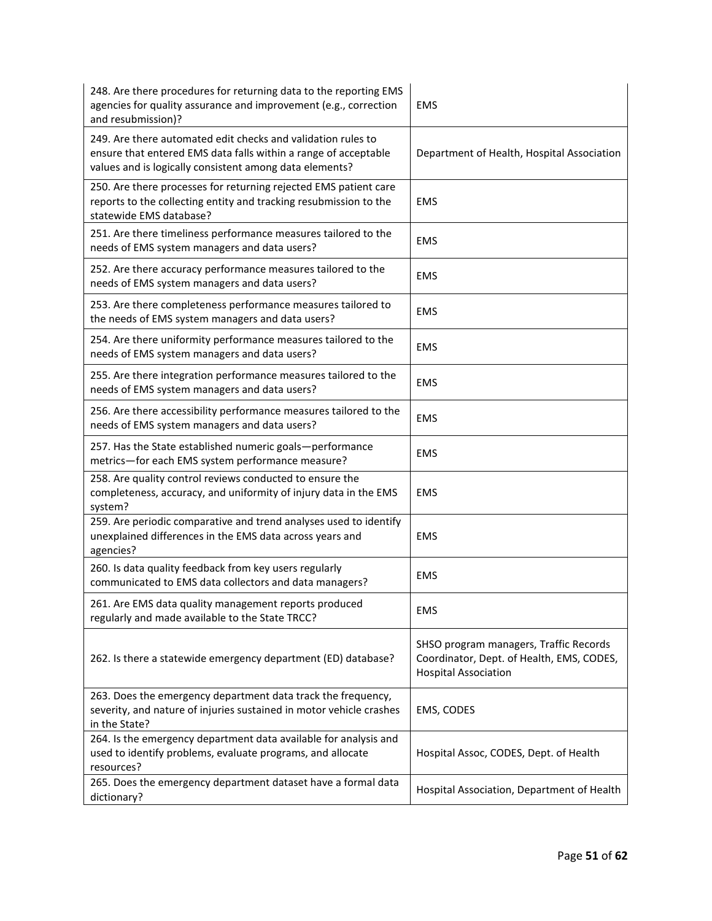| | |
|---|---|
| 248. Are there procedures for returning data to the reporting EMS agencies for quality assurance and improvement (e.g., correction and resubmission)? | EMS |
| 249. Are there automated edit checks and validation rules to ensure that entered EMS data falls within a range of acceptable values and is logically consistent among data elements? | Department of Health, Hospital Association |
| 250. Are there processes for returning rejected EMS patient care reports to the collecting entity and tracking resubmission to the statewide EMS database? | EMS |
| 251. Are there timeliness performance measures tailored to the needs of EMS system managers and data users? | EMS |
| 252. Are there accuracy performance measures tailored to the needs of EMS system managers and data users? | EMS |
| 253. Are there completeness performance measures tailored to the needs of EMS system managers and data users? | EMS |
| 254. Are there uniformity performance measures tailored to the needs of EMS system managers and data users? | EMS |
| 255. Are there integration performance measures tailored to the needs of EMS system managers and data users? | EMS |
| 256. Are there accessibility performance measures tailored to the needs of EMS system managers and data users? | EMS |
| 257. Has the State established numeric goals—performance metrics—for each EMS system performance measure? | EMS |
| 258. Are quality control reviews conducted to ensure the completeness, accuracy, and uniformity of injury data in the EMS system? | EMS |
| 259. Are periodic comparative and trend analyses used to identify unexplained differences in the EMS data across years and agencies? | EMS |
| 260. Is data quality feedback from key users regularly communicated to EMS data collectors and data managers? | EMS |
| 261. Are EMS data quality management reports produced regularly and made available to the State TRCC? | EMS |
| 262. Is there a statewide emergency department (ED) database? | SHSO program managers, Traffic Records Coordinator, Dept. of Health, EMS, CODES, Hospital Association |
| 263. Does the emergency department data track the frequency, severity, and nature of injuries sustained in motor vehicle crashes in the State? | EMS, CODES |
| 264. Is the emergency department data available for analysis and used to identify problems, evaluate programs, and allocate resources? | Hospital Assoc, CODES, Dept. of Health |
| 265. Does the emergency department dataset have a formal data dictionary? | Hospital Association, Department of Health |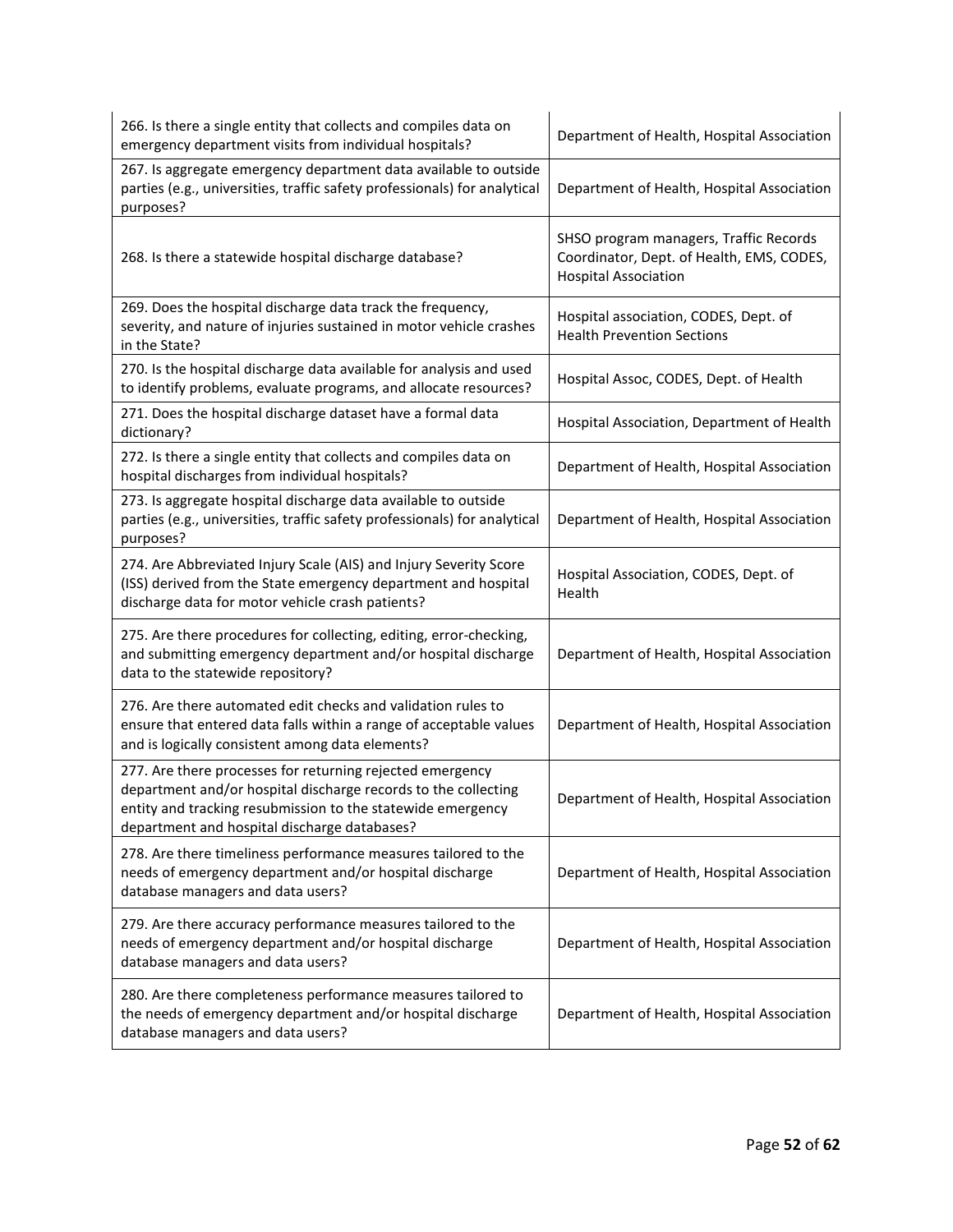| | |
|---|---|
| 266. Is there a single entity that collects and compiles data on emergency department visits from individual hospitals? | Department of Health, Hospital Association |
| 267. Is aggregate emergency department data available to outside parties (e.g., universities, traffic safety professionals) for analytical purposes? | Department of Health, Hospital Association |
| 268. Is there a statewide hospital discharge database? | SHSO program managers, Traffic Records Coordinator, Dept. of Health, EMS, CODES, Hospital Association |
| 269. Does the hospital discharge data track the frequency, severity, and nature of injuries sustained in motor vehicle crashes in the State? | Hospital association, CODES, Dept. of Health Prevention Sections |
| 270. Is the hospital discharge data available for analysis and used to identify problems, evaluate programs, and allocate resources? | Hospital Assoc, CODES, Dept. of Health |
| 271. Does the hospital discharge dataset have a formal data dictionary? | Hospital Association, Department of Health |
| 272. Is there a single entity that collects and compiles data on hospital discharges from individual hospitals? | Department of Health, Hospital Association |
| 273. Is aggregate hospital discharge data available to outside parties (e.g., universities, traffic safety professionals) for analytical purposes? | Department of Health, Hospital Association |
| 274. Are Abbreviated Injury Scale (AIS) and Injury Severity Score (ISS) derived from the State emergency department and hospital discharge data for motor vehicle crash patients? | Hospital Association, CODES, Dept. of Health |
| 275. Are there procedures for collecting, editing, error-checking, and submitting emergency department and/or hospital discharge data to the statewide repository? | Department of Health, Hospital Association |
| 276. Are there automated edit checks and validation rules to ensure that entered data falls within a range of acceptable values and is logically consistent among data elements? | Department of Health, Hospital Association |
| 277. Are there processes for returning rejected emergency department and/or hospital discharge records to the collecting entity and tracking resubmission to the statewide emergency department and hospital discharge databases? | Department of Health, Hospital Association |
| 278. Are there timeliness performance measures tailored to the needs of emergency department and/or hospital discharge database managers and data users? | Department of Health, Hospital Association |
| 279. Are there accuracy performance measures tailored to the needs of emergency department and/or hospital discharge database managers and data users? | Department of Health, Hospital Association |
| 280. Are there completeness performance measures tailored to the needs of emergency department and/or hospital discharge database managers and data users? | Department of Health, Hospital Association |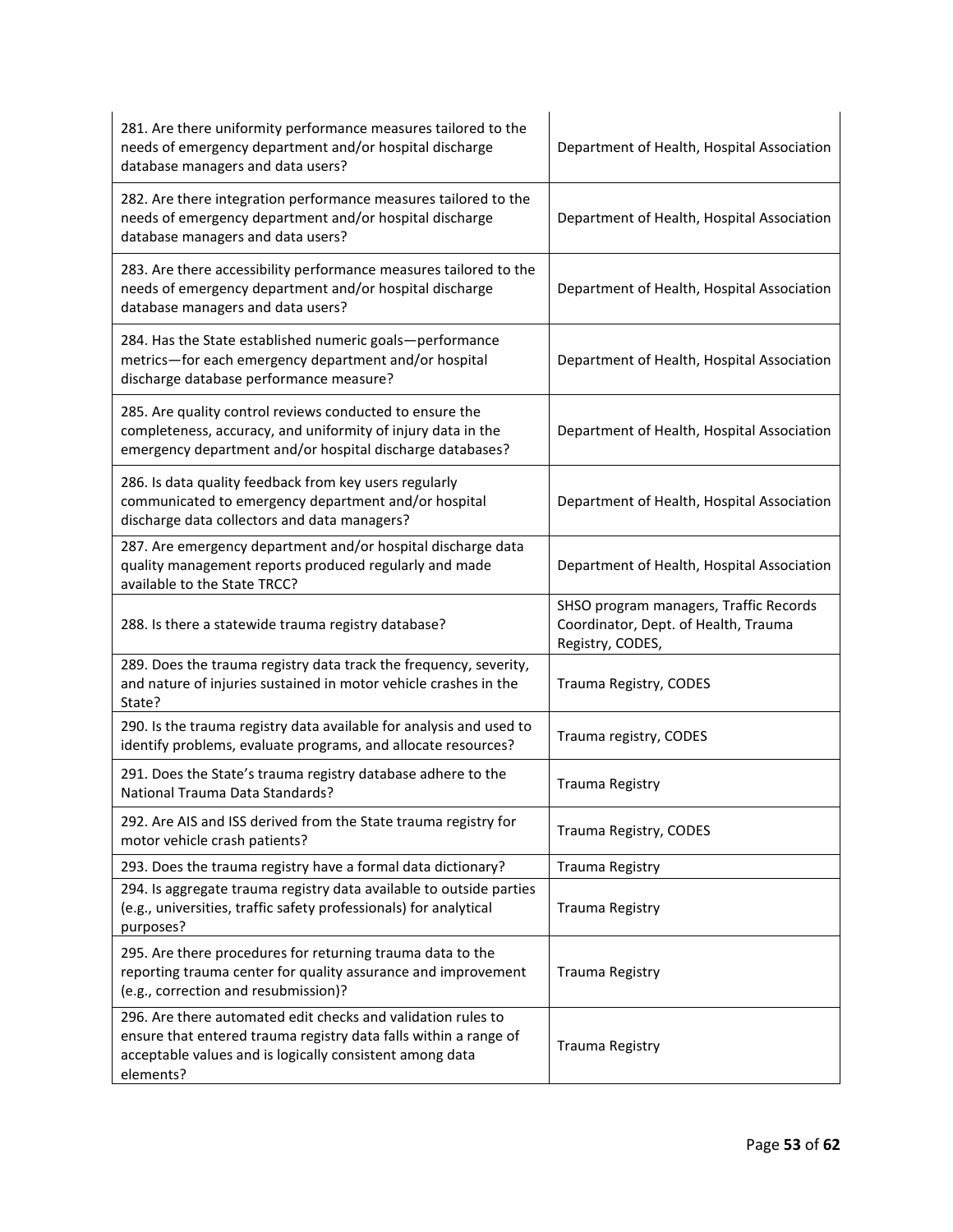| | |
|---|---|
| 281. Are there uniformity performance measures tailored to the needs of emergency department and/or hospital discharge database managers and data users? | Department of Health, Hospital Association |
| 282. Are there integration performance measures tailored to the needs of emergency department and/or hospital discharge database managers and data users? | Department of Health, Hospital Association |
| 283. Are there accessibility performance measures tailored to the needs of emergency department and/or hospital discharge database managers and data users? | Department of Health, Hospital Association |
| 284. Has the State established numeric goals—performance metrics—for each emergency department and/or hospital discharge database performance measure? | Department of Health, Hospital Association |
| 285. Are quality control reviews conducted to ensure the completeness, accuracy, and uniformity of injury data in the emergency department and/or hospital discharge databases? | Department of Health, Hospital Association |
| 286. Is data quality feedback from key users regularly communicated to emergency department and/or hospital discharge data collectors and data managers? | Department of Health, Hospital Association |
| 287. Are emergency department and/or hospital discharge data quality management reports produced regularly and made available to the State TRCC? | Department of Health, Hospital Association |
| 288. Is there a statewide trauma registry database? | SHSO program managers, Traffic Records Coordinator, Dept. of Health, Trauma Registry, CODES, |
| 289. Does the trauma registry data track the frequency, severity, and nature of injuries sustained in motor vehicle crashes in the State? | Trauma Registry, CODES |
| 290. Is the trauma registry data available for analysis and used to identify problems, evaluate programs, and allocate resources? | Trauma registry, CODES |
| 291. Does the State's trauma registry database adhere to the National Trauma Data Standards? | Trauma Registry |
| 292. Are AIS and ISS derived from the State trauma registry for motor vehicle crash patients? | Trauma Registry, CODES |
| 293. Does the trauma registry have a formal data dictionary? | Trauma Registry |
| 294. Is aggregate trauma registry data available to outside parties (e.g., universities, traffic safety professionals) for analytical purposes? | Trauma Registry |
| 295. Are there procedures for returning trauma data to the reporting trauma center for quality assurance and improvement (e.g., correction and resubmission)? | Trauma Registry |
| 296. Are there automated edit checks and validation rules to ensure that entered trauma registry data falls within a range of acceptable values and is logically consistent among data elements? | Trauma Registry |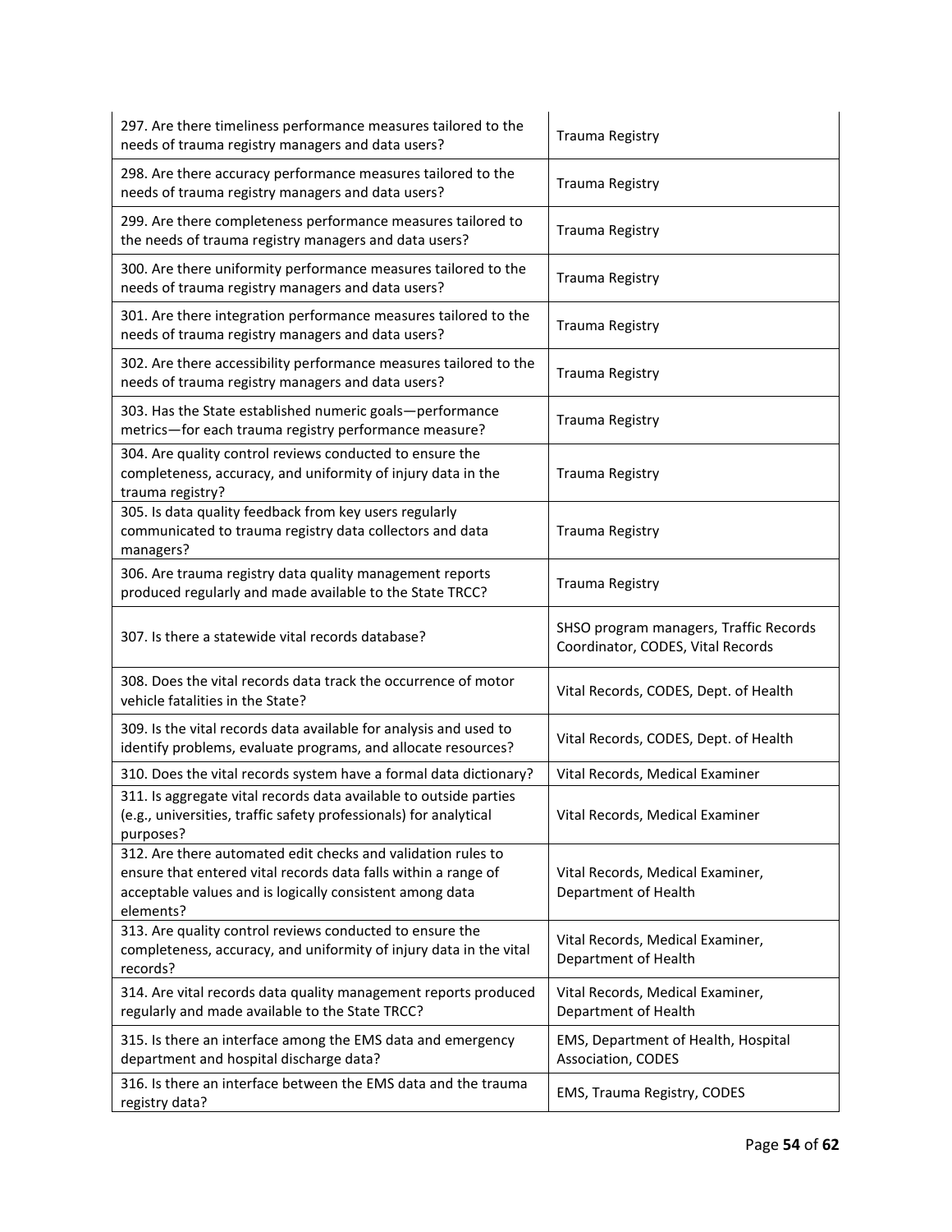| | |
|---|---|
| 297. Are there timeliness performance measures tailored to the needs of trauma registry managers and data users? | Trauma Registry |
| 298. Are there accuracy performance measures tailored to the needs of trauma registry managers and data users? | Trauma Registry |
| 299. Are there completeness performance measures tailored to the needs of trauma registry managers and data users? | Trauma Registry |
| 300. Are there uniformity performance measures tailored to the needs of trauma registry managers and data users? | Trauma Registry |
| 301. Are there integration performance measures tailored to the needs of trauma registry managers and data users? | Trauma Registry |
| 302. Are there accessibility performance measures tailored to the needs of trauma registry managers and data users? | Trauma Registry |
| 303. Has the State established numeric goals—performance metrics—for each trauma registry performance measure? | Trauma Registry |
| 304. Are quality control reviews conducted to ensure the completeness, accuracy, and uniformity of injury data in the trauma registry? | Trauma Registry |
| 305. Is data quality feedback from key users regularly communicated to trauma registry data collectors and data managers? | Trauma Registry |
| 306. Are trauma registry data quality management reports produced regularly and made available to the State TRCC? | Trauma Registry |
| 307. Is there a statewide vital records database? | SHSO program managers, Traffic Records Coordinator, CODES, Vital Records |
| 308. Does the vital records data track the occurrence of motor vehicle fatalities in the State? | Vital Records, CODES, Dept. of Health |
| 309. Is the vital records data available for analysis and used to identify problems, evaluate programs, and allocate resources? | Vital Records, CODES, Dept. of Health |
| 310. Does the vital records system have a formal data dictionary? | Vital Records, Medical Examiner |
| 311. Is aggregate vital records data available to outside parties (e.g., universities, traffic safety professionals) for analytical purposes? | Vital Records, Medical Examiner |
| 312. Are there automated edit checks and validation rules to ensure that entered vital records data falls within a range of acceptable values and is logically consistent among data elements? | Vital Records, Medical Examiner, Department of Health |
| 313. Are quality control reviews conducted to ensure the completeness, accuracy, and uniformity of injury data in the vital records? | Vital Records, Medical Examiner, Department of Health |
| 314. Are vital records data quality management reports produced regularly and made available to the State TRCC? | Vital Records, Medical Examiner, Department of Health |
| 315. Is there an interface among the EMS data and emergency department and hospital discharge data? | EMS, Department of Health, Hospital Association, CODES |
| 316. Is there an interface between the EMS data and the trauma registry data? | EMS, Trauma Registry, CODES |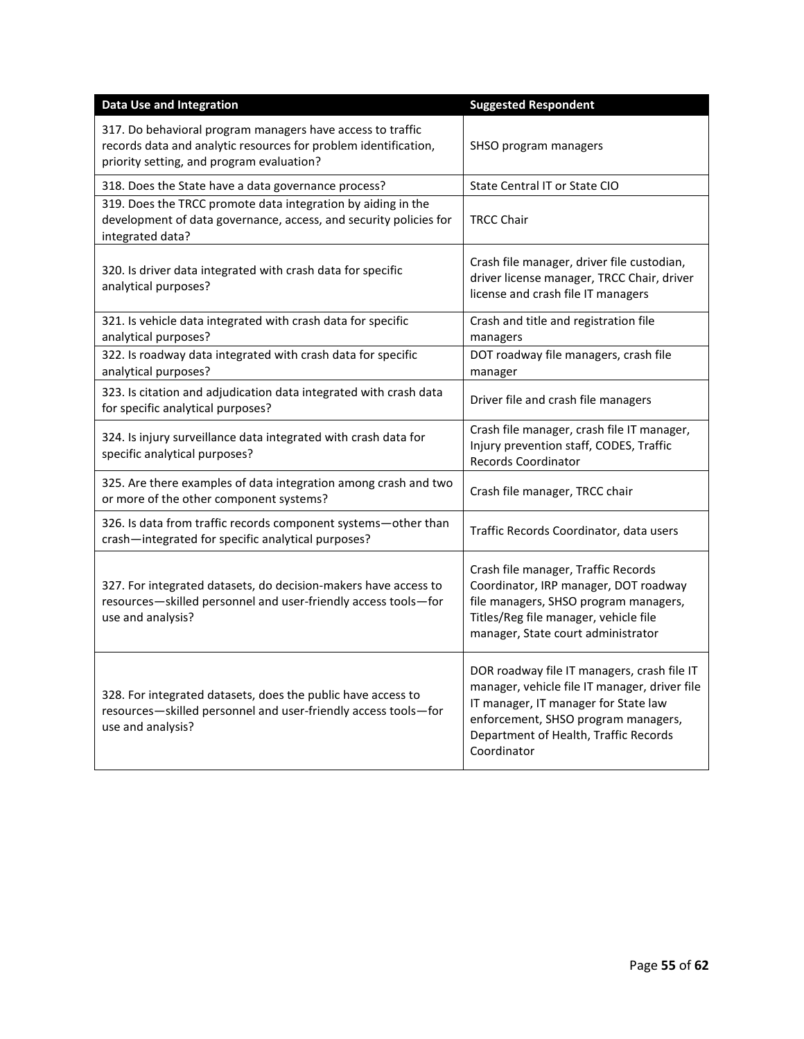| Data Use and Integration | Suggested Respondent |
| --- | --- |
| 317. Do behavioral program managers have access to traffic records data and analytic resources for problem identification, priority setting, and program evaluation? | SHSO program managers |
| 318. Does the State have a data governance process? | State Central IT or State CIO |
| 319. Does the TRCC promote data integration by aiding in the development of data governance, access, and security policies for integrated data? | TRCC Chair |
| 320. Is driver data integrated with crash data for specific analytical purposes? | Crash file manager, driver file custodian, driver license manager, TRCC Chair, driver license and crash file IT managers |
| 321. Is vehicle data integrated with crash data for specific analytical purposes? | Crash and title and registration file managers |
| 322. Is roadway data integrated with crash data for specific analytical purposes? | DOT roadway file managers, crash file manager |
| 323. Is citation and adjudication data integrated with crash data for specific analytical purposes? | Driver file and crash file managers |
| 324. Is injury surveillance data integrated with crash data for specific analytical purposes? | Crash file manager, crash file IT manager, Injury prevention staff, CODES, Traffic Records Coordinator |
| 325. Are there examples of data integration among crash and two or more of the other component systems? | Crash file manager, TRCC chair |
| 326. Is data from traffic records component systems—other than crash—integrated for specific analytical purposes? | Traffic Records Coordinator, data users |
| 327. For integrated datasets, do decision-makers have access to resources—skilled personnel and user-friendly access tools—for use and analysis? | Crash file manager, Traffic Records Coordinator, IRP manager, DOT roadway file managers, SHSO program managers, Titles/Reg file manager, vehicle file manager, State court administrator |
| 328. For integrated datasets, does the public have access to resources—skilled personnel and user-friendly access tools—for use and analysis? | DOR roadway file IT managers, crash file IT manager, vehicle file IT manager, driver file IT manager, IT manager for State law enforcement, SHSO program managers, Department of Health, Traffic Records Coordinator |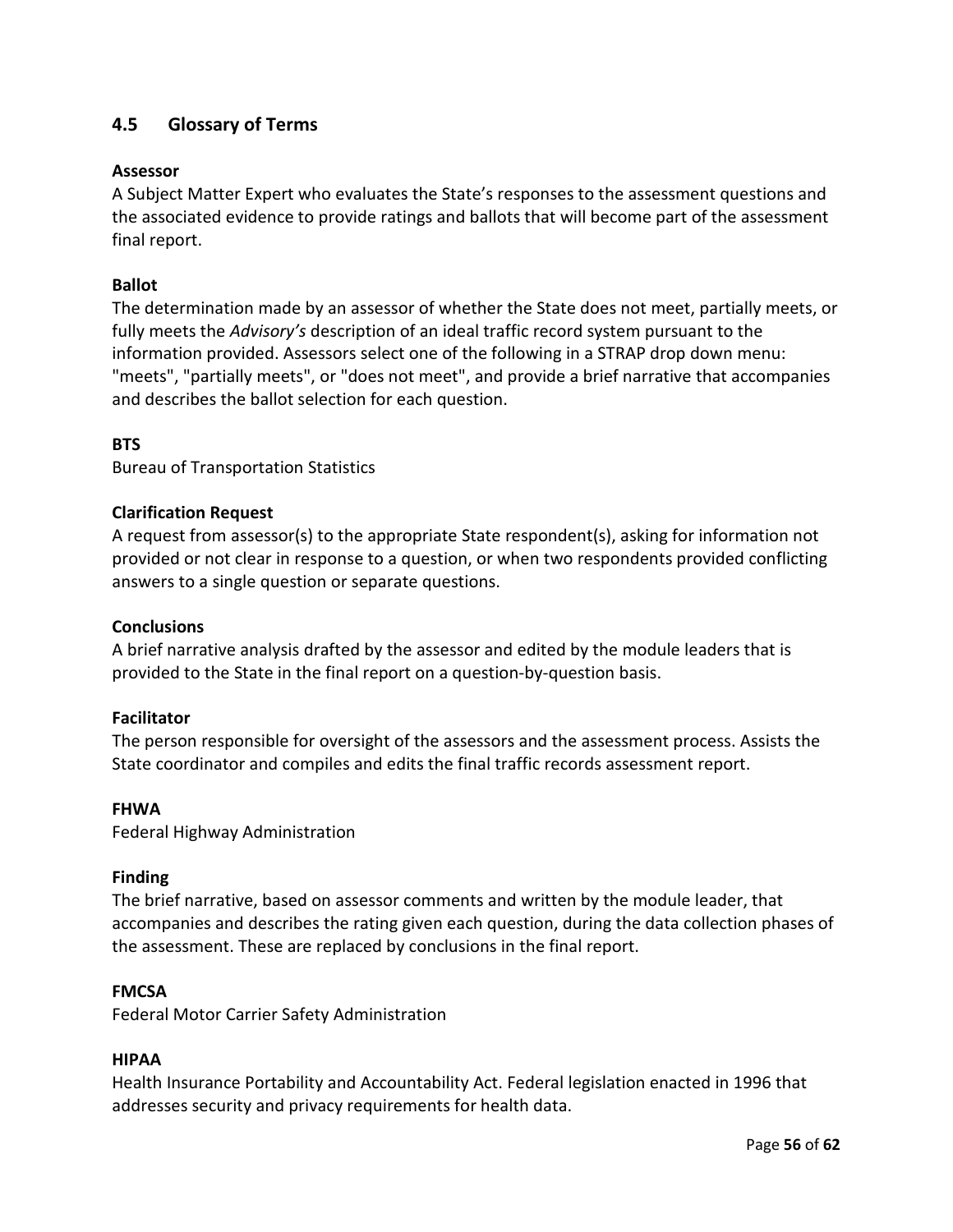## 4.5 Glossary of Terms

**Assessor**

A Subject Matter Expert who evaluates the State's responses to the assessment questions and the associated evidence to provide ratings and ballots that will become part of the assessment final report.

**Ballot**

The determination made by an assessor of whether the State does not meet, partially meets, or fully meets the *Advisory's* description of an ideal traffic record system pursuant to the information provided. Assessors select one of the following in a STRAP drop down menu: "meets", "partially meets", or "does not meet", and provide a brief narrative that accompanies and describes the ballot selection for each question.

**BTS**

Bureau of Transportation Statistics

**Clarification Request**

A request from assessor(s) to the appropriate State respondent(s), asking for information not provided or not clear in response to a question, or when two respondents provided conflicting answers to a single question or separate questions.

**Conclusions**

A brief narrative analysis drafted by the assessor and edited by the module leaders that is provided to the State in the final report on a question-by-question basis.

**Facilitator**

The person responsible for oversight of the assessors and the assessment process. Assists the State coordinator and compiles and edits the final traffic records assessment report.

**FHWA**

Federal Highway Administration

**Finding**

The brief narrative, based on assessor comments and written by the module leader, that accompanies and describes the rating given each question, during the data collection phases of the assessment. These are replaced by conclusions in the final report.

**FMCSA**

Federal Motor Carrier Safety Administration

**HIPAA**

Health Insurance Portability and Accountability Act. Federal legislation enacted in 1996 that addresses security and privacy requirements for health data.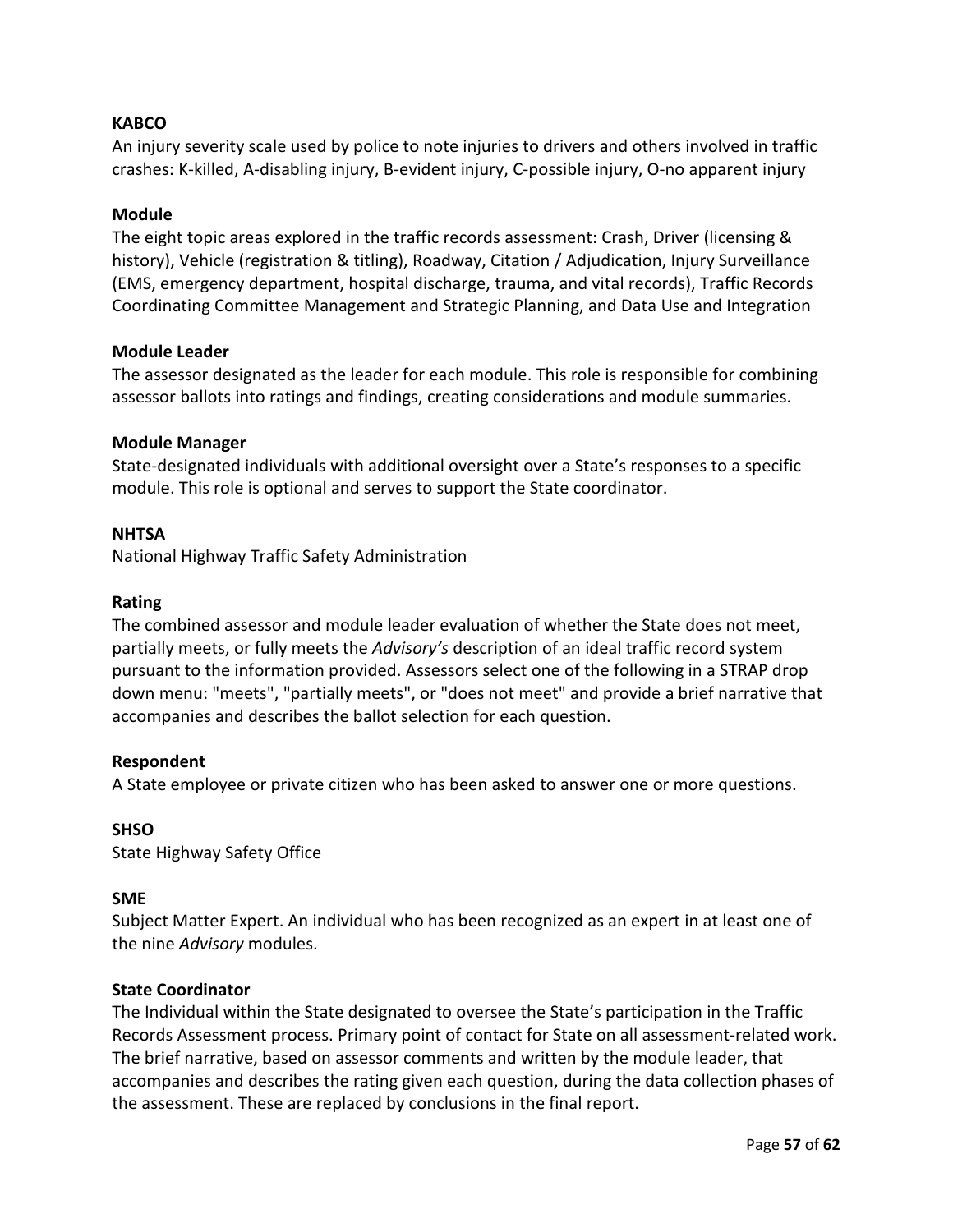**KABCO**

An injury severity scale used by police to note injuries to drivers and others involved in traffic crashes: K-killed, A-disabling injury, B-evident injury, C-possible injury, O-no apparent injury

**Module**

The eight topic areas explored in the traffic records assessment: Crash, Driver (licensing & history), Vehicle (registration & titling), Roadway, Citation / Adjudication, Injury Surveillance (EMS, emergency department, hospital discharge, trauma, and vital records), Traffic Records Coordinating Committee Management and Strategic Planning, and Data Use and Integration

**Module Leader**

The assessor designated as the leader for each module. This role is responsible for combining assessor ballots into ratings and findings, creating considerations and module summaries.

**Module Manager**

State-designated individuals with additional oversight over a State's responses to a specific module. This role is optional and serves to support the State coordinator.

**NHTSA**

National Highway Traffic Safety Administration

**Rating**

The combined assessor and module leader evaluation of whether the State does not meet, partially meets, or fully meets the *Advisory's* description of an ideal traffic record system pursuant to the information provided. Assessors select one of the following in a STRAP drop down menu: "meets", "partially meets", or "does not meet" and provide a brief narrative that accompanies and describes the ballot selection for each question.

**Respondent**

A State employee or private citizen who has been asked to answer one or more questions.

**SHSO**

State Highway Safety Office

**SME**

Subject Matter Expert. An individual who has been recognized as an expert in at least one of the nine *Advisory* modules.

**State Coordinator**

The Individual within the State designated to oversee the State's participation in the Traffic Records Assessment process. Primary point of contact for State on all assessment-related work. The brief narrative, based on assessor comments and written by the module leader, that accompanies and describes the rating given each question, during the data collection phases of the assessment. These are replaced by conclusions in the final report.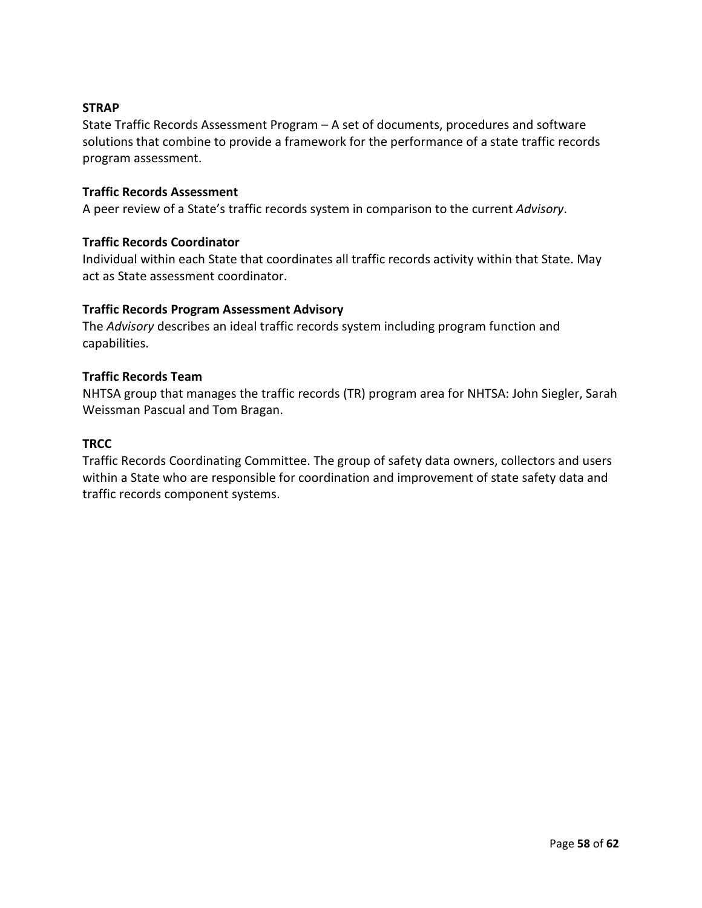**STRAP**

State Traffic Records Assessment Program – A set of documents, procedures and software solutions that combine to provide a framework for the performance of a state traffic records program assessment.

**Traffic Records Assessment**

A peer review of a State's traffic records system in comparison to the current *Advisory*.

**Traffic Records Coordinator**

Individual within each State that coordinates all traffic records activity within that State. May act as State assessment coordinator.

**Traffic Records Program Assessment Advisory**

The *Advisory* describes an ideal traffic records system including program function and capabilities.

**Traffic Records Team**

NHTSA group that manages the traffic records (TR) program area for NHTSA: John Siegler, Sarah Weissman Pascual and Tom Bragan.

**TRCC**

Traffic Records Coordinating Committee. The group of safety data owners, collectors and users within a State who are responsible for coordination and improvement of state safety data and traffic records component systems.